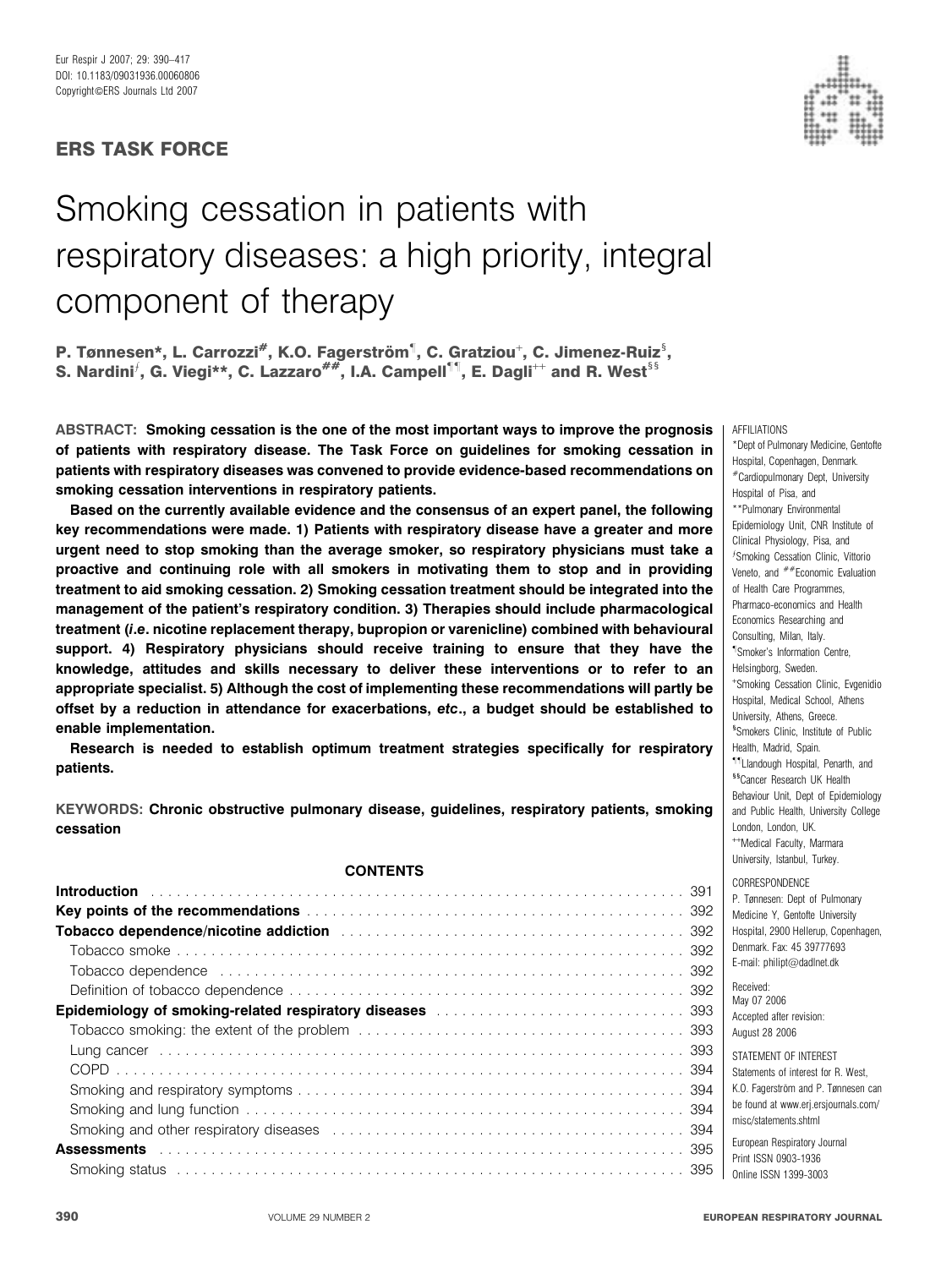ERS TASK FORCE

# Smoking cessation in patients with respiratory diseases: a high priority, integral component of therapy

**P. Tønnesen*, L. Carrozzi[#], K.O. Fagerström[¶], C. Gratziou[+], C. Jimenez-Ruiz[§], S. Nardini[ƒ], G. Viegi**, C. Lazzaro[##], I.A. Campell[¶¶], E. Dagli[++] and R. West[§§]**

**ABSTRACT: Smoking cessation is the one of the most important ways to improve the prognosis of patients with respiratory disease. The Task Force on guidelines for smoking cessation in patients with respiratory diseases was convened to provide evidence-based recommendations on smoking cessation interventions in respiratory patients.**

**Based on the currently available evidence and the consensus of an expert panel, the following key recommendations were made. 1) Patients with respiratory disease have a greater and more urgent need to stop smoking than the average smoker, so respiratory physicians must take a proactive and continuing role with all smokers in motivating them to stop and in providing treatment to aid smoking cessation. 2) Smoking cessation treatment should be integrated into the management of the patient's respiratory condition. 3) Therapies should include pharmacological treatment (*i.e.* nicotine replacement therapy, bupropion or varenicline) combined with behavioural support. 4) Respiratory physicians should receive training to ensure that they have the knowledge, attitudes and skills necessary to deliver these interventions or to refer to an appropriate specialist. 5) Although the cost of implementing these recommendations will partly be offset by a reduction in attendance for exacerbations, *etc*., a budget should be established to enable implementation.**

**Research is needed to establish optimum treatment strategies specifically for respiratory patients.**

**KEYWORDS: Chronic obstructive pulmonary disease, guidelines, respiratory patients, smoking cessation**

**CONTENTS**

| | |
|---|---|
| **Introduction** | 391 |
| **Key points of the recommendations** | 392 |
| **Tobacco dependence/nicotine addiction** | 392 |
| Tobacco smoke | 392 |
| Tobacco dependence | 392 |
| Definition of tobacco dependence | 392 |
| **Epidemiology of smoking-related respiratory diseases** | 393 |
| Tobacco smoking: the extent of the problem | 393 |
| Lung cancer | 393 |
| COPD | 394 |
| Smoking and respiratory symptoms | 394 |
| Smoking and lung function | 394 |
| Smoking and other respiratory diseases | 394 |
| **Assessments** | 395 |
| Smoking status | 395 |

AFFILIATIONS

*Dept of Pulmonary Medicine, Gentofte Hospital, Copenhagen, Denmark.

[#]Cardiopulmonary Dept, University Hospital of Pisa, and

**Pulmonary Environmental Epidemiology Unit, CNR Institute of Clinical Physiology, Pisa, and

[ƒ]Smoking Cessation Clinic, Vittorio Veneto, and [##]Economic Evaluation of Health Care Programmes, Pharmaco-economics and Health Economics Researching and Consulting, Milan, Italy.

[¶]Smoker's Information Centre, Helsingborg, Sweden.

[+]Smoking Cessation Clinic, Evgenidio Hospital, Medical School, Athens University, Athens, Greece.

[§]Smokers Clinic, Institute of Public Health, Madrid, Spain.

[¶¶]Llandough Hospital, Penarth, and

[§§]Cancer Research UK Health Behaviour Unit, Dept of Epidemiology and Public Health, University College London, London, UK.

[++]Medical Faculty, Marmara University, Istanbul, Turkey.

CORRESPONDENCE

P. Tønnesen: Dept of Pulmonary Medicine Y, Gentofte University Hospital, 2900 Hellerup, Copenhagen, Denmark. Fax: 45 39777693

E-mail: philipt@dadlnet.dk

Received:
May 07 2006

Accepted after revision:
August 28 2006

STATEMENT OF INTEREST

Statements of interest for R. West, K.O. Fagerström and P. Tønnesen can be found at www.erj.ersjournals.com/misc/statements.shtml

European Respiratory Journal
Print ISSN 0903-1936
Online ISSN 1399-3003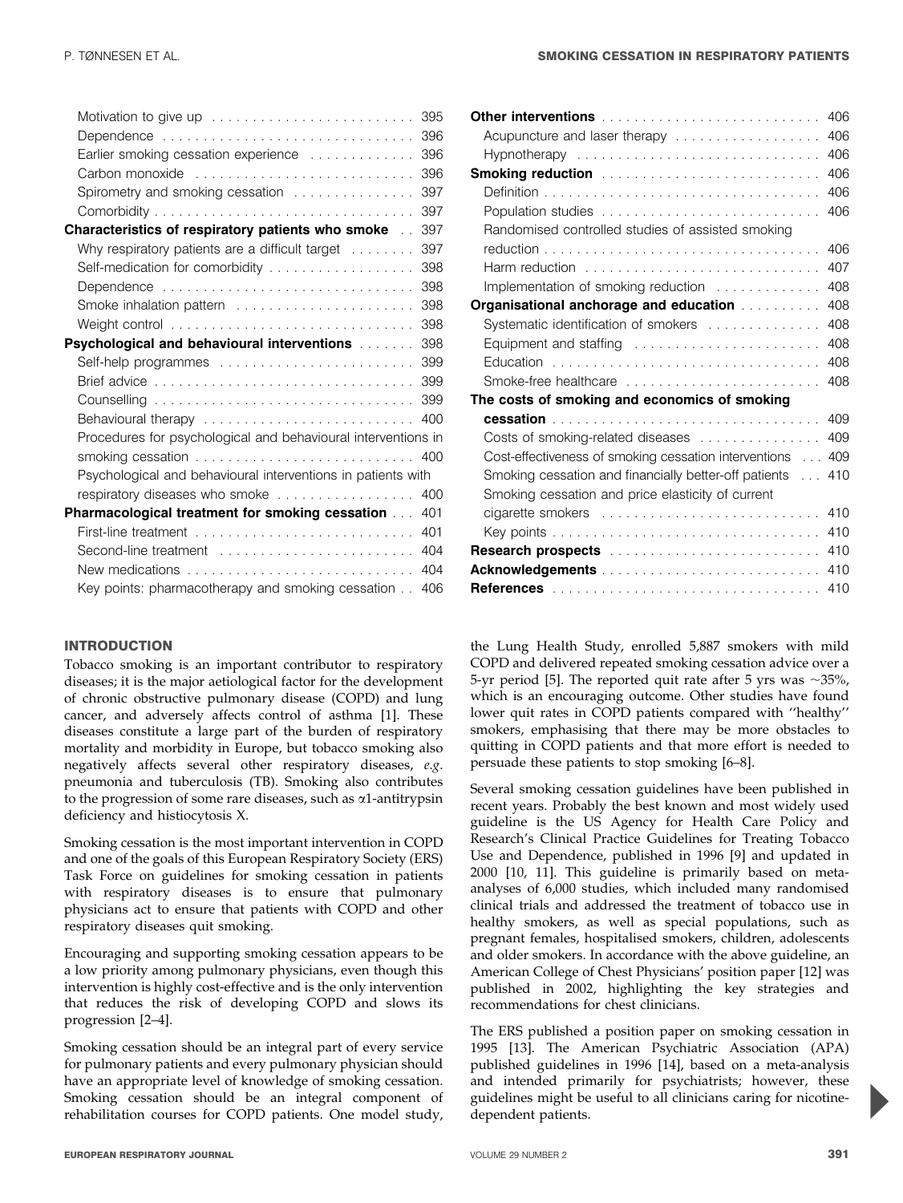Motivation to give up ........................ 395
Dependence ........................ 396
Earlier smoking cessation experience ........................ 396
Carbon monoxide ........................ 396
Spirometry and smoking cessation ........................ 397
Comorbidity ........................ 397

**Characteristics of respiratory patients who smoke** ........................ 397
Why respiratory patients are a difficult target ........................ 397
Self-medication for comorbidity ........................ 398
Dependence ........................ 398
Smoke inhalation pattern ........................ 398
Weight control ........................ 398

**Psychological and behavioural interventions** ........................ 398
Self-help programmes ........................ 399
Brief advice ........................ 399
Counselling ........................ 399
Behavioural therapy ........................ 400
Procedures for psychological and behavioural interventions in smoking cessation ........................ 400
Psychological and behavioural interventions in patients with respiratory diseases who smoke ........................ 400

**Pharmacological treatment for smoking cessation** ........................ 401
First-line treatment ........................ 401
Second-line treatment ........................ 404
New medications ........................ 404
Key points: pharmacotherapy and smoking cessation ........................ 406

**Other interventions** ........................ 406
Acupuncture and laser therapy ........................ 406
Hypnotherapy ........................ 406

**Smoking reduction** ........................ 406
Definition ........................ 406
Population studies ........................ 406
Randomised controlled studies of assisted smoking reduction ........................ 406
Harm reduction ........................ 407
Implementation of smoking reduction ........................ 408

**Organisational anchorage and education** ........................ 408
Systematic identification of smokers ........................ 408
Equipment and staffing ........................ 408
Education ........................ 408
Smoke-free healthcare ........................ 408

**The costs of smoking and economics of smoking cessation** ........................ 409
Costs of smoking-related diseases ........................ 409
Cost-effectiveness of smoking cessation interventions ........................ 409
Smoking cessation and financially better-off patients ........................ 410
Smoking cessation and price elasticity of current cigarette smokers ........................ 410
Key points ........................ 410

**Research prospects** ........................ 410

**Acknowledgements** ........................ 410

**References** ........................ 410

## INTRODUCTION

Tobacco smoking is an important contributor to respiratory diseases; it is the major aetiological factor for the development of chronic obstructive pulmonary disease (COPD) and lung cancer, and adversely affects control of asthma [1]. These diseases constitute a large part of the burden of respiratory mortality and morbidity in Europe, but tobacco smoking also negatively affects several other respiratory diseases, *e.g.* pneumonia and tuberculosis (TB). Smoking also contributes to the progression of some rare diseases, such as α1-antitrypsin deficiency and histiocytosis X.

Smoking cessation is the most important intervention in COPD and one of the goals of this European Respiratory Society (ERS) Task Force on guidelines for smoking cessation in patients with respiratory diseases is to ensure that pulmonary physicians act to ensure that patients with COPD and other respiratory diseases quit smoking.

Encouraging and supporting smoking cessation appears to be a low priority among pulmonary physicians, even though this intervention is highly cost-effective and is the only intervention that reduces the risk of developing COPD and slows its progression [2–4].

Smoking cessation should be an integral part of every service for pulmonary patients and every pulmonary physician should have an appropriate level of knowledge of smoking cessation. Smoking cessation should be an integral component of rehabilitation courses for COPD patients. One model study, the Lung Health Study, enrolled 5,887 smokers with mild COPD and delivered repeated smoking cessation advice over a 5-yr period [5]. The reported quit rate after 5 yrs was ~35%, which is an encouraging outcome. Other studies have found lower quit rates in COPD patients compared with ''healthy'' smokers, emphasising that there may be more obstacles to quitting in COPD patients and that more effort is needed to persuade these patients to stop smoking [6–8].

Several smoking cessation guidelines have been published in recent years. Probably the best known and most widely used guideline is the US Agency for Health Care Policy and Research's Clinical Practice Guidelines for Treating Tobacco Use and Dependence, published in 1996 [9] and updated in 2000 [10, 11]. This guideline is primarily based on meta-analyses of 6,000 studies, which included many randomised clinical trials and addressed the treatment of tobacco use in healthy smokers, as well as special populations, such as pregnant females, hospitalised smokers, children, adolescents and older smokers. In accordance with the above guideline, an American College of Chest Physicians' position paper [12] was published in 2002, highlighting the key strategies and recommendations for chest clinicians.

The ERS published a position paper on smoking cessation in 1995 [13]. The American Psychiatric Association (APA) published guidelines in 1996 [14], based on a meta-analysis and intended primarily for psychiatrists; however, these guidelines might be useful to all clinicians caring for nicotine-dependent patients.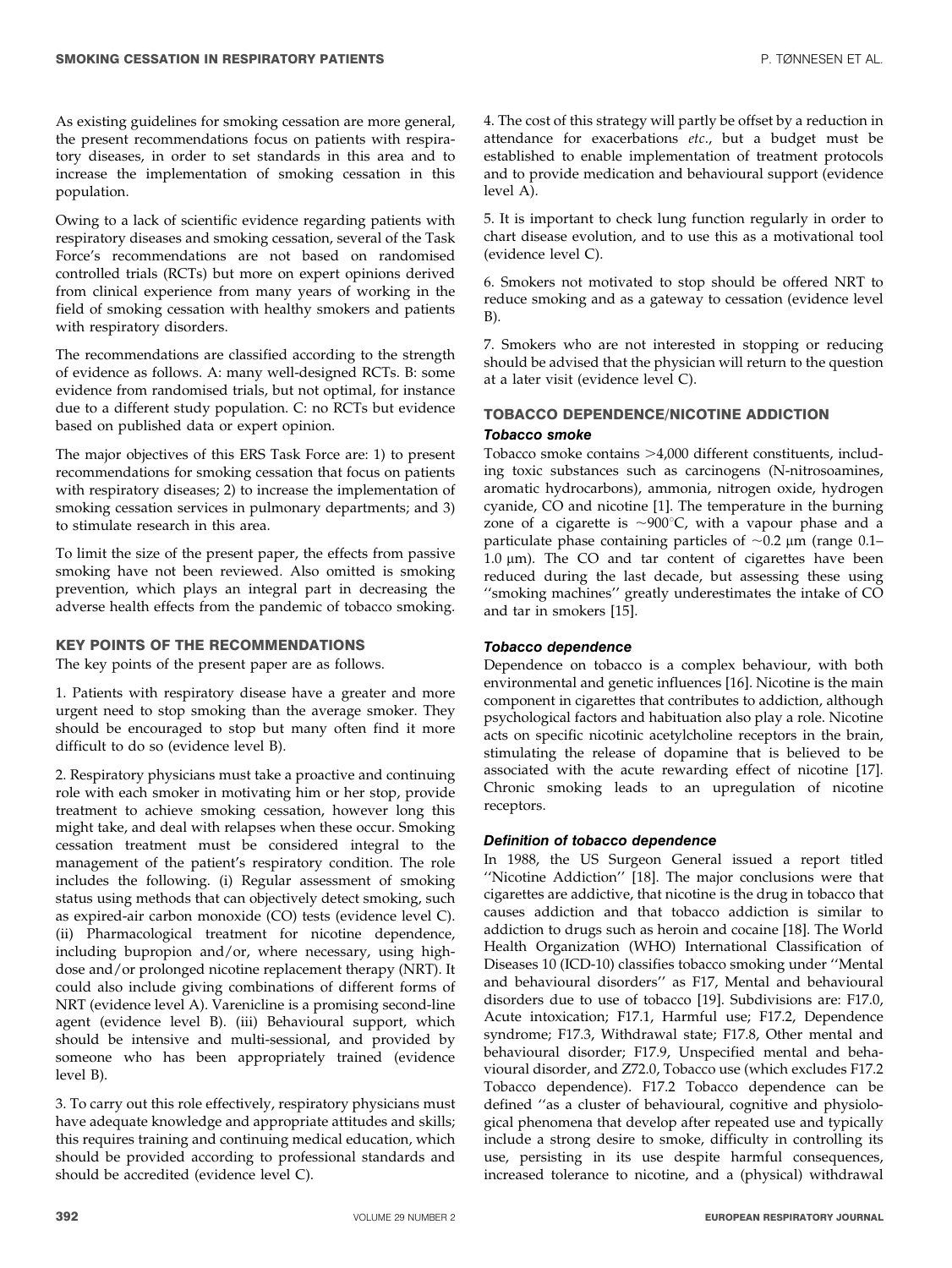As existing guidelines for smoking cessation are more general, the present recommendations focus on patients with respiratory diseases, in order to set standards in this area and to increase the implementation of smoking cessation in this population.

Owing to a lack of scientific evidence regarding patients with respiratory diseases and smoking cessation, several of the Task Force's recommendations are not based on randomised controlled trials (RCTs) but more on expert opinions derived from clinical experience from many years of working in the field of smoking cessation with healthy smokers and patients with respiratory disorders.

The recommendations are classified according to the strength of evidence as follows. A: many well-designed RCTs. B: some evidence from randomised trials, but not optimal, for instance due to a different study population. C: no RCTs but evidence based on published data or expert opinion.

The major objectives of this ERS Task Force are: 1) to present recommendations for smoking cessation that focus on patients with respiratory diseases; 2) to increase the implementation of smoking cessation services in pulmonary departments; and 3) to stimulate research in this area.

To limit the size of the present paper, the effects from passive smoking have not been reviewed. Also omitted is smoking prevention, which plays an integral part in decreasing the adverse health effects from the pandemic of tobacco smoking.

## KEY POINTS OF THE RECOMMENDATIONS

The key points of the present paper are as follows.

1. Patients with respiratory disease have a greater and more urgent need to stop smoking than the average smoker. They should be encouraged to stop but many often find it more difficult to do so (evidence level B).

2. Respiratory physicians must take a proactive and continuing role with each smoker in motivating him or her stop, provide treatment to achieve smoking cessation, however long this might take, and deal with relapses when these occur. Smoking cessation treatment must be considered integral to the management of the patient's respiratory condition. The role includes the following. (i) Regular assessment of smoking status using methods that can objectively detect smoking, such as expired-air carbon monoxide (CO) tests (evidence level C). (ii) Pharmacological treatment for nicotine dependence, including bupropion and/or, where necessary, using high-dose and/or prolonged nicotine replacement therapy (NRT). It could also include giving combinations of different forms of NRT (evidence level A). Varenicline is a promising second-line agent (evidence level B). (iii) Behavioural support, which should be intensive and multi-sessional, and provided by someone who has been appropriately trained (evidence level B).

3. To carry out this role effectively, respiratory physicians must have adequate knowledge and appropriate attitudes and skills; this requires training and continuing medical education, which should be provided according to professional standards and should be accredited (evidence level C).

4. The cost of this strategy will partly be offset by a reduction in attendance for exacerbations *etc*., but a budget must be established to enable implementation of treatment protocols and to provide medication and behavioural support (evidence level A).

5. It is important to check lung function regularly in order to chart disease evolution, and to use this as a motivational tool (evidence level C).

6. Smokers not motivated to stop should be offered NRT to reduce smoking and as a gateway to cessation (evidence level B).

7. Smokers who are not interested in stopping or reducing should be advised that the physician will return to the question at a later visit (evidence level C).

## TOBACCO DEPENDENCE/NICOTINE ADDICTION

### Tobacco smoke

Tobacco smoke contains >4,000 different constituents, including toxic substances such as carcinogens (N-nitrosoamines, aromatic hydrocarbons), ammonia, nitrogen oxide, hydrogen cyanide, CO and nicotine [1]. The temperature in the burning zone of a cigarette is ~900°C, with a vapour phase and a particulate phase containing particles of ~0.2 µm (range 0.1–1.0 µm). The CO and tar content of cigarettes have been reduced during the last decade, but assessing these using "smoking machines" greatly underestimates the intake of CO and tar in smokers [15].

### Tobacco dependence

Dependence on tobacco is a complex behaviour, with both environmental and genetic influences [16]. Nicotine is the main component in cigarettes that contributes to addiction, although psychological factors and habituation also play a role. Nicotine acts on specific nicotinic acetylcholine receptors in the brain, stimulating the release of dopamine that is believed to be associated with the acute rewarding effect of nicotine [17]. Chronic smoking leads to an upregulation of nicotine receptors.

### Definition of tobacco dependence

In 1988, the US Surgeon General issued a report titled "Nicotine Addiction" [18]. The major conclusions were that cigarettes are addictive, that nicotine is the drug in tobacco that causes addiction and that tobacco addiction is similar to addiction to drugs such as heroin and cocaine [18]. The World Health Organization (WHO) International Classification of Diseases 10 (ICD-10) classifies tobacco smoking under "Mental and behavioural disorders" as F17, Mental and behavioural disorders due to use of tobacco [19]. Subdivisions are: F17.0, Acute intoxication; F17.1, Harmful use; F17.2, Dependence syndrome; F17.3, Withdrawal state; F17.8, Other mental and behavioural disorder; F17.9, Unspecified mental and behavioural disorder, and Z72.0, Tobacco use (which excludes F17.2 Tobacco dependence). F17.2 Tobacco dependence can be defined "as a cluster of behavioural, cognitive and physiological phenomena that develop after repeated use and typically include a strong desire to smoke, difficulty in controlling its use, persisting in its use despite harmful consequences, increased tolerance to nicotine, and a (physical) withdrawal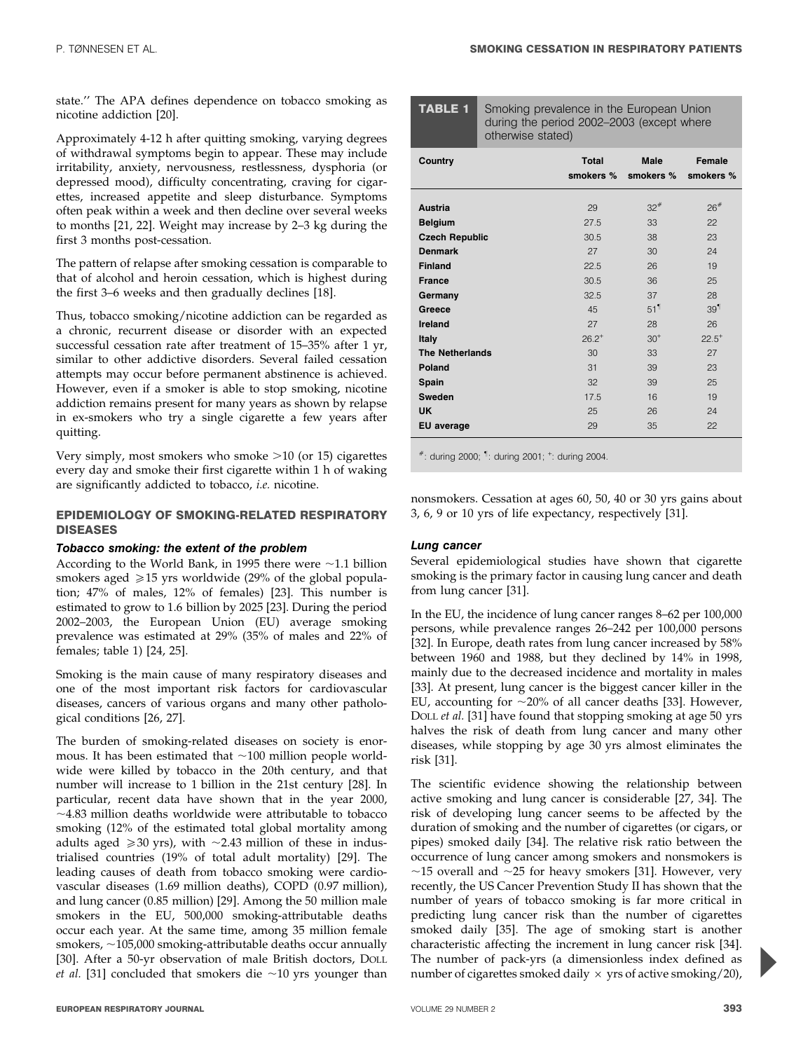state.'' The APA defines dependence on tobacco smoking as nicotine addiction [20].

Approximately 4-12 h after quitting smoking, varying degrees of withdrawal symptoms begin to appear. These may include irritability, anxiety, nervousness, restlessness, dysphoria (or depressed mood), difficulty concentrating, craving for cigarettes, increased appetite and sleep disturbance. Symptoms often peak within a week and then decline over several weeks to months [21, 22]. Weight may increase by 2–3 kg during the first 3 months post-cessation.

The pattern of relapse after smoking cessation is comparable to that of alcohol and heroin cessation, which is highest during the first 3–6 weeks and then gradually declines [18].

Thus, tobacco smoking/nicotine addiction can be regarded as a chronic, recurrent disease or disorder with an expected successful cessation rate after treatment of 15–35% after 1 yr, similar to other addictive disorders. Several failed cessation attempts may occur before permanent abstinence is achieved. However, even if a smoker is able to stop smoking, nicotine addiction remains present for many years as shown by relapse in ex-smokers who try a single cigarette a few years after quitting.

Very simply, most smokers who smoke >10 (or 15) cigarettes every day and smoke their first cigarette within 1 h of waking are significantly addicted to tobacco, *i.e.* nicotine.

## EPIDEMIOLOGY OF SMOKING-RELATED RESPIRATORY DISEASES

### Tobacco smoking: the extent of the problem

According to the World Bank, in 1995 there were ~1.1 billion smokers aged ≥15 yrs worldwide (29% of the global population; 47% of males, 12% of females) [23]. This number is estimated to grow to 1.6 billion by 2025 [23]. During the period 2002–2003, the European Union (EU) average smoking prevalence was estimated at 29% (35% of males and 22% of females; table 1) [24, 25].

Smoking is the main cause of many respiratory diseases and one of the most important risk factors for cardiovascular diseases, cancers of various organs and many other pathological conditions [26, 27].

The burden of smoking-related diseases on society is enormous. It has been estimated that ~100 million people worldwide were killed by tobacco in the 20th century, and that number will increase to 1 billion in the 21st century [28]. In particular, recent data have shown that in the year 2000, ~4.83 million deaths worldwide were attributable to tobacco smoking (12% of the estimated total global mortality among adults aged ≥30 yrs), with ~2.43 million of these in industrialised countries (19% of total adult mortality) [29]. The leading causes of death from tobacco smoking were cardiovascular diseases (1.69 million deaths), COPD (0.97 million), and lung cancer (0.85 million) [29]. Among the 50 million male smokers in the EU, 500,000 smoking-attributable deaths occur each year. At the same time, among 35 million female smokers, ~105,000 smoking-attributable deaths occur annually [30]. After a 50-yr observation of male British doctors, DOLL *et al.* [31] concluded that smokers die ~10 yrs younger than nonsmokers. Cessation at ages 60, 50, 40 or 30 yrs gains about 3, 6, 9 or 10 yrs of life expectancy, respectively [31].

**TABLE 1** Smoking prevalence in the European Union during the period 2002–2003 (except where otherwise stated)

| Country | Total smokers % | Male smokers % | Female smokers % |
|---|---|---|---|
| Austria | 29 | 32[#] | 26[#] |
| Belgium | 27.5 | 33 | 22 |
| Czech Republic | 30.5 | 38 | 23 |
| Denmark | 27 | 30 | 24 |
| Finland | 22.5 | 26 | 19 |
| France | 30.5 | 36 | 25 |
| Germany | 32.5 | 37 | 28 |
| Greece | 45 | 51[¶] | 39[¶] |
| Ireland | 27 | 28 | 26 |
| Italy | 26.2[+] | 30[+] | 22.5[+] |
| The Netherlands | 30 | 33 | 27 |
| Poland | 31 | 39 | 23 |
| Spain | 32 | 39 | 25 |
| Sweden | 17.5 | 16 | 19 |
| UK | 25 | 26 | 24 |
| EU average | 29 | 35 | 22 |

#: during 2000; ¶: during 2001; +: during 2004.

### Lung cancer

Several epidemiological studies have shown that cigarette smoking is the primary factor in causing lung cancer and death from lung cancer [31].

In the EU, the incidence of lung cancer ranges 8–62 per 100,000 persons, while prevalence ranges 26–242 per 100,000 persons [32]. In Europe, death rates from lung cancer increased by 58% between 1960 and 1988, but they declined by 14% in 1998, mainly due to the decreased incidence and mortality in males [33]. At present, lung cancer is the biggest cancer killer in the EU, accounting for ~20% of all cancer deaths [33]. However, DOLL *et al.* [31] have found that stopping smoking at age 50 yrs halves the risk of death from lung cancer and many other diseases, while stopping by age 30 yrs almost eliminates the risk [31].

The scientific evidence showing the relationship between active smoking and lung cancer is considerable [27, 34]. The risk of developing lung cancer seems to be affected by the duration of smoking and the number of cigarettes (or cigars, or pipes) smoked daily [34]. The relative risk ratio between the occurrence of lung cancer among smokers and nonsmokers is ~15 overall and ~25 for heavy smokers [31]. However, very recently, the US Cancer Prevention Study II has shown that the number of years of tobacco smoking is far more critical in predicting lung cancer risk than the number of cigarettes smoked daily [35]. The age of smoking start is another characteristic affecting the increment in lung cancer risk [34]. The number of pack-yrs (a dimensionless index defined as number of cigarettes smoked daily × yrs of active smoking/20),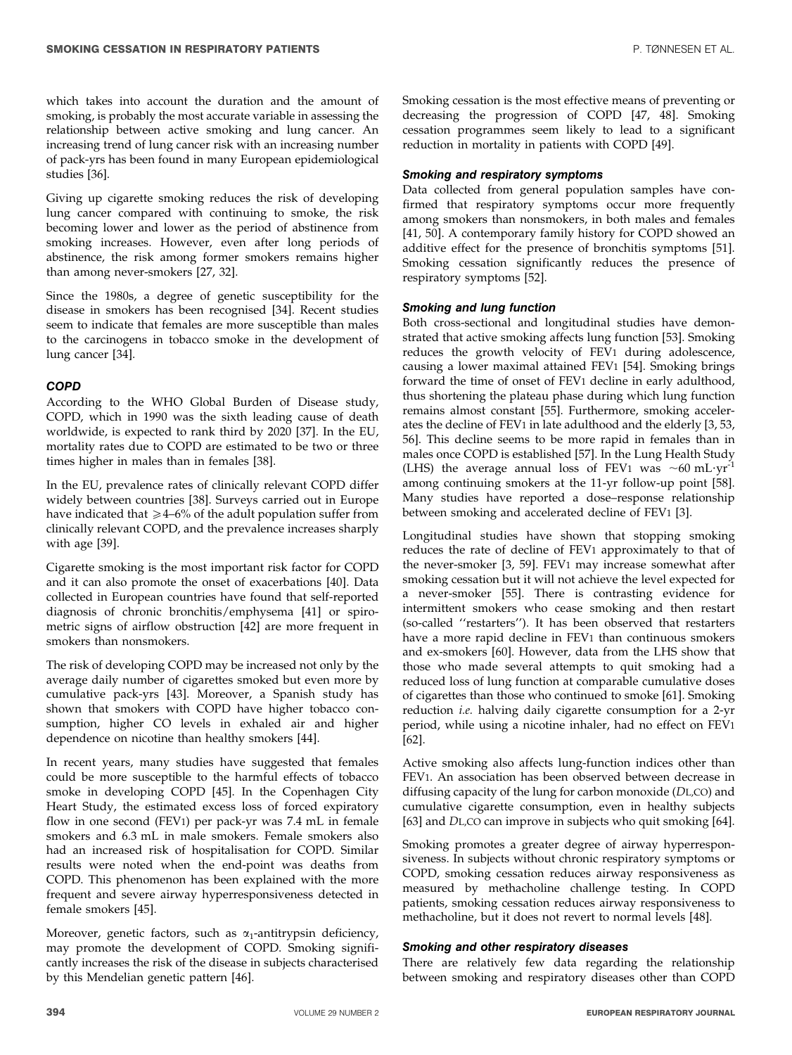which takes into account the duration and the amount of smoking, is probably the most accurate variable in assessing the relationship between active smoking and lung cancer. An increasing trend of lung cancer risk with an increasing number of pack-yrs has been found in many European epidemiological studies [36].

Giving up cigarette smoking reduces the risk of developing lung cancer compared with continuing to smoke, the risk becoming lower and lower as the period of abstinence from smoking increases. However, even after long periods of abstinence, the risk among former smokers remains higher than among never-smokers [27, 32].

Since the 1980s, a degree of genetic susceptibility for the disease in smokers has been recognised [34]. Recent studies seem to indicate that females are more susceptible than males to the carcinogens in tobacco smoke in the development of lung cancer [34].

### COPD

According to the WHO Global Burden of Disease study, COPD, which in 1990 was the sixth leading cause of death worldwide, is expected to rank third by 2020 [37]. In the EU, mortality rates due to COPD are estimated to be two or three times higher in males than in females [38].

In the EU, prevalence rates of clinically relevant COPD differ widely between countries [38]. Surveys carried out in Europe have indicated that $\geqslant$4–6% of the adult population suffer from clinically relevant COPD, and the prevalence increases sharply with age [39].

Cigarette smoking is the most important risk factor for COPD and it can also promote the onset of exacerbations [40]. Data collected in European countries have found that self-reported diagnosis of chronic bronchitis/emphysema [41] or spirometric signs of airflow obstruction [42] are more frequent in smokers than nonsmokers.

The risk of developing COPD may be increased not only by the average daily number of cigarettes smoked but even more by cumulative pack-yrs [43]. Moreover, a Spanish study has shown that smokers with COPD have higher tobacco consumption, higher CO levels in exhaled air and higher dependence on nicotine than healthy smokers [44].

In recent years, many studies have suggested that females could be more susceptible to the harmful effects of tobacco smoke in developing COPD [45]. In the Copenhagen City Heart Study, the estimated excess loss of forced expiratory flow in one second ($FEV_1$) per pack-yr was 7.4 mL in female smokers and 6.3 mL in male smokers. Female smokers also had an increased risk of hospitalisation for COPD. Similar results were noted when the end-point was deaths from COPD. This phenomenon has been explained with the more frequent and severe airway hyperresponsiveness detected in female smokers [45].

Moreover, genetic factors, such as $\alpha_1$-antitrypsin deficiency, may promote the development of COPD. Smoking significantly increases the risk of the disease in subjects characterised by this Mendelian genetic pattern [46].

Smoking cessation is the most effective means of preventing or decreasing the progression of COPD [47, 48]. Smoking cessation programmes seem likely to lead to a significant reduction in mortality in patients with COPD [49].

#### Smoking and respiratory symptoms

Data collected from general population samples have confirmed that respiratory symptoms occur more frequently among smokers than nonsmokers, in both males and females [41, 50]. A contemporary family history for COPD showed an additive effect for the presence of bronchitis symptoms [51]. Smoking cessation significantly reduces the presence of respiratory symptoms [52].

#### Smoking and lung function

Both cross-sectional and longitudinal studies have demonstrated that active smoking affects lung function [53]. Smoking reduces the growth velocity of $FEV_1$ during adolescence, causing a lower maximal attained $FEV_1$ [54]. Smoking brings forward the time of onset of $FEV_1$ decline in early adulthood, thus shortening the plateau phase during which lung function remains almost constant [55]. Furthermore, smoking accelerates the decline of $FEV_1$ in late adulthood and the elderly [3, 53, 56]. This decline seems to be more rapid in females than in males once COPD is established [57]. In the Lung Health Study (LHS) the average annual loss of $FEV_1$ was $\sim$60 $mL \cdot yr^{-1}$ among continuing smokers at the 11-yr follow-up point [58]. Many studies have reported a dose–response relationship between smoking and accelerated decline of $FEV_1$ [3].

Longitudinal studies have shown that stopping smoking reduces the rate of decline of $FEV_1$ approximately to that of the never-smoker [3, 59]. $FEV_1$ may increase somewhat after smoking cessation but it will not achieve the level expected for a never-smoker [55]. There is contrasting evidence for intermittent smokers who cease smoking and then restart (so-called ''restarters''). It has been observed that restarters have a more rapid decline in $FEV_1$ than continuous smokers and ex-smokers [60]. However, data from the LHS show that those who made several attempts to quit smoking had a reduced loss of lung function at comparable cumulative doses of cigarettes than those who continued to smoke [61]. Smoking reduction *i.e.* halving daily cigarette consumption for a 2-yr period, while using a nicotine inhaler, had no effect on $FEV_1$ [62].

Active smoking also affects lung-function indices other than $FEV_1$. An association has been observed between decrease in diffusing capacity of the lung for carbon monoxide ($D_{L,CO}$) and cumulative cigarette consumption, even in healthy subjects [63] and $D_{L,CO}$ can improve in subjects who quit smoking [64].

Smoking promotes a greater degree of airway hyperresponsiveness. In subjects without chronic respiratory symptoms or COPD, smoking cessation reduces airway responsiveness as measured by methacholine challenge testing. In COPD patients, smoking cessation reduces airway responsiveness to methacholine, but it does not revert to normal levels [48].

#### Smoking and other respiratory diseases

There are relatively few data regarding the relationship between smoking and respiratory diseases other than COPD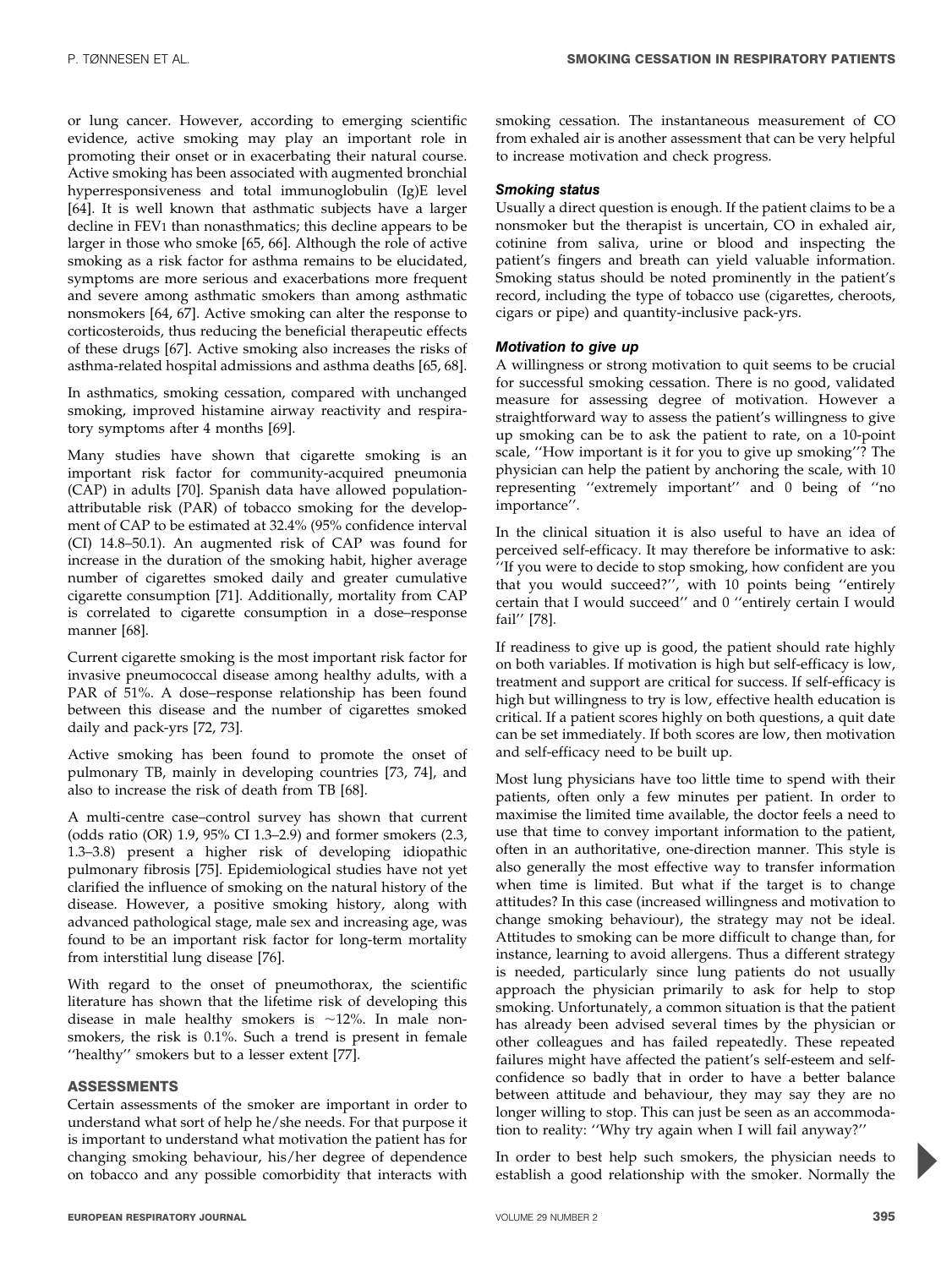or lung cancer. However, according to emerging scientific evidence, active smoking may play an important role in promoting their onset or in exacerbating their natural course. Active smoking has been associated with augmented bronchial hyperresponsiveness and total immunoglobulin (Ig)E level [64]. It is well known that asthmatic subjects have a larger decline in $FEV_1$ than nonasthmatics; this decline appears to be larger in those who smoke [65, 66]. Although the role of active smoking as a risk factor for asthma remains to be elucidated, symptoms are more serious and exacerbations more frequent and severe among asthmatic smokers than among asthmatic nonsmokers [64, 67]. Active smoking can alter the response to corticosteroids, thus reducing the beneficial therapeutic effects of these drugs [67]. Active smoking also increases the risks of asthma-related hospital admissions and asthma deaths [65, 68].

In asthmatics, smoking cessation, compared with unchanged smoking, improved histamine airway reactivity and respiratory symptoms after 4 months [69].

Many studies have shown that cigarette smoking is an important risk factor for community-acquired pneumonia (CAP) in adults [70]. Spanish data have allowed population-attributable risk (PAR) of tobacco smoking for the development of CAP to be estimated at 32.4% (95% confidence interval (CI) 14.8–50.1). An augmented risk of CAP was found for increase in the duration of the smoking habit, higher average number of cigarettes smoked daily and greater cumulative cigarette consumption [71]. Additionally, mortality from CAP is correlated to cigarette consumption in a dose–response manner [68].

Current cigarette smoking is the most important risk factor for invasive pneumococcal disease among healthy adults, with a PAR of 51%. A dose–response relationship has been found between this disease and the number of cigarettes smoked daily and pack-yrs [72, 73].

Active smoking has been found to promote the onset of pulmonary TB, mainly in developing countries [73, 74], and also to increase the risk of death from TB [68].

A multi-centre case–control survey has shown that current (odds ratio (OR) 1.9, 95% CI 1.3–2.9) and former smokers (2.3, 1.3–3.8) present a higher risk of developing idiopathic pulmonary fibrosis [75]. Epidemiological studies have not yet clarified the influence of smoking on the natural history of the disease. However, a positive smoking history, along with advanced pathological stage, male sex and increasing age, was found to be an important risk factor for long-term mortality from interstitial lung disease [76].

With regard to the onset of pneumothorax, the scientific literature has shown that the lifetime risk of developing this disease in male healthy smokers is ~12%. In male nonsmokers, the risk is 0.1%. Such a trend is present in female "healthy" smokers but to a lesser extent [77].

## ASSESSMENTS

Certain assessments of the smoker are important in order to understand what sort of help he/she needs. For that purpose it is important to understand what motivation the patient has for changing smoking behaviour, his/her degree of dependence on tobacco and any possible comorbidity that interacts with smoking cessation. The instantaneous measurement of CO from exhaled air is another assessment that can be very helpful to increase motivation and check progress.

### *Smoking status*

Usually a direct question is enough. If the patient claims to be a nonsmoker but the therapist is uncertain, CO in exhaled air, cotinine from saliva, urine or blood and inspecting the patient's fingers and breath can yield valuable information. Smoking status should be noted prominently in the patient's record, including the type of tobacco use (cigarettes, cheroots, cigars or pipe) and quantity-inclusive pack-yrs.

### *Motivation to give up*

A willingness or strong motivation to quit seems to be crucial for successful smoking cessation. There is no good, validated measure for assessing degree of motivation. However a straightforward way to assess the patient's willingness to give up smoking can be to ask the patient to rate, on a 10-point scale, "How important is it for you to give up smoking"? The physician can help the patient by anchoring the scale, with 10 representing "extremely important" and 0 being of "no importance".

In the clinical situation it is also useful to have an idea of perceived self-efficacy. It may therefore be informative to ask: "If you were to decide to stop smoking, how confident are you that you would succeed?", with 10 points being "entirely certain that I would succeed" and 0 "entirely certain I would fail" [78].

If readiness to give up is good, the patient should rate highly on both variables. If motivation is high but self-efficacy is low, treatment and support are critical for success. If self-efficacy is high but willingness to try is low, effective health education is critical. If a patient scores highly on both questions, a quit date can be set immediately. If both scores are low, then motivation and self-efficacy need to be built up.

Most lung physicians have too little time to spend with their patients, often only a few minutes per patient. In order to maximise the limited time available, the doctor feels a need to use that time to convey important information to the patient, often in an authoritative, one-direction manner. This style is also generally the most effective way to transfer information when time is limited. But what if the target is to change attitudes? In this case (increased willingness and motivation to change smoking behaviour), the strategy may not be ideal. Attitudes to smoking can be more difficult to change than, for instance, learning to avoid allergens. Thus a different strategy is needed, particularly since lung patients do not usually approach the physician primarily to ask for help to stop smoking. Unfortunately, a common situation is that the patient has already been advised several times by the physician or other colleagues and has failed repeatedly. These repeated failures might have affected the patient's self-esteem and self-confidence so badly that in order to have a better balance between attitude and behaviour, they may say they are no longer willing to stop. This can just be seen as an accommodation to reality: "Why try again when I will fail anyway?"

In order to best help such smokers, the physician needs to establish a good relationship with the smoker. Normally the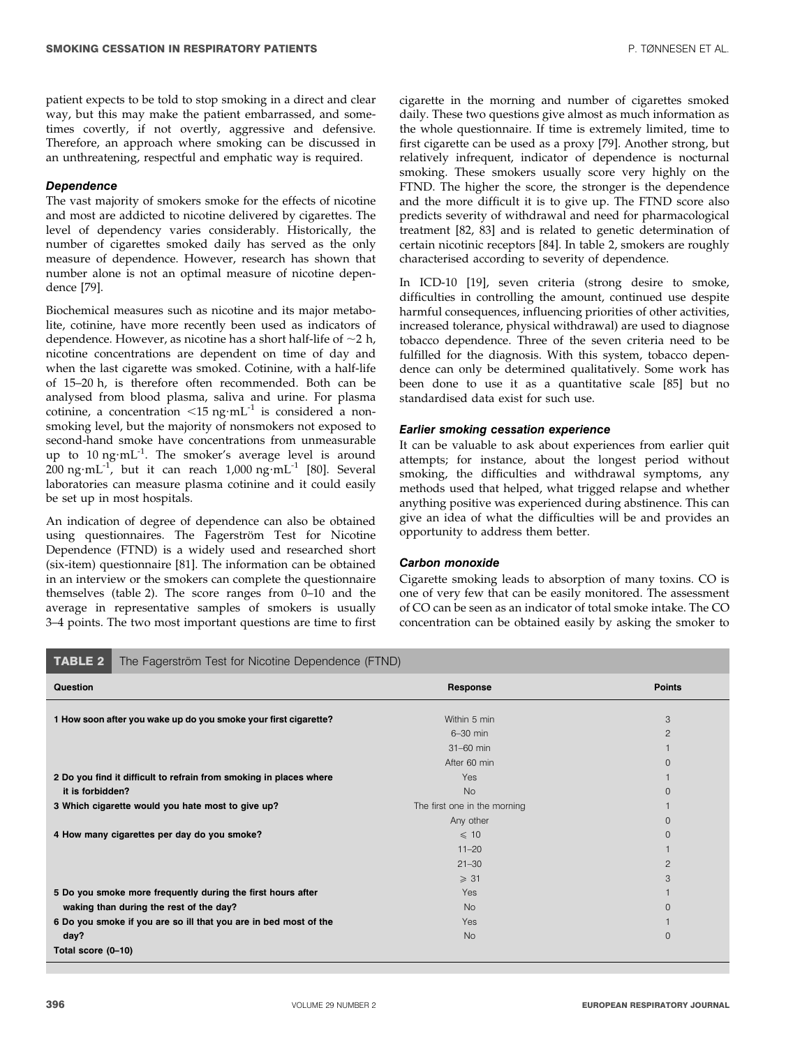patient expects to be told to stop smoking in a direct and clear way, but this may make the patient embarrassed, and sometimes covertly, if not overtly, aggressive and defensive. Therefore, an approach where smoking can be discussed in an unthreatening, respectful and emphatic way is required.

### *Dependence*

The vast majority of smokers smoke for the effects of nicotine and most are addicted to nicotine delivered by cigarettes. The level of dependency varies considerably. Historically, the number of cigarettes smoked daily has served as the only measure of dependence. However, research has shown that number alone is not an optimal measure of nicotine dependence [79].

Biochemical measures such as nicotine and its major metabolite, cotinine, have more recently been used as indicators of dependence. However, as nicotine has a short half-life of ~2 h, nicotine concentrations are dependent on time of day and when the last cigarette was smoked. Cotinine, with a half-life of 15–20 h, is therefore often recommended. Both can be analysed from blood plasma, saliva and urine. For plasma cotinine, a concentration $<15 \text{ ng}\cdot\text{mL}^{-1}$ is considered a nonsmoking level, but the majority of nonsmokers not exposed to second-hand smoke have concentrations from unmeasurable up to $10 \text{ ng}\cdot\text{mL}^{-1}$. The smoker's average level is around $200 \text{ ng}\cdot\text{mL}^{-1}$, but it can reach $1{,}000 \text{ ng}\cdot\text{mL}^{-1}$ [80]. Several laboratories can measure plasma cotinine and it could easily be set up in most hospitals.

An indication of degree of dependence can also be obtained using questionnaires. The Fagerström Test for Nicotine Dependence (FTND) is a widely used and researched short (six-item) questionnaire [81]. The information can be obtained in an interview or the smokers can complete the questionnaire themselves (table 2). The score ranges from 0–10 and the average in representative samples of smokers is usually 3–4 points. The two most important questions are time to first cigarette in the morning and number of cigarettes smoked daily. These two questions give almost as much information as the whole questionnaire. If time is extremely limited, time to first cigarette can be used as a proxy [79]. Another strong, but relatively infrequent, indicator of dependence is nocturnal smoking. These smokers usually score very highly on the FTND. The higher the score, the stronger is the dependence and the more difficult it is to give up. The FTND score also predicts severity of withdrawal and need for pharmacological treatment [82, 83] and is related to genetic determination of certain nicotinic receptors [84]. In table 2, smokers are roughly characterised according to severity of dependence.

In ICD-10 [19], seven criteria (strong desire to smoke, difficulties in controlling the amount, continued use despite harmful consequences, influencing priorities of other activities, increased tolerance, physical withdrawal) are used to diagnose tobacco dependence. Three of the seven criteria need to be fulfilled for the diagnosis. With this system, tobacco dependence can only be determined qualitatively. Some work has been done to use it as a quantitative scale [85] but no standardised data exist for such use.

### *Earlier smoking cessation experience*

It can be valuable to ask about experiences from earlier quit attempts; for instance, about the longest period without smoking, the difficulties and withdrawal symptoms, any methods used that helped, what trigged relapse and whether anything positive was experienced during abstinence. This can give an idea of what the difficulties will be and provides an opportunity to address them better.

### *Carbon monoxide*

Cigarette smoking leads to absorption of many toxins. CO is one of very few that can be easily monitored. The assessment of CO can be seen as an indicator of total smoke intake. The CO concentration can be obtained easily by asking the smoker to

**TABLE 2** The Fagerström Test for Nicotine Dependence (FTND)

| Question | Response | Points |
|---|---|---|
| 1 How soon after you wake up do you smoke your first cigarette? | Within 5 min | 3 |
| | 6–30 min | 2 |
| | 31–60 min | 1 |
| | After 60 min | 0 |
| 2 Do you find it difficult to refrain from smoking in places where it is forbidden? | Yes | 1 |
| | No | 0 |
| 3 Which cigarette would you hate most to give up? | The first one in the morning | 1 |
| | Any other | 0 |
| 4 How many cigarettes per day do you smoke? | ≤ 10 | 0 |
| | 11–20 | 1 |
| | 21–30 | 2 |
| | ≥ 31 | 3 |
| 5 Do you smoke more frequently during the first hours after waking than during the rest of the day? | Yes | 1 |
| | No | 0 |
| 6 Do you smoke if you are so ill that you are in bed most of the day? | Yes | 1 |
| | No | 0 |
| Total score (0–10) | | |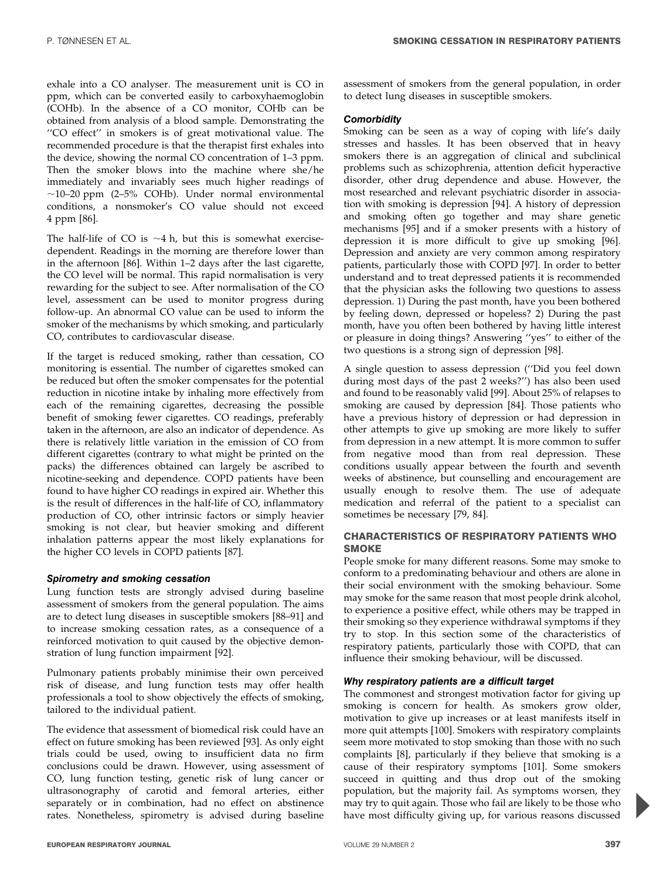exhale into a CO analyser. The measurement unit is CO in ppm, which can be converted easily to carboxyhaemoglobin (COHb). In the absence of a CO monitor, COHb can be obtained from analysis of a blood sample. Demonstrating the ''CO effect'' in smokers is of great motivational value. The recommended procedure is that the therapist first exhales into the device, showing the normal CO concentration of 1–3 ppm. Then the smoker blows into the machine where she/he immediately and invariably sees much higher readings of ~10–20 ppm (2–5% COHb). Under normal environmental conditions, a nonsmoker's CO value should not exceed 4 ppm [86].

The half-life of CO is ~4 h, but this is somewhat exercise-dependent. Readings in the morning are therefore lower than in the afternoon [86]. Within 1–2 days after the last cigarette, the CO level will be normal. This rapid normalisation is very rewarding for the subject to see. After normalisation of the CO level, assessment can be used to monitor progress during follow-up. An abnormal CO value can be used to inform the smoker of the mechanisms by which smoking, and particularly CO, contributes to cardiovascular disease.

If the target is reduced smoking, rather than cessation, CO monitoring is essential. The number of cigarettes smoked can be reduced but often the smoker compensates for the potential reduction in nicotine intake by inhaling more effectively from each of the remaining cigarettes, decreasing the possible benefit of smoking fewer cigarettes. CO readings, preferably taken in the afternoon, are also an indicator of dependence. As there is relatively little variation in the emission of CO from different cigarettes (contrary to what might be printed on the packs) the differences obtained can largely be ascribed to nicotine-seeking and dependence. COPD patients have been found to have higher CO readings in expired air. Whether this is the result of differences in the half-life of CO, inflammatory production of CO, other intrinsic factors or simply heavier smoking is not clear, but heavier smoking and different inhalation patterns appear the most likely explanations for the higher CO levels in COPD patients [87].

### *Spirometry and smoking cessation*

Lung function tests are strongly advised during baseline assessment of smokers from the general population. The aims are to detect lung diseases in susceptible smokers [88–91] and to increase smoking cessation rates, as a consequence of a reinforced motivation to quit caused by the objective demonstration of lung function impairment [92].

Pulmonary patients probably minimise their own perceived risk of disease, and lung function tests may offer health professionals a tool to show objectively the effects of smoking, tailored to the individual patient.

The evidence that assessment of biomedical risk could have an effect on future smoking has been reviewed [93]. As only eight trials could be used, owing to insufficient data no firm conclusions could be drawn. However, using assessment of CO, lung function testing, genetic risk of lung cancer or ultrasonography of carotid and femoral arteries, either separately or in combination, had no effect on abstinence rates. Nonetheless, spirometry is advised during baseline assessment of smokers from the general population, in order to detect lung diseases in susceptible smokers.

### *Comorbidity*

Smoking can be seen as a way of coping with life's daily stresses and hassles. It has been observed that in heavy smokers there is an aggregation of clinical and subclinical problems such as schizophrenia, attention deficit hyperactive disorder, other drug dependence and abuse. However, the most researched and relevant psychiatric disorder in association with smoking is depression [94]. A history of depression and smoking often go together and may share genetic mechanisms [95] and if a smoker presents with a history of depression it is more difficult to give up smoking [96]. Depression and anxiety are very common among respiratory patients, particularly those with COPD [97]. In order to better understand and to treat depressed patients it is recommended that the physician asks the following two questions to assess depression. 1) During the past month, have you been bothered by feeling down, depressed or hopeless? 2) During the past month, have you often been bothered by having little interest or pleasure in doing things? Answering ''yes'' to either of the two questions is a strong sign of depression [98].

A single question to assess depression (''Did you feel down during most days of the past 2 weeks?'') has also been used and found to be reasonably valid [99]. About 25% of relapses to smoking are caused by depression [84]. Those patients who have a previous history of depression or had depression in other attempts to give up smoking are more likely to suffer from depression in a new attempt. It is more common to suffer from negative mood than from real depression. These conditions usually appear between the fourth and seventh weeks of abstinence, but counselling and encouragement are usually enough to resolve them. The use of adequate medication and referral of the patient to a specialist can sometimes be necessary [79, 84].

## CHARACTERISTICS OF RESPIRATORY PATIENTS WHO SMOKE

People smoke for many different reasons. Some may smoke to conform to a predominating behaviour and others are alone in their social environment with the smoking behaviour. Some may smoke for the same reason that most people drink alcohol, to experience a positive effect, while others may be trapped in their smoking so they experience withdrawal symptoms if they try to stop. In this section some of the characteristics of respiratory patients, particularly those with COPD, that can influence their smoking behaviour, will be discussed.

### *Why respiratory patients are a difficult target*

The commonest and strongest motivation factor for giving up smoking is concern for health. As smokers grow older, motivation to give up increases or at least manifests itself in more quit attempts [100]. Smokers with respiratory complaints seem more motivated to stop smoking than those with no such complaints [8], particularly if they believe that smoking is a cause of their respiratory symptoms [101]. Some smokers succeed in quitting and thus drop out of the smoking population, but the majority fail. As symptoms worsen, they may try to quit again. Those who fail are likely to be those who have most difficulty giving up, for various reasons discussed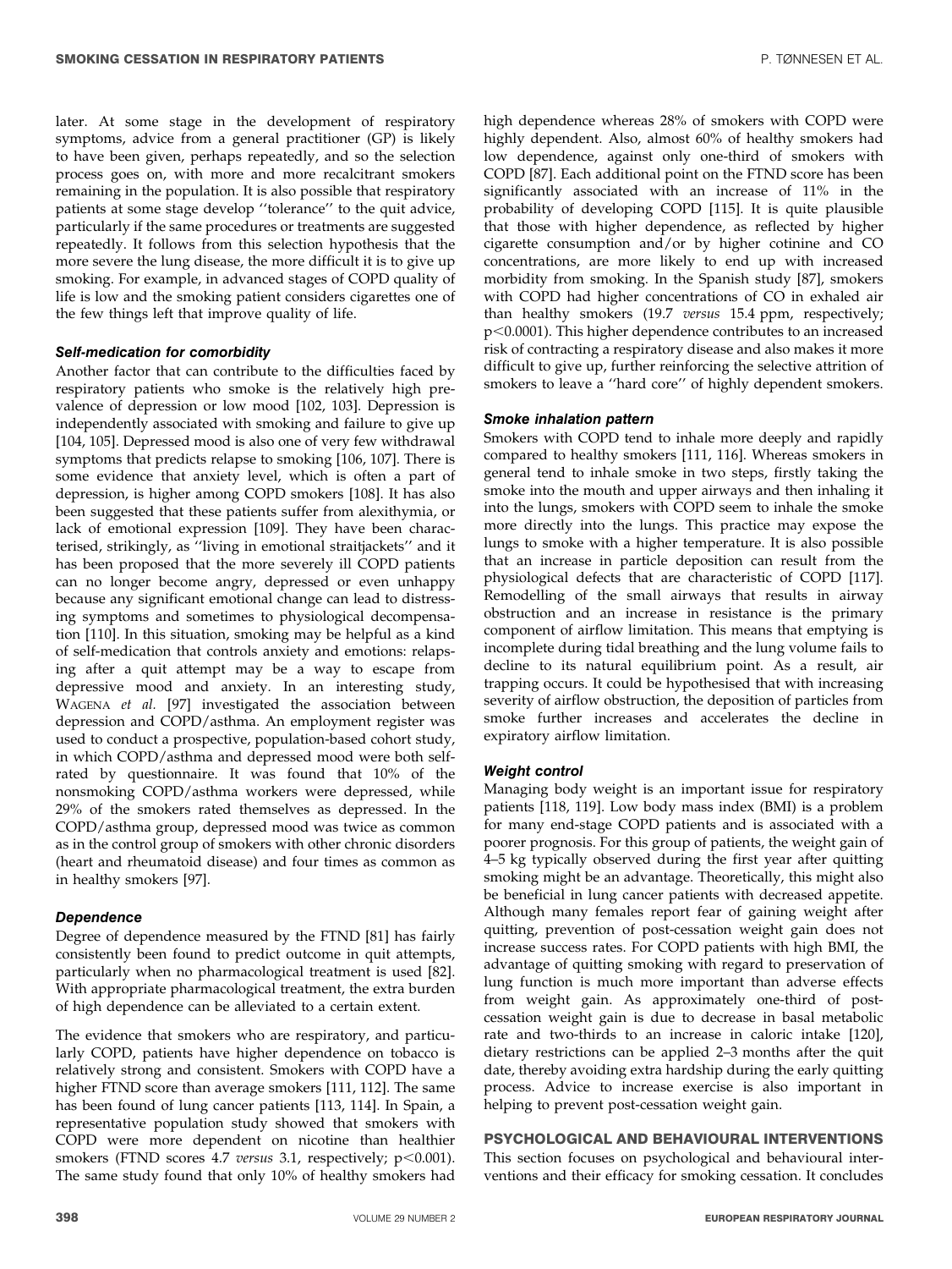later. At some stage in the development of respiratory symptoms, advice from a general practitioner (GP) is likely to have been given, perhaps repeatedly, and so the selection process goes on, with more and more recalcitrant smokers remaining in the population. It is also possible that respiratory patients at some stage develop ''tolerance'' to the quit advice, particularly if the same procedures or treatments are suggested repeatedly. It follows from this selection hypothesis that the more severe the lung disease, the more difficult it is to give up smoking. For example, in advanced stages of COPD quality of life is low and the smoking patient considers cigarettes one of the few things left that improve quality of life.

#### *Self-medication for comorbidity*

Another factor that can contribute to the difficulties faced by respiratory patients who smoke is the relatively high prevalence of depression or low mood [102, 103]. Depression is independently associated with smoking and failure to give up [104, 105]. Depressed mood is also one of very few withdrawal symptoms that predicts relapse to smoking [106, 107]. There is some evidence that anxiety level, which is often a part of depression, is higher among COPD smokers [108]. It has also been suggested that these patients suffer from alexithymia, or lack of emotional expression [109]. They have been characterised, strikingly, as ''living in emotional straitjackets'' and it has been proposed that the more severely ill COPD patients can no longer become angry, depressed or even unhappy because any significant emotional change can lead to distressing symptoms and sometimes to physiological decompensation [110]. In this situation, smoking may be helpful as a kind of self-medication that controls anxiety and emotions: relapsing after a quit attempt may be a way to escape from depressive mood and anxiety. In an interesting study, WAGENA *et al.* [97] investigated the association between depression and COPD/asthma. An employment register was used to conduct a prospective, population-based cohort study, in which COPD/asthma and depressed mood were both self-rated by questionnaire. It was found that 10% of the nonsmoking COPD/asthma workers were depressed, while 29% of the smokers rated themselves as depressed. In the COPD/asthma group, depressed mood was twice as common as in the control group of smokers with other chronic disorders (heart and rheumatoid disease) and four times as common as in healthy smokers [97].

#### *Dependence*

Degree of dependence measured by the FTND [81] has fairly consistently been found to predict outcome in quit attempts, particularly when no pharmacological treatment is used [82]. With appropriate pharmacological treatment, the extra burden of high dependence can be alleviated to a certain extent.

The evidence that smokers who are respiratory, and particularly COPD, patients have higher dependence on tobacco is relatively strong and consistent. Smokers with COPD have a higher FTND score than average smokers [111, 112]. The same has been found of lung cancer patients [113, 114]. In Spain, a representative population study showed that smokers with COPD were more dependent on nicotine than healthier smokers (FTND scores 4.7 *versus* 3.1, respectively; $p<0.001$). The same study found that only 10% of healthy smokers had high dependence whereas 28% of smokers with COPD were highly dependent. Also, almost 60% of healthy smokers had low dependence, against only one-third of smokers with COPD [87]. Each additional point on the FTND score has been significantly associated with an increase of 11% in the probability of developing COPD [115]. It is quite plausible that those with higher dependence, as reflected by higher cigarette consumption and/or by higher cotinine and CO concentrations, are more likely to end up with increased morbidity from smoking. In the Spanish study [87], smokers with COPD had higher concentrations of CO in exhaled air than healthy smokers (19.7 *versus* 15.4 ppm, respectively; $p<0.0001$). This higher dependence contributes to an increased risk of contracting a respiratory disease and also makes it more difficult to give up, further reinforcing the selective attrition of smokers to leave a ''hard core'' of highly dependent smokers.

#### *Smoke inhalation pattern*

Smokers with COPD tend to inhale more deeply and rapidly compared to healthy smokers [111, 116]. Whereas smokers in general tend to inhale smoke in two steps, firstly taking the smoke into the mouth and upper airways and then inhaling it into the lungs, smokers with COPD seem to inhale the smoke more directly into the lungs. This practice may expose the lungs to smoke with a higher temperature. It is also possible that an increase in particle deposition can result from the physiological defects that are characteristic of COPD [117]. Remodelling of the small airways that results in airway obstruction and an increase in resistance is the primary component of airflow limitation. This means that emptying is incomplete during tidal breathing and the lung volume fails to decline to its natural equilibrium point. As a result, air trapping occurs. It could be hypothesised that with increasing severity of airflow obstruction, the deposition of particles from smoke further increases and accelerates the decline in expiratory airflow limitation.

#### *Weight control*

Managing body weight is an important issue for respiratory patients [118, 119]. Low body mass index (BMI) is a problem for many end-stage COPD patients and is associated with a poorer prognosis. For this group of patients, the weight gain of 4–5 kg typically observed during the first year after quitting smoking might be an advantage. Theoretically, this might also be beneficial in lung cancer patients with decreased appetite. Although many females report fear of gaining weight after quitting, prevention of post-cessation weight gain does not increase success rates. For COPD patients with high BMI, the advantage of quitting smoking with regard to preservation of lung function is much more important than adverse effects from weight gain. As approximately one-third of post-cessation weight gain is due to decrease in basal metabolic rate and two-thirds to an increase in caloric intake [120], dietary restrictions can be applied 2–3 months after the quit date, thereby avoiding extra hardship during the early quitting process. Advice to increase exercise is also important in helping to prevent post-cessation weight gain.

## PSYCHOLOGICAL AND BEHAVIOURAL INTERVENTIONS

This section focuses on psychological and behavioural interventions and their efficacy for smoking cessation. It concludes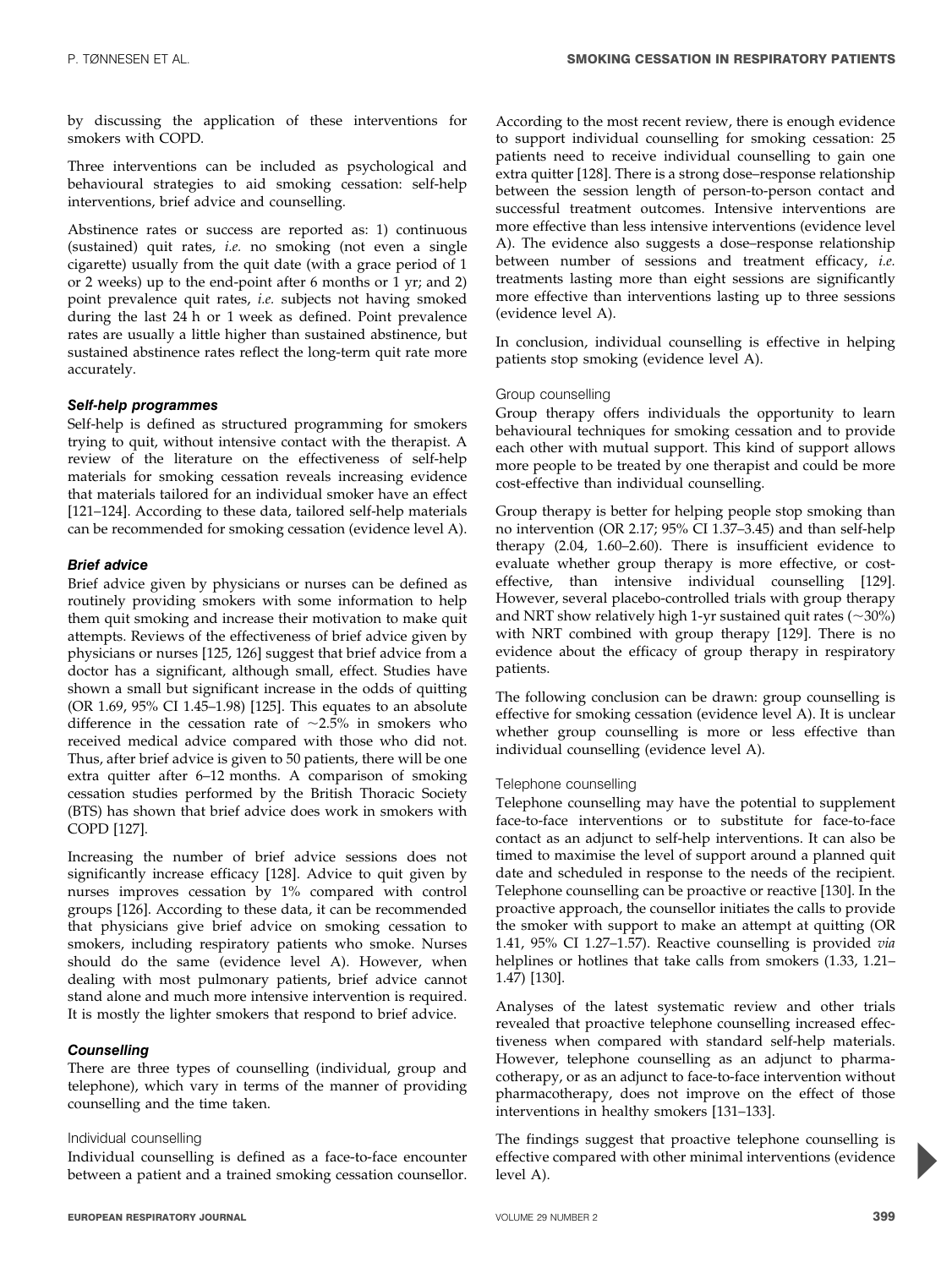by discussing the application of these interventions for smokers with COPD.

Three interventions can be included as psychological and behavioural strategies to aid smoking cessation: self-help interventions, brief advice and counselling.

Abstinence rates or success are reported as: 1) continuous (sustained) quit rates, *i.e.* no smoking (not even a single cigarette) usually from the quit date (with a grace period of 1 or 2 weeks) up to the end-point after 6 months or 1 yr; and 2) point prevalence quit rates, *i.e.* subjects not having smoked during the last 24 h or 1 week as defined. Point prevalence rates are usually a little higher than sustained abstinence, but sustained abstinence rates reflect the long-term quit rate more accurately.

### *Self-help programmes*

Self-help is defined as structured programming for smokers trying to quit, without intensive contact with the therapist. A review of the literature on the effectiveness of self-help materials for smoking cessation reveals increasing evidence that materials tailored for an individual smoker have an effect [121–124]. According to these data, tailored self-help materials can be recommended for smoking cessation (evidence level A).

### *Brief advice*

Brief advice given by physicians or nurses can be defined as routinely providing smokers with some information to help them quit smoking and increase their motivation to make quit attempts. Reviews of the effectiveness of brief advice given by physicians or nurses [125, 126] suggest that brief advice from a doctor has a significant, although small, effect. Studies have shown a small but significant increase in the odds of quitting (OR 1.69, 95% CI 1.45–1.98) [125]. This equates to an absolute difference in the cessation rate of ~2.5% in smokers who received medical advice compared with those who did not. Thus, after brief advice is given to 50 patients, there will be one extra quitter after 6–12 months. A comparison of smoking cessation studies performed by the British Thoracic Society (BTS) has shown that brief advice does work in smokers with COPD [127].

Increasing the number of brief advice sessions does not significantly increase efficacy [128]. Advice to quit given by nurses improves cessation by 1% compared with control groups [126]. According to these data, it can be recommended that physicians give brief advice on smoking cessation to smokers, including respiratory patients who smoke. Nurses should do the same (evidence level A). However, when dealing with most pulmonary patients, brief advice cannot stand alone and much more intensive intervention is required. It is mostly the lighter smokers that respond to brief advice.

### *Counselling*

There are three types of counselling (individual, group and telephone), which vary in terms of the manner of providing counselling and the time taken.

#### Individual counselling

Individual counselling is defined as a face-to-face encounter between a patient and a trained smoking cessation counsellor. According to the most recent review, there is enough evidence to support individual counselling for smoking cessation: 25 patients need to receive individual counselling to gain one extra quitter [128]. There is a strong dose–response relationship between the session length of person-to-person contact and successful treatment outcomes. Intensive interventions are more effective than less intensive interventions (evidence level A). The evidence also suggests a dose–response relationship between number of sessions and treatment efficacy, *i.e.* treatments lasting more than eight sessions are significantly more effective than interventions lasting up to three sessions (evidence level A).

In conclusion, individual counselling is effective in helping patients stop smoking (evidence level A).

#### Group counselling

Group therapy offers individuals the opportunity to learn behavioural techniques for smoking cessation and to provide each other with mutual support. This kind of support allows more people to be treated by one therapist and could be more cost-effective than individual counselling.

Group therapy is better for helping people stop smoking than no intervention (OR 2.17; 95% CI 1.37–3.45) and than self-help therapy (2.04, 1.60–2.60). There is insufficient evidence to evaluate whether group therapy is more effective, or cost-effective, than intensive individual counselling [129]. However, several placebo-controlled trials with group therapy and NRT show relatively high 1-yr sustained quit rates (~30%) with NRT combined with group therapy [129]. There is no evidence about the efficacy of group therapy in respiratory patients.

The following conclusion can be drawn: group counselling is effective for smoking cessation (evidence level A). It is unclear whether group counselling is more or less effective than individual counselling (evidence level A).

#### Telephone counselling

Telephone counselling may have the potential to supplement face-to-face interventions or to substitute for face-to-face contact as an adjunct to self-help interventions. It can also be timed to maximise the level of support around a planned quit date and scheduled in response to the needs of the recipient. Telephone counselling can be proactive or reactive [130]. In the proactive approach, the counsellor initiates the calls to provide the smoker with support to make an attempt at quitting (OR 1.41, 95% CI 1.27–1.57). Reactive counselling is provided *via* helplines or hotlines that take calls from smokers (1.33, 1.21–1.47) [130].

Analyses of the latest systematic review and other trials revealed that proactive telephone counselling increased effectiveness when compared with standard self-help materials. However, telephone counselling as an adjunct to pharmacotherapy, or as an adjunct to face-to-face intervention without pharmacotherapy, does not improve on the effect of those interventions in healthy smokers [131–133].

The findings suggest that proactive telephone counselling is effective compared with other minimal interventions (evidence level A).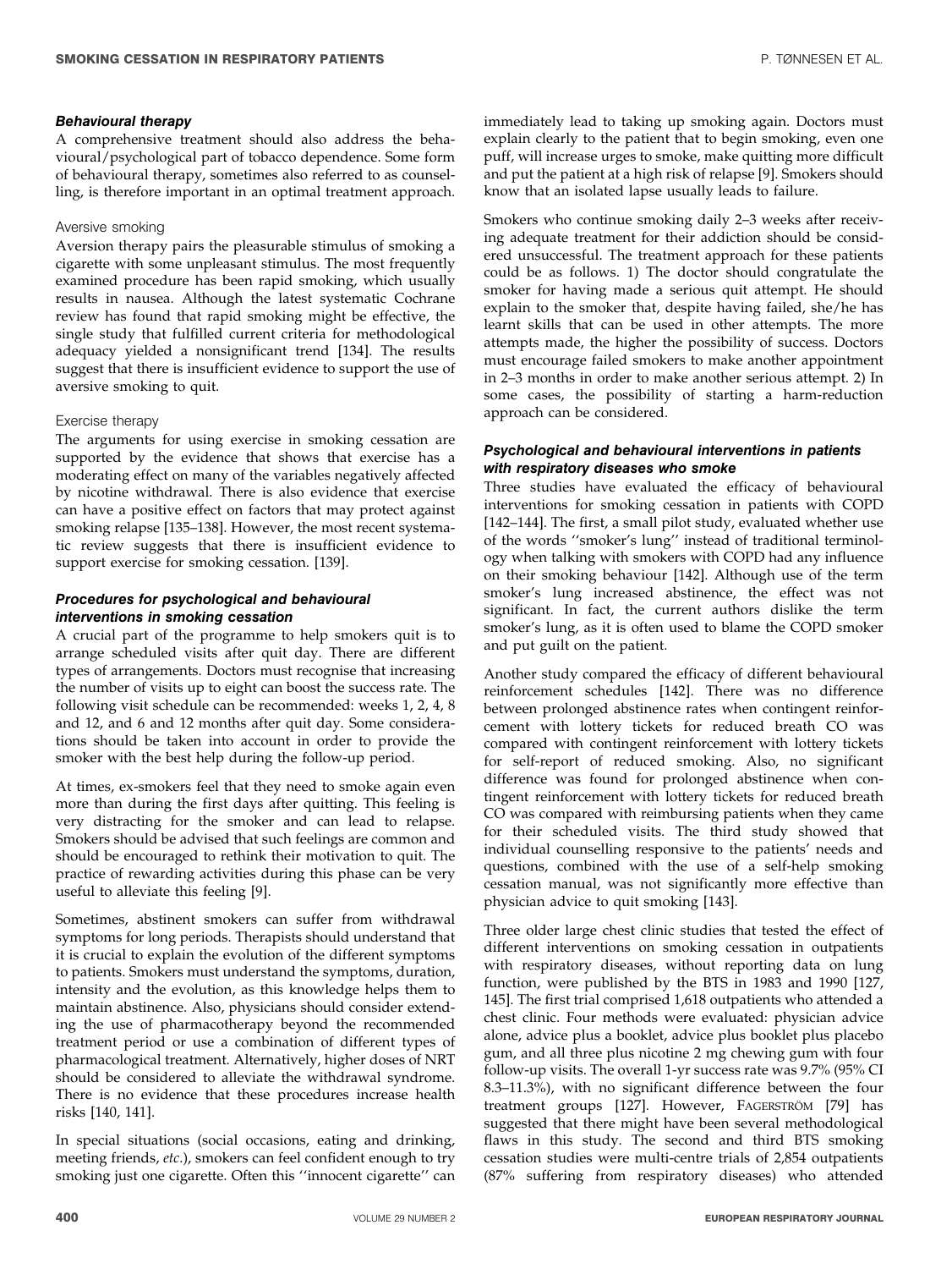### *Behavioural therapy*

A comprehensive treatment should also address the behavioural/psychological part of tobacco dependence. Some form of behavioural therapy, sometimes also referred to as counselling, is therefore important in an optimal treatment approach.

#### Aversive smoking

Aversion therapy pairs the pleasurable stimulus of smoking a cigarette with some unpleasant stimulus. The most frequently examined procedure has been rapid smoking, which usually results in nausea. Although the latest systematic Cochrane review has found that rapid smoking might be effective, the single study that fulfilled current criteria for methodological adequacy yielded a nonsignificant trend [134]. The results suggest that there is insufficient evidence to support the use of aversive smoking to quit.

#### Exercise therapy

The arguments for using exercise in smoking cessation are supported by the evidence that shows that exercise has a moderating effect on many of the variables negatively affected by nicotine withdrawal. There is also evidence that exercise can have a positive effect on factors that may protect against smoking relapse [135–138]. However, the most recent systematic review suggests that there is insufficient evidence to support exercise for smoking cessation. [139].

### *Procedures for psychological and behavioural interventions in smoking cessation*

A crucial part of the programme to help smokers quit is to arrange scheduled visits after quit day. There are different types of arrangements. Doctors must recognise that increasing the number of visits up to eight can boost the success rate. The following visit schedule can be recommended: weeks 1, 2, 4, 8 and 12, and 6 and 12 months after quit day. Some considerations should be taken into account in order to provide the smoker with the best help during the follow-up period.

At times, ex-smokers feel that they need to smoke again even more than during the first days after quitting. This feeling is very distracting for the smoker and can lead to relapse. Smokers should be advised that such feelings are common and should be encouraged to rethink their motivation to quit. The practice of rewarding activities during this phase can be very useful to alleviate this feeling [9].

Sometimes, abstinent smokers can suffer from withdrawal symptoms for long periods. Therapists should understand that it is crucial to explain the evolution of the different symptoms to patients. Smokers must understand the symptoms, duration, intensity and the evolution, as this knowledge helps them to maintain abstinence. Also, physicians should consider extending the use of pharmacotherapy beyond the recommended treatment period or use a combination of different types of pharmacological treatment. Alternatively, higher doses of NRT should be considered to alleviate the withdrawal syndrome. There is no evidence that these procedures increase health risks [140, 141].

In special situations (social occasions, eating and drinking, meeting friends, *etc.*), smokers can feel confident enough to try smoking just one cigarette. Often this ''innocent cigarette'' can immediately lead to taking up smoking again. Doctors must explain clearly to the patient that to begin smoking, even one puff, will increase urges to smoke, make quitting more difficult and put the patient at a high risk of relapse [9]. Smokers should know that an isolated lapse usually leads to failure.

Smokers who continue smoking daily 2–3 weeks after receiving adequate treatment for their addiction should be considered unsuccessful. The treatment approach for these patients could be as follows. 1) The doctor should congratulate the smoker for having made a serious quit attempt. He should explain to the smoker that, despite having failed, she/he has learnt skills that can be used in other attempts. The more attempts made, the higher the possibility of success. Doctors must encourage failed smokers to make another appointment in 2–3 months in order to make another serious attempt. 2) In some cases, the possibility of starting a harm-reduction approach can be considered.

### *Psychological and behavioural interventions in patients with respiratory diseases who smoke*

Three studies have evaluated the efficacy of behavioural interventions for smoking cessation in patients with COPD [142–144]. The first, a small pilot study, evaluated whether use of the words ''smoker's lung'' instead of traditional terminology when talking with smokers with COPD had any influence on their smoking behaviour [142]. Although use of the term smoker's lung increased abstinence, the effect was not significant. In fact, the current authors dislike the term smoker's lung, as it is often used to blame the COPD smoker and put guilt on the patient.

Another study compared the efficacy of different behavioural reinforcement schedules [142]. There was no difference between prolonged abstinence rates when contingent reinforcement with lottery tickets for reduced breath CO was compared with contingent reinforcement with lottery tickets for self-report of reduced smoking. Also, no significant difference was found for prolonged abstinence when contingent reinforcement with lottery tickets for reduced breath CO was compared with reimbursing patients when they came for their scheduled visits. The third study showed that individual counselling responsive to the patients' needs and questions, combined with the use of a self-help smoking cessation manual, was not significantly more effective than physician advice to quit smoking [143].

Three older large chest clinic studies that tested the effect of different interventions on smoking cessation in outpatients with respiratory diseases, without reporting data on lung function, were published by the BTS in 1983 and 1990 [127, 145]. The first trial comprised 1,618 outpatients who attended a chest clinic. Four methods were evaluated: physician advice alone, advice plus a booklet, advice plus booklet plus placebo gum, and all three plus nicotine 2 mg chewing gum with four follow-up visits. The overall 1-yr success rate was 9.7% (95% CI 8.3–11.3%), with no significant difference between the four treatment groups [127]. However, FAGERSTRÖM [79] has suggested that there might have been several methodological flaws in this study. The second and third BTS smoking cessation studies were multi-centre trials of 2,854 outpatients (87% suffering from respiratory diseases) who attended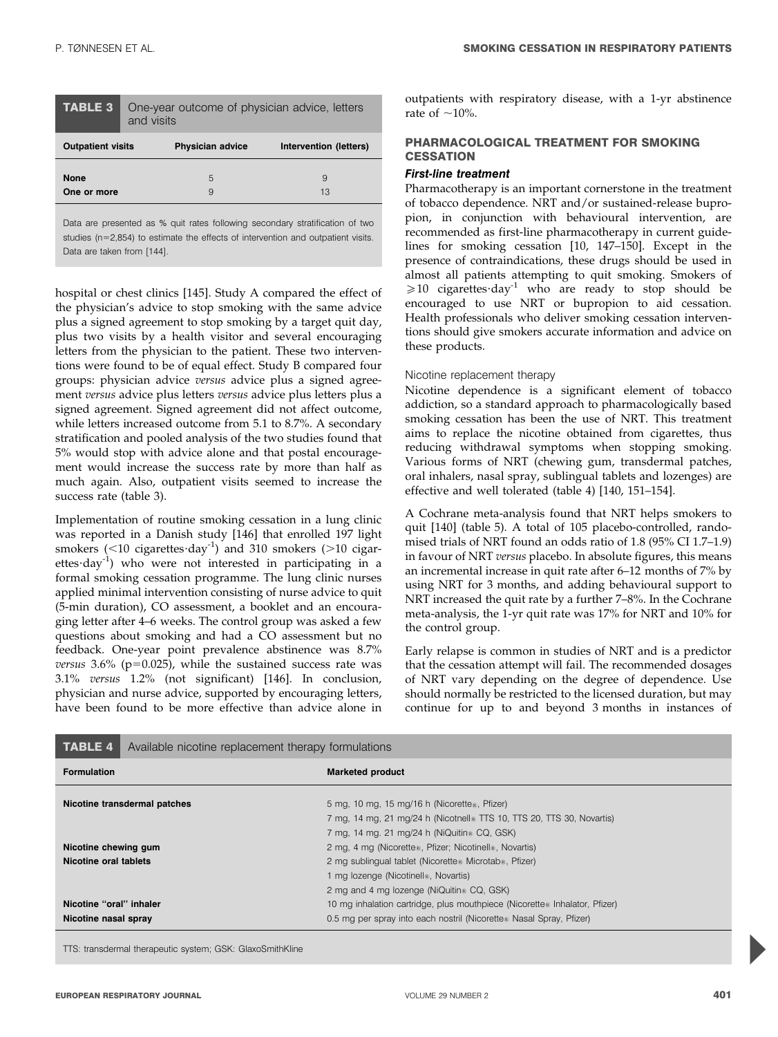**TABLE 3** One-year outcome of physician advice, letters and visits

| Outpatient visits | Physician advice | Intervention (letters) |
|---|---|---|
| **None** | 5 | 9 |
| **One or more** | 9 | 13 |

Data are presented as % quit rates following secondary stratification of two studies (n=2,854) to estimate the effects of intervention and outpatient visits. Data are taken from [144].

hospital or chest clinics [145]. Study A compared the effect of the physician's advice to stop smoking with the same advice plus a signed agreement to stop smoking by a target quit day, plus two visits by a health visitor and several encouraging letters from the physician to the patient. These two interventions were found to be of equal effect. Study B compared four groups: physician advice *versus* advice plus a signed agreement *versus* advice plus letters *versus* advice plus letters plus a signed agreement. Signed agreement did not affect outcome, while letters increased outcome from 5.1 to 8.7%. A secondary stratification and pooled analysis of the two studies found that 5% would stop with advice alone and that postal encouragement would increase the success rate by more than half as much again. Also, outpatient visits seemed to increase the success rate (table 3).

Implementation of routine smoking cessation in a lung clinic was reported in a Danish study [146] that enrolled 197 light smokers (<10 cigarettes·day$^{-1}$) and 310 smokers (>10 cigarettes·day$^{-1}$) who were not interested in participating in a formal smoking cessation programme. The lung clinic nurses applied minimal intervention consisting of nurse advice to quit (5-min duration), CO assessment, a booklet and an encouraging letter after 4–6 weeks. The control group was asked a few questions about smoking and had a CO assessment but no feedback. One-year point prevalence abstinence was 8.7% *versus* 3.6% ($p=0.025$), while the sustained success rate was 3.1% *versus* 1.2% (not significant) [146]. In conclusion, physician and nurse advice, supported by encouraging letters, have been found to be more effective than advice alone in outpatients with respiratory disease, with a 1-yr abstinence rate of ~10%.

## PHARMACOLOGICAL TREATMENT FOR SMOKING CESSATION

### *First-line treatment*

Pharmacotherapy is an important cornerstone in the treatment of tobacco dependence. NRT and/or sustained-release bupropion, in conjunction with behavioural intervention, are recommended as first-line pharmacotherapy in current guidelines for smoking cessation [10, 147–150]. Except in the presence of contraindications, these drugs should be used in almost all patients attempting to quit smoking. Smokers of ≥10 cigarettes·day$^{-1}$ who are ready to stop should be encouraged to use NRT or bupropion to aid cessation. Health professionals who deliver smoking cessation interventions should give smokers accurate information and advice on these products.

#### Nicotine replacement therapy

Nicotine dependence is a significant element of tobacco addiction, so a standard approach to pharmacologically based smoking cessation has been the use of NRT. This treatment aims to replace the nicotine obtained from cigarettes, thus reducing withdrawal symptoms when stopping smoking. Various forms of NRT (chewing gum, transdermal patches, oral inhalers, nasal spray, sublingual tablets and lozenges) are effective and well tolerated (table 4) [140, 151–154].

A Cochrane meta-analysis found that NRT helps smokers to quit [140] (table 5). A total of 105 placebo-controlled, randomised trials of NRT found an odds ratio of 1.8 (95% CI 1.7–1.9) in favour of NRT *versus* placebo. In absolute figures, this means an incremental increase in quit rate after 6–12 months of 7% by using NRT for 3 months, and adding behavioural support to NRT increased the quit rate by a further 7–8%. In the Cochrane meta-analysis, the 1-yr quit rate was 17% for NRT and 10% for the control group.

Early relapse is common in studies of NRT and is a predictor that the cessation attempt will fail. The recommended dosages of NRT vary depending on the degree of dependence. Use should normally be restricted to the licensed duration, but may continue for up to and beyond 3 months in instances of

**TABLE 4** Available nicotine replacement therapy formulations

| Formulation | Marketed product |
|---|---|
| **Nicotine transdermal patches** | 5 mg, 10 mg, 15 mg/16 h (Nicorette®, Pfizer) |
| | 7 mg, 14 mg, 21 mg/24 h (Nicotnell® TTS 10, TTS 20, TTS 30, Novartis) |
| | 7 mg, 14 mg. 21 mg/24 h (NiQuitin® CQ, GSK) |
| **Nicotine chewing gum** | 2 mg, 4 mg (Nicorette®, Pfizer; Nicotinell®, Novartis) |
| **Nicotine oral tablets** | 2 mg sublingual tablet (Nicorette® Microtab®, Pfizer) |
| | 1 mg lozenge (Nicotinell®, Novartis) |
| | 2 mg and 4 mg lozenge (NiQuitin® CQ, GSK) |
| **Nicotine "oral" inhaler** | 10 mg inhalation cartridge, plus mouthpiece (Nicorette® Inhalator, Pfizer) |
| **Nicotine nasal spray** | 0.5 mg per spray into each nostril (Nicorette® Nasal Spray, Pfizer) |

TTS: transdermal therapeutic system; GSK: GlaxoSmithKline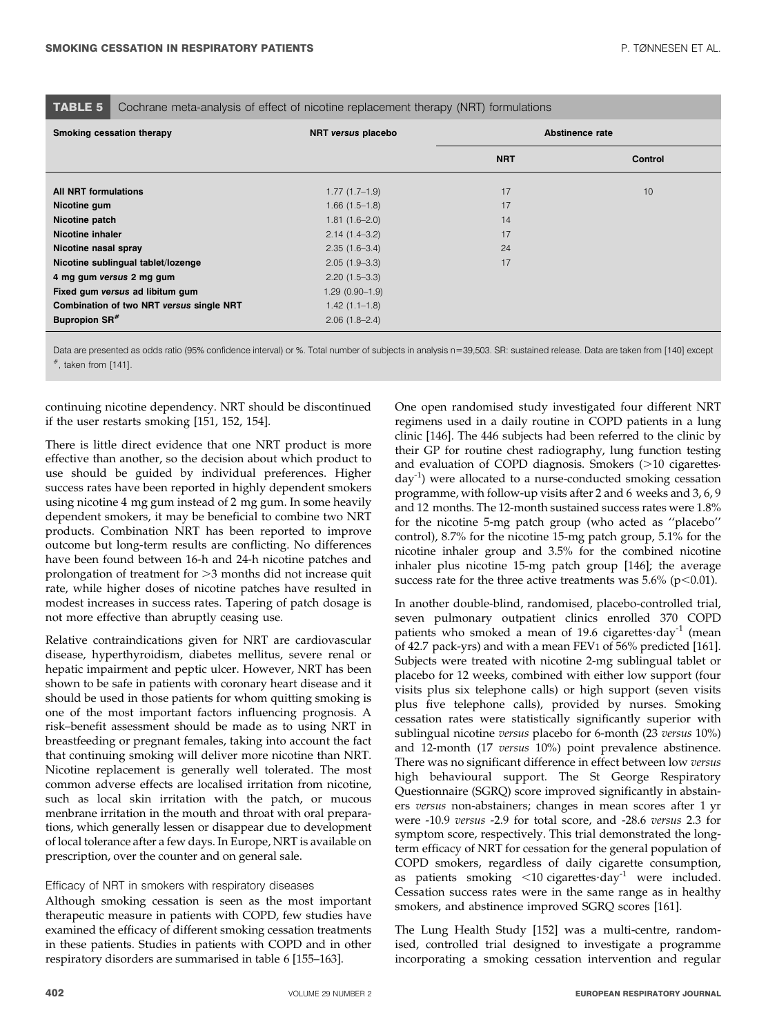**TABLE 5** Cochrane meta-analysis of effect of nicotine replacement therapy (NRT) formulations

| Smoking cessation therapy | NRT *versus* placebo | Abstinence rate | |
|---|---|---|---|
| | | NRT | Control |
| **All NRT formulations** | 1.77 (1.7–1.9) | 17 | 10 |
| **Nicotine gum** | 1.66 (1.5–1.8) | 17 | |
| **Nicotine patch** | 1.81 (1.6–2.0) | 14 | |
| **Nicotine inhaler** | 2.14 (1.4–3.2) | 17 | |
| **Nicotine nasal spray** | 2.35 (1.6–3.4) | 24 | |
| **Nicotine sublingual tablet/lozenge** | 2.05 (1.9–3.3) | 17 | |
| **4 mg gum *versus* 2 mg gum** | 2.20 (1.5–3.3) | | |
| **Fixed gum *versus* ad libitum gum** | 1.29 (0.90–1.9) | | |
| **Combination of two NRT *versus* single NRT** | 1.42 (1.1–1.8) | | |
| **Bupropion SR#** | 2.06 (1.8–2.4) | | |

Data are presented as odds ratio (95% confidence interval) or %. Total number of subjects in analysis n=39,503. SR: sustained release. Data are taken from [140] except #, taken from [141].

continuing nicotine dependency. NRT should be discontinued if the user restarts smoking [151, 152, 154].

There is little direct evidence that one NRT product is more effective than another, so the decision about which product to use should be guided by individual preferences. Higher success rates have been reported in highly dependent smokers using nicotine 4 mg gum instead of 2 mg gum. In some heavily dependent smokers, it may be beneficial to combine two NRT products. Combination NRT has been reported to improve outcome but long-term results are conflicting. No differences have been found between 16-h and 24-h nicotine patches and prolongation of treatment for >3 months did not increase quit rate, while higher doses of nicotine patches have resulted in modest increases in success rates. Tapering of patch dosage is not more effective than abruptly ceasing use.

Relative contraindications given for NRT are cardiovascular disease, hyperthyroidism, diabetes mellitus, severe renal or hepatic impairment and peptic ulcer. However, NRT has been shown to be safe in patients with coronary heart disease and it should be used in those patients for whom quitting smoking is one of the most important factors influencing prognosis. A risk–benefit assessment should be made as to using NRT in breastfeeding or pregnant females, taking into account the fact that continuing smoking will deliver more nicotine than NRT. Nicotine replacement is generally well tolerated. The most common adverse effects are localised irritation from nicotine, such as local skin irritation with the patch, or mucous menbrane irritation in the mouth and throat with oral preparations, which generally lessen or disappear due to development of local tolerance after a few days. In Europe, NRT is available on prescription, over the counter and on general sale.

### Efficacy of NRT in smokers with respiratory diseases

Although smoking cessation is seen as the most important therapeutic measure in patients with COPD, few studies have examined the efficacy of different smoking cessation treatments in these patients. Studies in patients with COPD and in other respiratory disorders are summarised in table 6 [155–163].

One open randomised study investigated four different NRT regimens used in a daily routine in COPD patients in a lung clinic [146]. The 446 subjects had been referred to the clinic by their GP for routine chest radiography, lung function testing and evaluation of COPD diagnosis. Smokers (>10 cigarettes·day$^{-1}$) were allocated to a nurse-conducted smoking cessation programme, with follow-up visits after 2 and 6 weeks and 3, 6, 9 and 12 months. The 12-month sustained success rates were 1.8% for the nicotine 5-mg patch group (who acted as ''placebo'' control), 8.7% for the nicotine 15-mg patch group, 5.1% for the nicotine inhaler group and 3.5% for the combined nicotine inhaler plus nicotine 15-mg patch group [146]; the average success rate for the three active treatments was 5.6% ($p<0.01$).

In another double-blind, randomised, placebo-controlled trial, seven pulmonary outpatient clinics enrolled 370 COPD patients who smoked a mean of 19.6 cigarettes·day$^{-1}$ (mean of 42.7 pack-yrs) and with a mean FEV1 of 56% predicted [161]. Subjects were treated with nicotine 2-mg sublingual tablet or placebo for 12 weeks, combined with either low support (four visits plus six telephone calls) or high support (seven visits plus five telephone calls), provided by nurses. Smoking cessation rates were statistically significantly superior with sublingual nicotine *versus* placebo for 6-month (23 *versus* 10%) and 12-month (17 *versus* 10%) point prevalence abstinence. There was no significant difference in effect between low *versus* high behavioural support. The St George Respiratory Questionnaire (SGRQ) score improved significantly in abstainers *versus* non-abstainers; changes in mean scores after 1 yr were -10.9 *versus* -2.9 for total score, and -28.6 *versus* 2.3 for symptom score, respectively. This trial demonstrated the long-term efficacy of NRT for cessation for the general population of COPD smokers, regardless of daily cigarette consumption, as patients smoking <10 cigarettes·day$^{-1}$ were included. Cessation success rates were in the same range as in healthy smokers, and abstinence improved SGRQ scores [161].

The Lung Health Study [152] was a multi-centre, randomised, controlled trial designed to investigate a programme incorporating a smoking cessation intervention and regular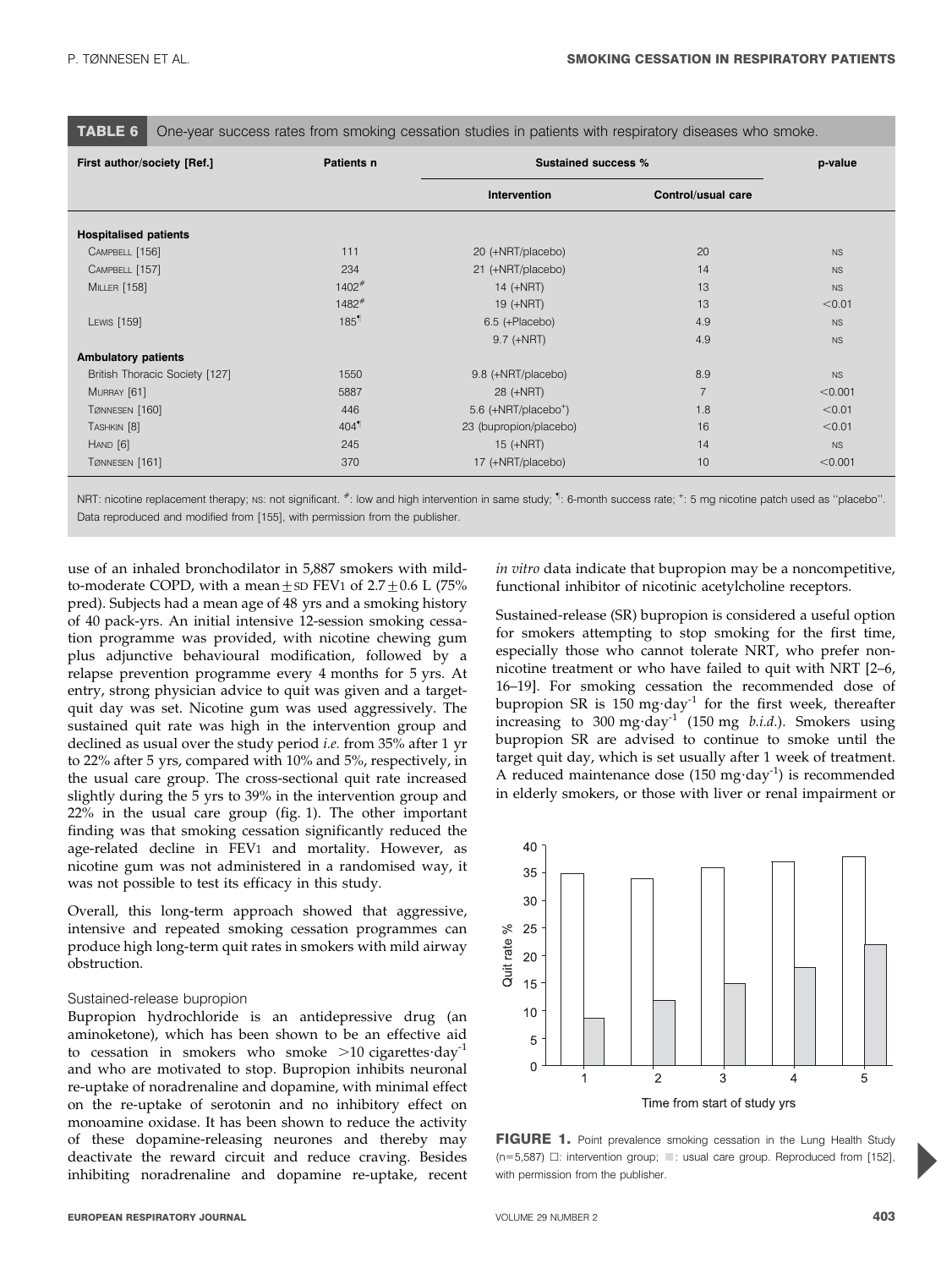**TABLE 6** One-year success rates from smoking cessation studies in patients with respiratory diseases who smoke.

| First author/society [Ref.] | Patients n | Sustained success % | | p-value |
|---|---|---|---|---|
| | | Intervention | Control/usual care | |
| **Hospitalised patients** | | | | |
| CAMPBELL [156] | 111 | 20 (+NRT/placebo) | 20 | NS |
| CAMPBELL [157] | 234 | 21 (+NRT/placebo) | 14 | NS |
| MILLER [158] | 1402[#] | 14 (+NRT) | 13 | NS |
| | 1482[#] | 19 (+NRT) | 13 | <0.01 |
| LEWIS [159] | 185[¶] | 6.5 (+Placebo) | 4.9 | NS |
| | | 9.7 (+NRT) | 4.9 | NS |
| **Ambulatory patients** | | | | |
| British Thoracic Society [127] | 1550 | 9.8 (+NRT/placebo) | 8.9 | NS |
| MURRAY [61] | 5887 | 28 (+NRT) | 7 | <0.001 |
| TØNNESEN [160] | 446 | 5.6 (+NRT/placebo[+]) | 1.8 | <0.01 |
| TASHKIN [8] | 404[¶] | 23 (bupropion/placebo) | 16 | <0.01 |
| HAND [6] | 245 | 15 (+NRT) | 14 | NS |
| TØNNESEN [161] | 370 | 17 (+NRT/placebo) | 10 | <0.001 |

NRT: nicotine replacement therapy; NS: not significant. [#]: low and high intervention in same study; [¶]: 6-month success rate; [+]: 5 mg nicotine patch used as "placebo". Data reproduced and modified from [155], with permission from the publisher.

use of an inhaled bronchodilator in 5,887 smokers with mild-to-moderate COPD, with a mean±SD FEV1 of 2.7±0.6 L (75% pred). Subjects had a mean age of 48 yrs and a smoking history of 40 pack-yrs. An initial intensive 12-session smoking cessation programme was provided, with nicotine chewing gum plus adjunctive behavioural modification, followed by a relapse prevention programme every 4 months for 5 yrs. At entry, strong physician advice to quit was given and a target-quit day was set. Nicotine gum was used aggressively. The sustained quit rate was high in the intervention group and declined as usual over the study period *i.e.* from 35% after 1 yr to 22% after 5 yrs, compared with 10% and 5%, respectively, in the usual care group. The cross-sectional quit rate increased slightly during the 5 yrs to 39% in the intervention group and 22% in the usual care group (fig. 1). The other important finding was that smoking cessation significantly reduced the age-related decline in FEV1 and mortality. However, as nicotine gum was not administered in a randomised way, it was not possible to test its efficacy in this study.

Overall, this long-term approach showed that aggressive, intensive and repeated smoking cessation programmes can produce high long-term quit rates in smokers with mild airway obstruction.

### Sustained-release bupropion

Bupropion hydrochloride is an antidepressive drug (an aminoketone), which has been shown to be an effective aid to cessation in smokers who smoke >10 cigarettes·day$^{-1}$ and who are motivated to stop. Bupropion inhibits neuronal re-uptake of noradrenaline and dopamine, with minimal effect on the re-uptake of serotonin and no inhibitory effect on monoamine oxidase. It has been shown to reduce the activity of these dopamine-releasing neurones and thereby may deactivate the reward circuit and reduce craving. Besides inhibiting noradrenaline and dopamine re-uptake, recent *in vitro* data indicate that bupropion may be a noncompetitive, functional inhibitor of nicotinic acetylcholine receptors.

Sustained-release (SR) bupropion is considered a useful option for smokers attempting to stop smoking for the first time, especially those who cannot tolerate NRT, who prefer non-nicotine treatment or who have failed to quit with NRT [2–6, 16–19]. For smoking cessation the recommended dose of bupropion SR is 150 mg·day$^{-1}$ for the first week, thereafter increasing to 300 mg·day$^{-1}$ (150 mg *b.i.d.*). Smokers using bupropion SR are advised to continue to smoke until the target quit day, which is set usually after 1 week of treatment. A reduced maintenance dose (150 mg·day$^{-1}$) is recommended in elderly smokers, or those with liver or renal impairment or

**FIGURE 1.** Point prevalence smoking cessation in the Lung Health Study (n=5,587) □: intervention group; ■: usual care group. Reproduced from [152], with permission from the publisher.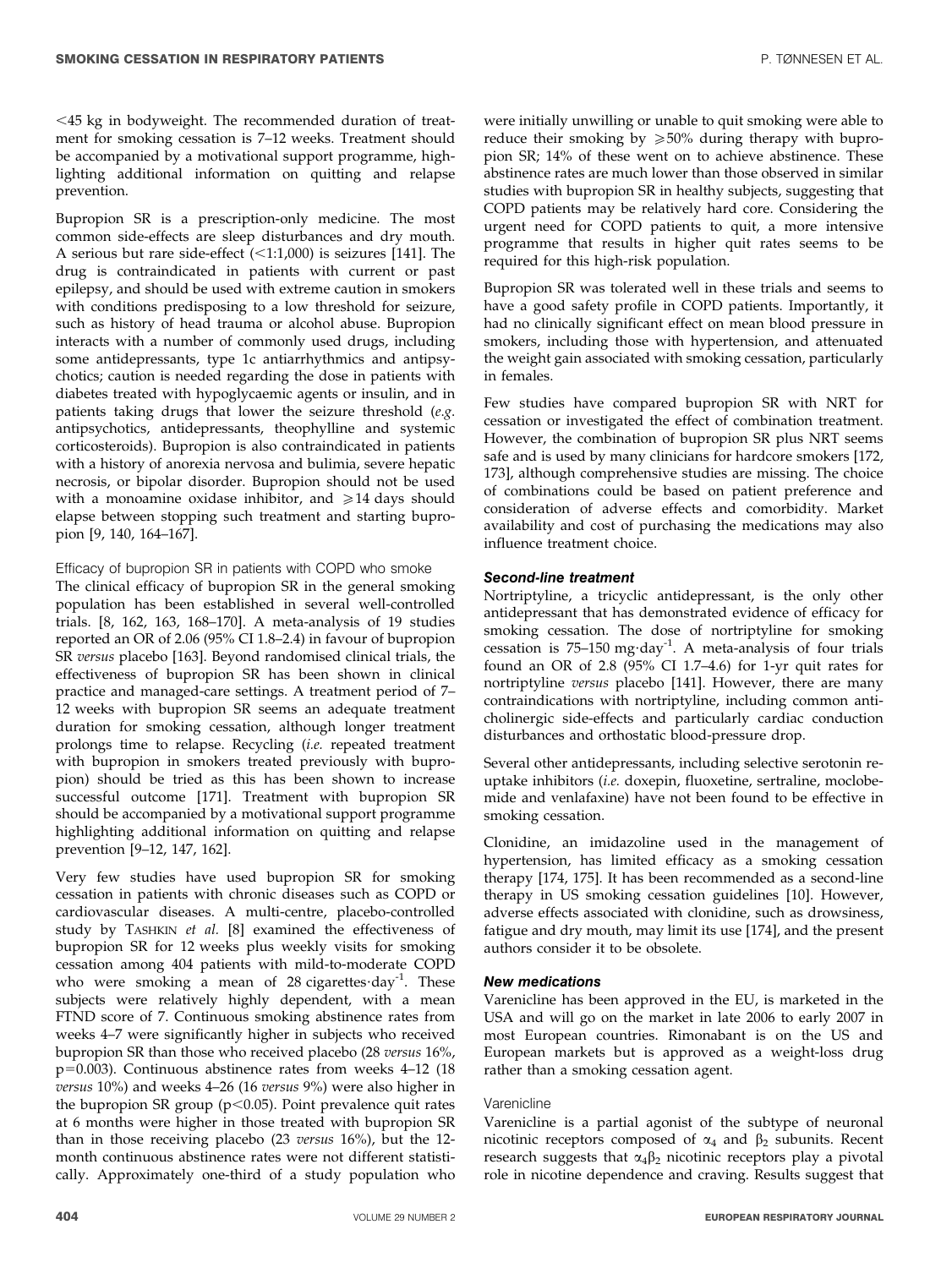<45 kg in bodyweight. The recommended duration of treatment for smoking cessation is 7–12 weeks. Treatment should be accompanied by a motivational support programme, highlighting additional information on quitting and relapse prevention.

Bupropion SR is a prescription-only medicine. The most common side-effects are sleep disturbances and dry mouth. A serious but rare side-effect (<1:1,000) is seizures [141]. The drug is contraindicated in patients with current or past epilepsy, and should be used with extreme caution in smokers with conditions predisposing to a low threshold for seizure, such as history of head trauma or alcohol abuse. Bupropion interacts with a number of commonly used drugs, including some antidepressants, type 1c antiarrhythmics and antipsychotics; caution is needed regarding the dose in patients with diabetes treated with hypoglycaemic agents or insulin, and in patients taking drugs that lower the seizure threshold (*e.g.* antipsychotics, antidepressants, theophylline and systemic corticosteroids). Bupropion is also contraindicated in patients with a history of anorexia nervosa and bulimia, severe hepatic necrosis, or bipolar disorder. Bupropion should not be used with a monoamine oxidase inhibitor, and ≥14 days should elapse between stopping such treatment and starting bupropion [9, 140, 164–167].

#### Efficacy of bupropion SR in patients with COPD who smoke

The clinical efficacy of bupropion SR in the general smoking population has been established in several well-controlled trials. [8, 162, 163, 168–170]. A meta-analysis of 19 studies reported an OR of 2.06 (95% CI 1.8–2.4) in favour of bupropion SR *versus* placebo [163]. Beyond randomised clinical trials, the effectiveness of bupropion SR has been shown in clinical practice and managed-care settings. A treatment period of 7–12 weeks with bupropion SR seems an adequate treatment duration for smoking cessation, although longer treatment prolongs time to relapse. Recycling (*i.e.* repeated treatment with bupropion in smokers treated previously with bupropion) should be tried as this has been shown to increase successful outcome [171]. Treatment with bupropion SR should be accompanied by a motivational support programme highlighting additional information on quitting and relapse prevention [9–12, 147, 162].

Very few studies have used bupropion SR for smoking cessation in patients with chronic diseases such as COPD or cardiovascular diseases. A multi-centre, placebo-controlled study by TASHKIN *et al.* [8] examined the effectiveness of bupropion SR for 12 weeks plus weekly visits for smoking cessation among 404 patients with mild-to-moderate COPD who were smoking a mean of 28 cigarettes·day$^{-1}$. These subjects were relatively highly dependent, with a mean FTND score of 7. Continuous smoking abstinence rates from weeks 4–7 were significantly higher in subjects who received bupropion SR than those who received placebo (28 *versus* 16%, $p=0.003$). Continuous abstinence rates from weeks 4–12 (18 *versus* 10%) and weeks 4–26 (16 *versus* 9%) were also higher in the bupropion SR group ($p<0.05$). Point prevalence quit rates at 6 months were higher in those treated with bupropion SR than in those receiving placebo (23 *versus* 16%), but the 12-month continuous abstinence rates were not different statistically. Approximately one-third of a study population who were initially unwilling or unable to quit smoking were able to reduce their smoking by ≥50% during therapy with bupropion SR; 14% of these went on to achieve abstinence. These abstinence rates are much lower than those observed in similar studies with bupropion SR in healthy subjects, suggesting that COPD patients may be relatively hard core. Considering the urgent need for COPD patients to quit, a more intensive programme that results in higher quit rates seems to be required for this high-risk population.

Bupropion SR was tolerated well in these trials and seems to have a good safety profile in COPD patients. Importantly, it had no clinically significant effect on mean blood pressure in smokers, including those with hypertension, and attenuated the weight gain associated with smoking cessation, particularly in females.

Few studies have compared bupropion SR with NRT for cessation or investigated the effect of combination treatment. However, the combination of bupropion SR plus NRT seems safe and is used by many clinicians for hardcore smokers [172, 173], although comprehensive studies are missing. The choice of combinations could be based on patient preference and consideration of adverse effects and comorbidity. Market availability and cost of purchasing the medications may also influence treatment choice.

### *Second-line treatment*

Nortriptyline, a tricyclic antidepressant, is the only other antidepressant that has demonstrated evidence of efficacy for smoking cessation. The dose of nortriptyline for smoking cessation is 75–150 mg·day$^{-1}$. A meta-analysis of four trials found an OR of 2.8 (95% CI 1.7–4.6) for 1-yr quit rates for nortriptyline *versus* placebo [141]. However, there are many contraindications with nortriptyline, including common anticholinergic side-effects and particularly cardiac conduction disturbances and orthostatic blood-pressure drop.

Several other antidepressants, including selective serotonin reuptake inhibitors (*i.e.* doxepin, fluoxetine, sertraline, moclobemide and venlafaxine) have not been found to be effective in smoking cessation.

Clonidine, an imidazoline used in the management of hypertension, has limited efficacy as a smoking cessation therapy [174, 175]. It has been recommended as a second-line therapy in US smoking cessation guidelines [10]. However, adverse effects associated with clonidine, such as drowsiness, fatigue and dry mouth, may limit its use [174], and the present authors consider it to be obsolete.

### *New medications*

Varenicline has been approved in the EU, is marketed in the USA and will go on the market in late 2006 to early 2007 in most European countries. Rimonabant is on the US and European markets but is approved as a weight-loss drug rather than a smoking cessation agent.

#### Varenicline

Varenicline is a partial agonist of the subtype of neuronal nicotinic receptors composed of $\alpha_4$ and $\beta_2$ subunits. Recent research suggests that $\alpha_4\beta_2$ nicotinic receptors play a pivotal role in nicotine dependence and craving. Results suggest that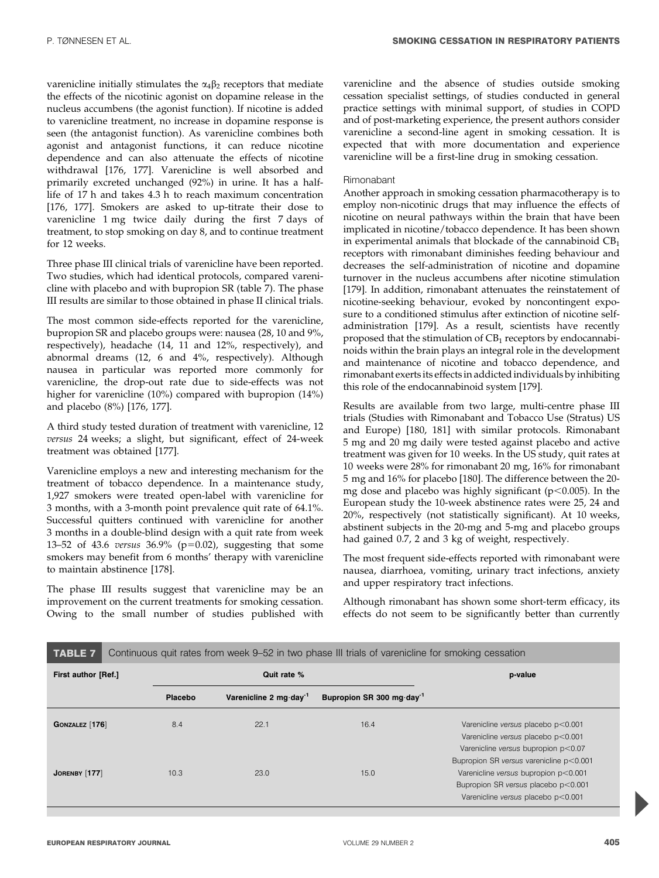varenicline initially stimulates the $\alpha_4\beta_2$ receptors that mediate the effects of the nicotinic agonist on dopamine release in the nucleus accumbens (the agonist function). If nicotine is added to varenicline treatment, no increase in dopamine response is seen (the antagonist function). As varenicline combines both agonist and antagonist functions, it can reduce nicotine dependence and can also attenuate the effects of nicotine withdrawal [176, 177]. Varenicline is well absorbed and primarily excreted unchanged (92%) in urine. It has a half-life of 17 h and takes 4.3 h to reach maximum concentration [176, 177]. Smokers are asked to up-titrate their dose to varenicline 1 mg twice daily during the first 7 days of treatment, to stop smoking on day 8, and to continue treatment for 12 weeks.

Three phase III clinical trials of varenicline have been reported. Two studies, which had identical protocols, compared varenicline with placebo and with bupropion SR (table 7). The phase III results are similar to those obtained in phase II clinical trials.

The most common side-effects reported for the varenicline, bupropion SR and placebo groups were: nausea (28, 10 and 9%, respectively), headache (14, 11 and 12%, respectively), and abnormal dreams (12, 6 and 4%, respectively). Although nausea in particular was reported more commonly for varenicline, the drop-out rate due to side-effects was not higher for varenicline (10%) compared with bupropion (14%) and placebo (8%) [176, 177].

A third study tested duration of treatment with varenicline, 12 *versus* 24 weeks; a slight, but significant, effect of 24-week treatment was obtained [177].

Varenicline employs a new and interesting mechanism for the treatment of tobacco dependence. In a maintenance study, 1,927 smokers were treated open-label with varenicline for 3 months, with a 3-month point prevalence quit rate of 64.1%. Successful quitters continued with varenicline for another 3 months in a double-blind design with a quit rate from week 13–52 of 43.6 *versus* 36.9% ($p=0.02$), suggesting that some smokers may benefit from 6 months' therapy with varenicline to maintain abstinence [178].

The phase III results suggest that varenicline may be an improvement on the current treatments for smoking cessation. Owing to the small number of studies published with varenicline and the absence of studies outside smoking cessation specialist settings, of studies conducted in general practice settings with minimal support, of studies in COPD and of post-marketing experience, the present authors consider varenicline a second-line agent in smoking cessation. It is expected that with more documentation and experience varenicline will be a first-line drug in smoking cessation.

### Rimonabant

Another approach in smoking cessation pharmacotherapy is to employ non-nicotinic drugs that may influence the effects of nicotine on neural pathways within the brain that have been implicated in nicotine/tobacco dependence. It has been shown in experimental animals that blockade of the cannabinoid $CB_1$ receptors with rimonabant diminishes feeding behaviour and decreases the self-administration of nicotine and dopamine turnover in the nucleus accumbens after nicotine stimulation [179]. In addition, rimonabant attenuates the reinstatement of nicotine-seeking behaviour, evoked by noncontingent exposure to a conditioned stimulus after extinction of nicotine self-administration [179]. As a result, scientists have recently proposed that the stimulation of $CB_1$ receptors by endocannabinoids within the brain plays an integral role in the development and maintenance of nicotine and tobacco dependence, and rimonabant exerts its effects in addicted individuals by inhibiting this role of the endocannabinoid system [179].

Results are available from two large, multi-centre phase III trials (Studies with Rimonabant and Tobacco Use (Stratus) US and Europe) [180, 181] with similar protocols. Rimonabant 5 mg and 20 mg daily were tested against placebo and active treatment was given for 10 weeks. In the US study, quit rates at 10 weeks were 28% for rimonabant 20 mg, 16% for rimonabant 5 mg and 16% for placebo [180]. The difference between the 20-mg dose and placebo was highly significant ($p<0.005$). In the European study the 10-week abstinence rates were 25, 24 and 20%, respectively (not statistically significant). At 10 weeks, abstinent subjects in the 20-mg and 5-mg and placebo groups had gained 0.7, 2 and 3 kg of weight, respectively.

The most frequent side-effects reported with rimonabant were nausea, diarrhoea, vomiting, urinary tract infections, anxiety and upper respiratory tract infections.

Although rimonabant has shown some short-term efficacy, its effects do not seem to be significantly better than currently

**TABLE 7** Continuous quit rates from week 9–52 in two phase III trials of varenicline for smoking cessation

| First author [Ref.] | Quit rate % | | | p-value |
|---|---|---|---|---|
| | Placebo | Varenicline 2 mg·day$^{-1}$ | Bupropion SR 300 mg·day$^{-1}$ | |
| Gonzalez [176] | 8.4 | 22.1 | 16.4 | Varenicline *versus* placebo $p<0.001$<br>Varenicline *versus* placebo $p<0.001$<br>Varenicline *versus* bupropion $p<0.07$<br>Bupropion SR *versus* varenicline $p<0.001$ |
| Jorenby [177] | 10.3 | 23.0 | 15.0 | Varenicline *versus* bupropion $p<0.001$<br>Bupropion SR *versus* placebo $p<0.001$<br>Varenicline *versus* placebo $p<0.001$ |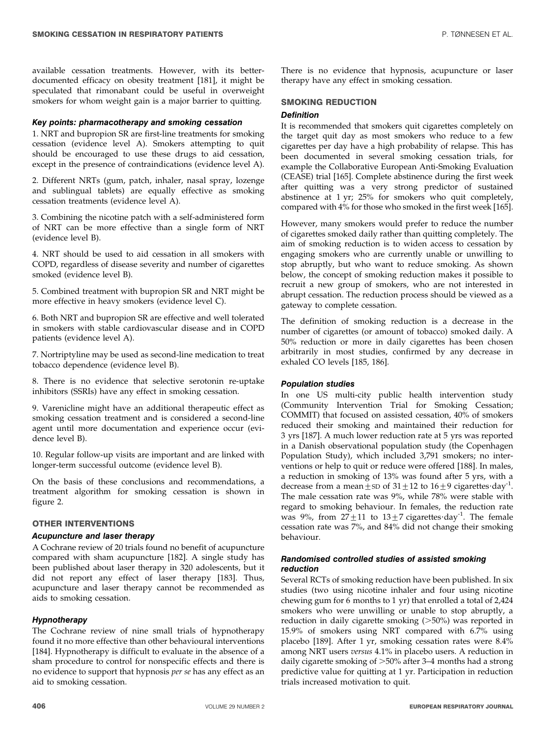available cessation treatments. However, with its better-documented efficacy on obesity treatment [181], it might be speculated that rimonabant could be useful in overweight smokers for whom weight gain is a major barrier to quitting.

#### *Key points: pharmacotherapy and smoking cessation*

1. NRT and bupropion SR are first-line treatments for smoking cessation (evidence level A). Smokers attempting to quit should be encouraged to use these drugs to aid cessation, except in the presence of contraindications (evidence level A).

2. Different NRTs (gum, patch, inhaler, nasal spray, lozenge and sublingual tablets) are equally effective as smoking cessation treatments (evidence level A).

3. Combining the nicotine patch with a self-administered form of NRT can be more effective than a single form of NRT (evidence level B).

4. NRT should be used to aid cessation in all smokers with COPD, regardless of disease severity and number of cigarettes smoked (evidence level B).

5. Combined treatment with bupropion SR and NRT might be more effective in heavy smokers (evidence level C).

6. Both NRT and bupropion SR are effective and well tolerated in smokers with stable cardiovascular disease and in COPD patients (evidence level A).

7. Nortriptyline may be used as second-line medication to treat tobacco dependence (evidence level B).

8. There is no evidence that selective serotonin re-uptake inhibitors (SSRIs) have any effect in smoking cessation.

9. Varenicline might have an additional therapeutic effect as smoking cessation treatment and is considered a second-line agent until more documentation and experience occur (evidence level B).

10. Regular follow-up visits are important and are linked with longer-term successful outcome (evidence level B).

On the basis of these conclusions and recommendations, a treatment algorithm for smoking cessation is shown in figure 2.

## OTHER INTERVENTIONS

### *Acupuncture and laser therapy*

A Cochrane review of 20 trials found no benefit of acupuncture compared with sham acupuncture [182]. A single study has been published about laser therapy in 320 adolescents, but it did not report any effect of laser therapy [183]. Thus, acupuncture and laser therapy cannot be recommended as aids to smoking cessation.

### *Hypnotherapy*

The Cochrane review of nine small trials of hypnotherapy found it no more effective than other behavioural interventions [184]. Hypnotherapy is difficult to evaluate in the absence of a sham procedure to control for nonspecific effects and there is no evidence to support that hypnosis *per se* has any effect as an aid to smoking cessation.

There is no evidence that hypnosis, acupuncture or laser therapy have any effect in smoking cessation.

## SMOKING REDUCTION

### *Definition*

It is recommended that smokers quit cigarettes completely on the target quit day as most smokers who reduce to a few cigarettes per day have a high probability of relapse. This has been documented in several smoking cessation trials, for example the Collaborative European Anti-Smoking Evaluation (CEASE) trial [165]. Complete abstinence during the first week after quitting was a very strong predictor of sustained abstinence at 1 yr; 25% for smokers who quit completely, compared with 4% for those who smoked in the first week [165].

However, many smokers would prefer to reduce the number of cigarettes smoked daily rather than quitting completely. The aim of smoking reduction is to widen access to cessation by engaging smokers who are currently unable or unwilling to stop abruptly, but who want to reduce smoking. As shown below, the concept of smoking reduction makes it possible to recruit a new group of smokers, who are not interested in abrupt cessation. The reduction process should be viewed as a gateway to complete cessation.

The definition of smoking reduction is a decrease in the number of cigarettes (or amount of tobacco) smoked daily. A 50% reduction or more in daily cigarettes has been chosen arbitrarily in most studies, confirmed by any decrease in exhaled CO levels [185, 186].

### *Population studies*

In one US multi-city public health intervention study (Community Intervention Trial for Smoking Cessation; COMMIT) that focused on assisted cessation, 40% of smokers reduced their smoking and maintained their reduction for 3 yrs [187]. A much lower reduction rate at 5 yrs was reported in a Danish observational population study (the Copenhagen Population Study), which included 3,791 smokers; no interventions or help to quit or reduce were offered [188]. In males, a reduction in smoking of 13% was found after 5 yrs, with a decrease from a mean $\pm$SD of $31 \pm 12$ to $16 \pm 9$ cigarettes·day$^{-1}$. The male cessation rate was 9%, while 78% were stable with regard to smoking behaviour. In females, the reduction rate was 9%, from $27 \pm 11$ to $13 \pm 7$ cigarettes·day$^{-1}$. The female cessation rate was 7%, and 84% did not change their smoking behaviour.

### *Randomised controlled studies of assisted smoking reduction*

Several RCTs of smoking reduction have been published. In six studies (two using nicotine inhaler and four using nicotine chewing gum for 6 months to 1 yr) that enrolled a total of 2,424 smokers who were unwilling or unable to stop abruptly, a reduction in daily cigarette smoking (>50%) was reported in 15.9% of smokers using NRT compared with 6.7% using placebo [189]. After 1 yr, smoking cessation rates were 8.4% among NRT users *versus* 4.1% in placebo users. A reduction in daily cigarette smoking of >50% after 3–4 months had a strong predictive value for quitting at 1 yr. Participation in reduction trials increased motivation to quit.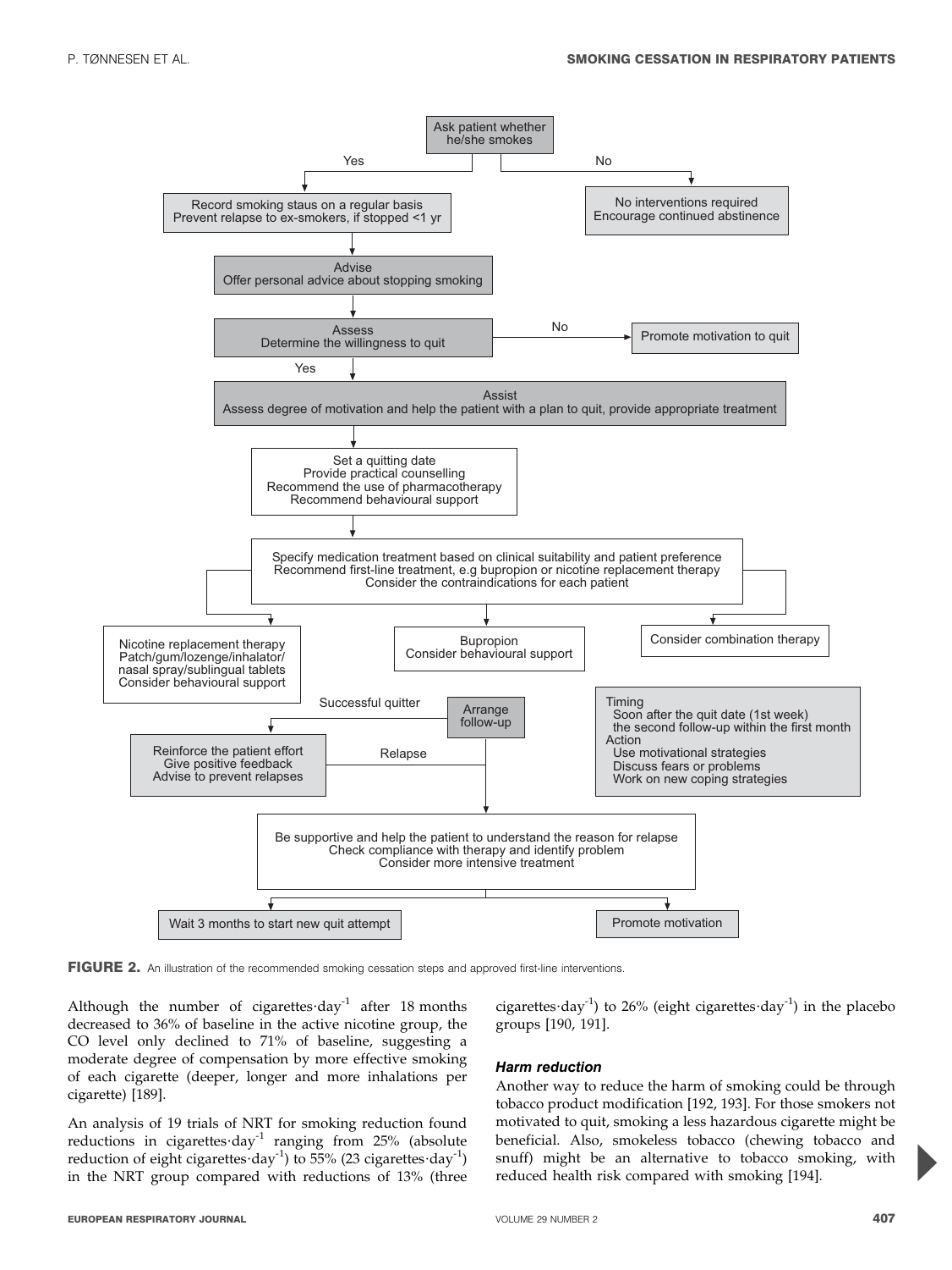Ask patient whether he/she smokes

Yes → Record smoking staus on a regular basis; Prevent relapse to ex-smokers, if stopped <1 yr

No → No interventions required; Encourage continued abstinence

Advise: Offer personal advice about stopping smoking

Assess: Determine the willingness to quit

No → Promote motivation to quit

Yes → Assist: Assess degree of motivation and help the patient with a plan to quit, provide appropriate treatment

Set a quitting date
Provide practical counselling
Recommend the use of pharmacotherapy
Recommend behavioural support

Specify medication treatment based on clinical suitability and patient preference
Recommend first-line treatment, e.g bupropion or nicotine replacement therapy
Consider the contraindications for each patient

- Nicotine replacement therapy: Patch/gum/lozenge/inhalator/nasal spray/sublingual tablets; Consider behavioural support
- Bupropion: Consider behavioural support
- Consider combination therapy

Arrange follow-up

Timing
- Soon after the quit date (1st week)
- the second follow-up within the first month

Action
- Use motivational strategies
- Discuss fears or problems
- Work on new coping strategies

Successful quitter → Reinforce the patient effort; Give positive feedback; Advise to prevent relapses

Relapse → Be supportive and help the patient to understand the reason for relapse; Check compliance with therapy and identify problem; Consider more intensive treatment

→ Wait 3 months to start new quit attempt
→ Promote motivation

**FIGURE 2.** An illustration of the recommended smoking cessation steps and approved first-line interventions.

Although the number of cigarettes·day$^{-1}$ after 18 months decreased to 36% of baseline in the active nicotine group, the CO level only declined to 71% of baseline, suggesting a moderate degree of compensation by more effective smoking of each cigarette (deeper, longer and more inhalations per cigarette) [189].

An analysis of 19 trials of NRT for smoking reduction found reductions in cigarettes·day$^{-1}$ ranging from 25% (absolute reduction of eight cigarettes·day$^{-1}$) to 55% (23 cigarettes·day$^{-1}$) in the NRT group compared with reductions of 13% (three cigarettes·day$^{-1}$) to 26% (eight cigarettes·day$^{-1}$) in the placebo groups [190, 191].

### *Harm reduction*

Another way to reduce the harm of smoking could be through tobacco product modification [192, 193]. For those smokers not motivated to quit, smoking a less hazardous cigarette might be beneficial. Also, smokeless tobacco (chewing tobacco and snuff) might be an alternative to tobacco smoking, with reduced health risk compared with smoking [194].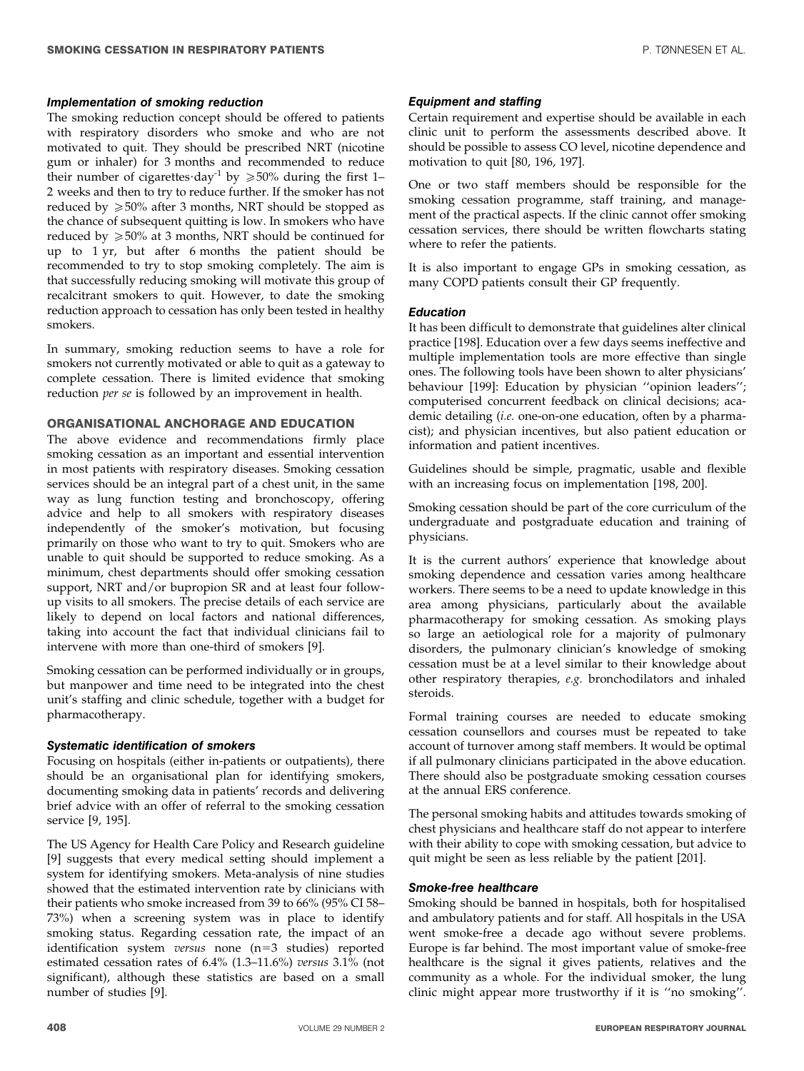### Implementation of smoking reduction

The smoking reduction concept should be offered to patients with respiratory disorders who smoke and who are not motivated to quit. They should be prescribed NRT (nicotine gum or inhaler) for 3 months and recommended to reduce their number of cigarettes·day$^{-1}$ by $\geqslant$50% during the first 1–2 weeks and then to try to reduce further. If the smoker has not reduced by $\geqslant$50% after 3 months, NRT should be stopped as the chance of subsequent quitting is low. In smokers who have reduced by $\geqslant$50% at 3 months, NRT should be continued for up to 1 yr, but after 6 months the patient should be recommended to try to stop smoking completely. The aim is that successfully reducing smoking will motivate this group of recalcitrant smokers to quit. However, to date the smoking reduction approach to cessation has only been tested in healthy smokers.

In summary, smoking reduction seems to have a role for smokers not currently motivated or able to quit as a gateway to complete cessation. There is limited evidence that smoking reduction *per se* is followed by an improvement in health.

## ORGANISATIONAL ANCHORAGE AND EDUCATION

The above evidence and recommendations firmly place smoking cessation as an important and essential intervention in most patients with respiratory diseases. Smoking cessation services should be an integral part of a chest unit, in the same way as lung function testing and bronchoscopy, offering advice and help to all smokers with respiratory diseases independently of the smoker's motivation, but focusing primarily on those who want to try to quit. Smokers who are unable to quit should be supported to reduce smoking. As a minimum, chest departments should offer smoking cessation support, NRT and/or bupropion SR and at least four follow-up visits to all smokers. The precise details of each service are likely to depend on local factors and national differences, taking into account the fact that individual clinicians fail to intervene with more than one-third of smokers [9].

Smoking cessation can be performed individually or in groups, but manpower and time need to be integrated into the chest unit's staffing and clinic schedule, together with a budget for pharmacotherapy.

### Systematic identification of smokers

Focusing on hospitals (either in-patients or outpatients), there should be an organisational plan for identifying smokers, documenting smoking data in patients' records and delivering brief advice with an offer of referral to the smoking cessation service [9, 195].

The US Agency for Health Care Policy and Research guideline [9] suggests that every medical setting should implement a system for identifying smokers. Meta-analysis of nine studies showed that the estimated intervention rate by clinicians with their patients who smoke increased from 39 to 66% (95% CI 58–73%) when a screening system was in place to identify smoking status. Regarding cessation rate, the impact of an identification system *versus* none (n=3 studies) reported estimated cessation rates of 6.4% (1.3–11.6%) *versus* 3.1% (not significant), although these statistics are based on a small number of studies [9].

### Equipment and staffing

Certain requirement and expertise should be available in each clinic unit to perform the assessments described above. It should be possible to assess CO level, nicotine dependence and motivation to quit [80, 196, 197].

One or two staff members should be responsible for the smoking cessation programme, staff training, and management of the practical aspects. If the clinic cannot offer smoking cessation services, there should be written flowcharts stating where to refer the patients.

It is also important to engage GPs in smoking cessation, as many COPD patients consult their GP frequently.

### Education

It has been difficult to demonstrate that guidelines alter clinical practice [198]. Education over a few days seems ineffective and multiple implementation tools are more effective than single ones. The following tools have been shown to alter physicians' behaviour [199]: Education by physician ''opinion leaders''; computerised concurrent feedback on clinical decisions; academic detailing (*i.e.* one-on-one education, often by a pharmacist); and physician incentives, but also patient education or information and patient incentives.

Guidelines should be simple, pragmatic, usable and flexible with an increasing focus on implementation [198, 200].

Smoking cessation should be part of the core curriculum of the undergraduate and postgraduate education and training of physicians.

It is the current authors' experience that knowledge about smoking dependence and cessation varies among healthcare workers. There seems to be a need to update knowledge in this area among physicians, particularly about the available pharmacotherapy for smoking cessation. As smoking plays so large an aetiological role for a majority of pulmonary disorders, the pulmonary clinician's knowledge of smoking cessation must be at a level similar to their knowledge about other respiratory therapies, *e.g.* bronchodilators and inhaled steroids.

Formal training courses are needed to educate smoking cessation counsellors and courses must be repeated to take account of turnover among staff members. It would be optimal if all pulmonary clinicians participated in the above education. There should also be postgraduate smoking cessation courses at the annual ERS conference.

The personal smoking habits and attitudes towards smoking of chest physicians and healthcare staff do not appear to interfere with their ability to cope with smoking cessation, but advice to quit might be seen as less reliable by the patient [201].

### Smoke-free healthcare

Smoking should be banned in hospitals, both for hospitalised and ambulatory patients and for staff. All hospitals in the USA went smoke-free a decade ago without severe problems. Europe is far behind. The most important value of smoke-free healthcare is the signal it gives patients, relatives and the community as a whole. For the individual smoker, the lung clinic might appear more trustworthy if it is ''no smoking''.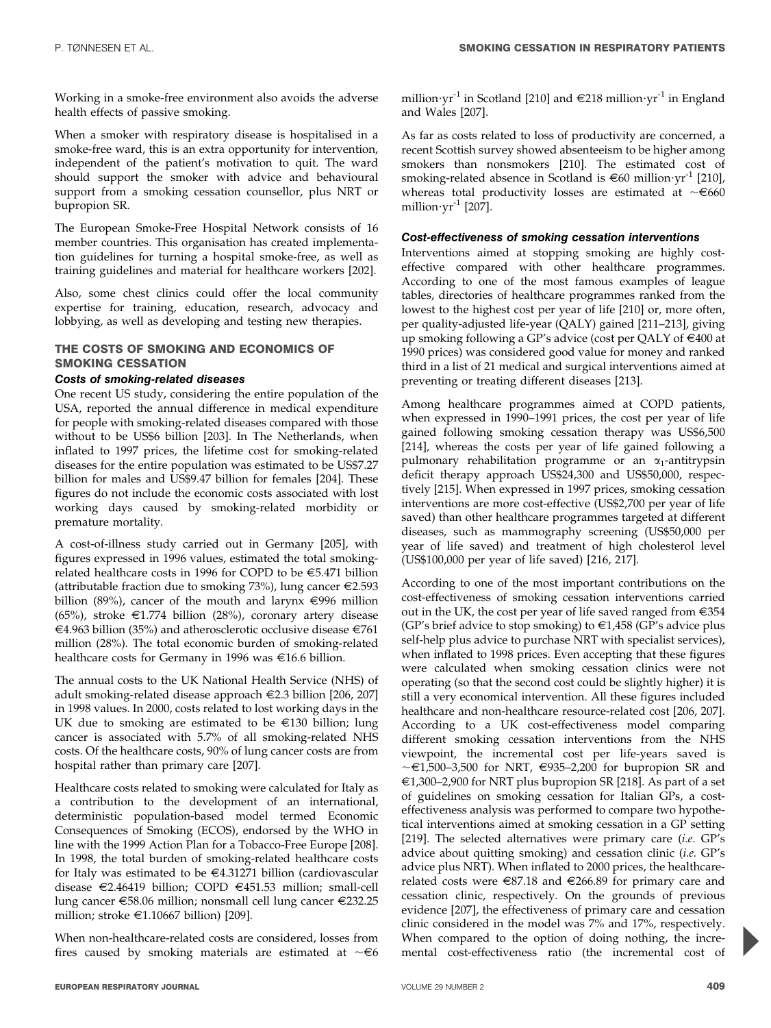Working in a smoke-free environment also avoids the adverse health effects of passive smoking.

When a smoker with respiratory disease is hospitalised in a smoke-free ward, this is an extra opportunity for intervention, independent of the patient's motivation to quit. The ward should support the smoker with advice and behavioural support from a smoking cessation counsellor, plus NRT or bupropion SR.

The European Smoke-Free Hospital Network consists of 16 member countries. This organisation has created implementation guidelines for turning a hospital smoke-free, as well as training guidelines and material for healthcare workers [202].

Also, some chest clinics could offer the local community expertise for training, education, research, advocacy and lobbying, as well as developing and testing new therapies.

## THE COSTS OF SMOKING AND ECONOMICS OF SMOKING CESSATION

### *Costs of smoking-related diseases*

One recent US study, considering the entire population of the USA, reported the annual difference in medical expenditure for people with smoking-related diseases compared with those without to be US$6 billion [203]. In The Netherlands, when inflated to 1997 prices, the lifetime cost for smoking-related diseases for the entire population was estimated to be US$7.27 billion for males and US$9.47 billion for females [204]. These figures do not include the economic costs associated with lost working days caused by smoking-related morbidity or premature mortality.

A cost-of-illness study carried out in Germany [205], with figures expressed in 1996 values, estimated the total smoking-related healthcare costs in 1996 for COPD to be €5.471 billion (attributable fraction due to smoking 73%), lung cancer €2.593 billion (89%), cancer of the mouth and larynx €996 million (65%), stroke €1.774 billion (28%), coronary artery disease €4.963 billion (35%) and atherosclerotic occlusive disease €761 million (28%). The total economic burden of smoking-related healthcare costs for Germany in 1996 was €16.6 billion.

The annual costs to the UK National Health Service (NHS) of adult smoking-related disease approach €2.3 billion [206, 207] in 1998 values. In 2000, costs related to lost working days in the UK due to smoking are estimated to be €130 billion; lung cancer is associated with 5.7% of all smoking-related NHS costs. Of the healthcare costs, 90% of lung cancer costs are from hospital rather than primary care [207].

Healthcare costs related to smoking were calculated for Italy as a contribution to the development of an international, deterministic population-based model termed Economic Consequences of Smoking (ECOS), endorsed by the WHO in line with the 1999 Action Plan for a Tobacco-Free Europe [208]. In 1998, the total burden of smoking-related healthcare costs for Italy was estimated to be €4.31271 billion (cardiovascular disease €2.46419 billion; COPD €451.53 million; small-cell lung cancer €58.06 million; nonsmall cell lung cancer €232.25 million; stroke €1.10667 billion) [209].

When non-healthcare-related costs are considered, losses from fires caused by smoking materials are estimated at ~€6 million·yr$^{-1}$ in Scotland [210] and €218 million·yr$^{-1}$ in England and Wales [207].

As far as costs related to loss of productivity are concerned, a recent Scottish survey showed absenteeism to be higher among smokers than nonsmokers [210]. The estimated cost of smoking-related absence in Scotland is €60 million·yr$^{-1}$ [210], whereas total productivity losses are estimated at ~€660 million·yr$^{-1}$ [207].

### *Cost-effectiveness of smoking cessation interventions*

Interventions aimed at stopping smoking are highly cost-effective compared with other healthcare programmes. According to one of the most famous examples of league tables, directories of healthcare programmes ranked from the lowest to the highest cost per year of life [210] or, more often, per quality-adjusted life-year (QALY) gained [211–213], giving up smoking following a GP's advice (cost per QALY of €400 at 1990 prices) was considered good value for money and ranked third in a list of 21 medical and surgical interventions aimed at preventing or treating different diseases [213].

Among healthcare programmes aimed at COPD patients, when expressed in 1990–1991 prices, the cost per year of life gained following smoking cessation therapy was US$6,500 [214], whereas the costs per year of life gained following a pulmonary rehabilitation programme or an $\alpha_1$-antitrypsin deficit therapy approach US$24,300 and US$50,000, respectively [215]. When expressed in 1997 prices, smoking cessation interventions are more cost-effective (US$2,700 per year of life saved) than other healthcare programmes targeted at different diseases, such as mammography screening (US$50,000 per year of life saved) and treatment of high cholesterol level (US$100,000 per year of life saved) [216, 217].

According to one of the most important contributions on the cost-effectiveness of smoking cessation interventions carried out in the UK, the cost per year of life saved ranged from €354 (GP's brief advice to stop smoking) to €1,458 (GP's advice plus self-help plus advice to purchase NRT with specialist services), when inflated to 1998 prices. Even accepting that these figures were calculated when smoking cessation clinics were not operating (so that the second cost could be slightly higher) it is still a very economical intervention. All these figures included healthcare and non-healthcare resource-related cost [206, 207]. According to a UK cost-effectiveness model comparing different smoking cessation interventions from the NHS viewpoint, the incremental cost per life-years saved is ~€1,500–3,500 for NRT, €935–2,200 for bupropion SR and €1,300–2,900 for NRT plus bupropion SR [218]. As part of a set of guidelines on smoking cessation for Italian GPs, a cost-effectiveness analysis was performed to compare two hypothetical interventions aimed at smoking cessation in a GP setting [219]. The selected alternatives were primary care (*i.e.* GP's advice about quitting smoking) and cessation clinic (*i.e.* GP's advice plus NRT). When inflated to 2000 prices, the healthcare-related costs were €87.18 and €266.89 for primary care and cessation clinic, respectively. On the grounds of previous evidence [207], the effectiveness of primary care and cessation clinic considered in the model was 7% and 17%, respectively. When compared to the option of doing nothing, the incremental cost-effectiveness ratio (the incremental cost of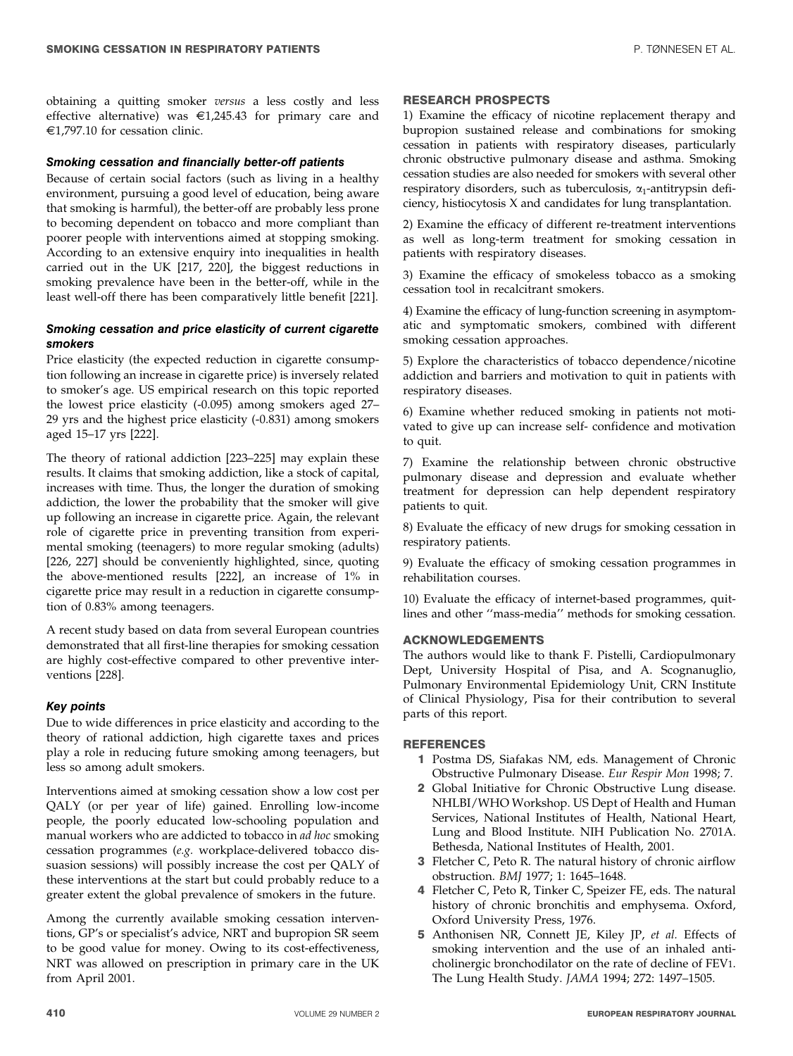obtaining a quitting smoker *versus* a less costly and less effective alternative) was €1,245.43 for primary care and €1,797.10 for cessation clinic.

### *Smoking cessation and financially better-off patients*

Because of certain social factors (such as living in a healthy environment, pursuing a good level of education, being aware that smoking is harmful), the better-off are probably less prone to becoming dependent on tobacco and more compliant than poorer people with interventions aimed at stopping smoking. According to an extensive enquiry into inequalities in health carried out in the UK [217, 220], the biggest reductions in smoking prevalence have been in the better-off, while in the least well-off there has been comparatively little benefit [221].

### *Smoking cessation and price elasticity of current cigarette smokers*

Price elasticity (the expected reduction in cigarette consumption following an increase in cigarette price) is inversely related to smoker's age. US empirical research on this topic reported the lowest price elasticity (-0.095) among smokers aged 27–29 yrs and the highest price elasticity (-0.831) among smokers aged 15–17 yrs [222].

The theory of rational addiction [223–225] may explain these results. It claims that smoking addiction, like a stock of capital, increases with time. Thus, the longer the duration of smoking addiction, the lower the probability that the smoker will give up following an increase in cigarette price. Again, the relevant role of cigarette price in preventing transition from experimental smoking (teenagers) to more regular smoking (adults) [226, 227] should be conveniently highlighted, since, quoting the above-mentioned results [222], an increase of 1% in cigarette price may result in a reduction in cigarette consumption of 0.83% among teenagers.

A recent study based on data from several European countries demonstrated that all first-line therapies for smoking cessation are highly cost-effective compared to other preventive interventions [228].

### *Key points*

Due to wide differences in price elasticity and according to the theory of rational addiction, high cigarette taxes and prices play a role in reducing future smoking among teenagers, but less so among adult smokers.

Interventions aimed at smoking cessation show a low cost per QALY (or per year of life) gained. Enrolling low-income people, the poorly educated low-schooling population and manual workers who are addicted to tobacco in *ad hoc* smoking cessation programmes (*e.g.* workplace-delivered tobacco dissuasion sessions) will possibly increase the cost per QALY of these interventions at the start but could probably reduce to a greater extent the global prevalence of smokers in the future.

Among the currently available smoking cessation interventions, GP's or specialist's advice, NRT and bupropion SR seem to be good value for money. Owing to its cost-effectiveness, NRT was allowed on prescription in primary care in the UK from April 2001.

## RESEARCH PROSPECTS

1) Examine the efficacy of nicotine replacement therapy and bupropion sustained release and combinations for smoking cessation in patients with respiratory diseases, particularly chronic obstructive pulmonary disease and asthma. Smoking cessation studies are also needed for smokers with several other respiratory disorders, such as tuberculosis, $\alpha_1$-antitrypsin deficiency, histiocytosis X and candidates for lung transplantation.

2) Examine the efficacy of different re-treatment interventions as well as long-term treatment for smoking cessation in patients with respiratory diseases.

3) Examine the efficacy of smokeless tobacco as a smoking cessation tool in recalcitrant smokers.

4) Examine the efficacy of lung-function screening in asymptomatic and symptomatic smokers, combined with different smoking cessation approaches.

5) Explore the characteristics of tobacco dependence/nicotine addiction and barriers and motivation to quit in patients with respiratory diseases.

6) Examine whether reduced smoking in patients not motivated to give up can increase self- confidence and motivation to quit.

7) Examine the relationship between chronic obstructive pulmonary disease and depression and evaluate whether treatment for depression can help dependent respiratory patients to quit.

8) Evaluate the efficacy of new drugs for smoking cessation in respiratory patients.

9) Evaluate the efficacy of smoking cessation programmes in rehabilitation courses.

10) Evaluate the efficacy of internet-based programmes, quitlines and other ''mass-media'' methods for smoking cessation.

## ACKNOWLEDGEMENTS

The authors would like to thank F. Pistelli, Cardiopulmonary Dept, University Hospital of Pisa, and A. Scognanuglio, Pulmonary Environmental Epidemiology Unit, CRN Institute of Clinical Physiology, Pisa for their contribution to several parts of this report.

## REFERENCES

1. Postma DS, Siafakas NM, eds. Management of Chronic Obstructive Pulmonary Disease. *Eur Respir Mon* 1998; 7.
2. Global Initiative for Chronic Obstructive Lung disease. NHLBI/WHO Workshop. US Dept of Health and Human Services, National Institutes of Health, National Heart, Lung and Blood Institute. NIH Publication No. 2701A. Bethesda, National Institutes of Health, 2001.
3. Fletcher C, Peto R. The natural history of chronic airflow obstruction. *BMJ* 1977; 1: 1645–1648.
4. Fletcher C, Peto R, Tinker C, Speizer FE, eds. The natural history of chronic bronchitis and emphysema. Oxford, Oxford University Press, 1976.
5. Anthonisen NR, Connett JE, Kiley JP, *et al.* Effects of smoking intervention and the use of an inhaled anticholinergic bronchodilator on the rate of decline of FEV1. The Lung Health Study. *JAMA* 1994; 272: 1497–1505.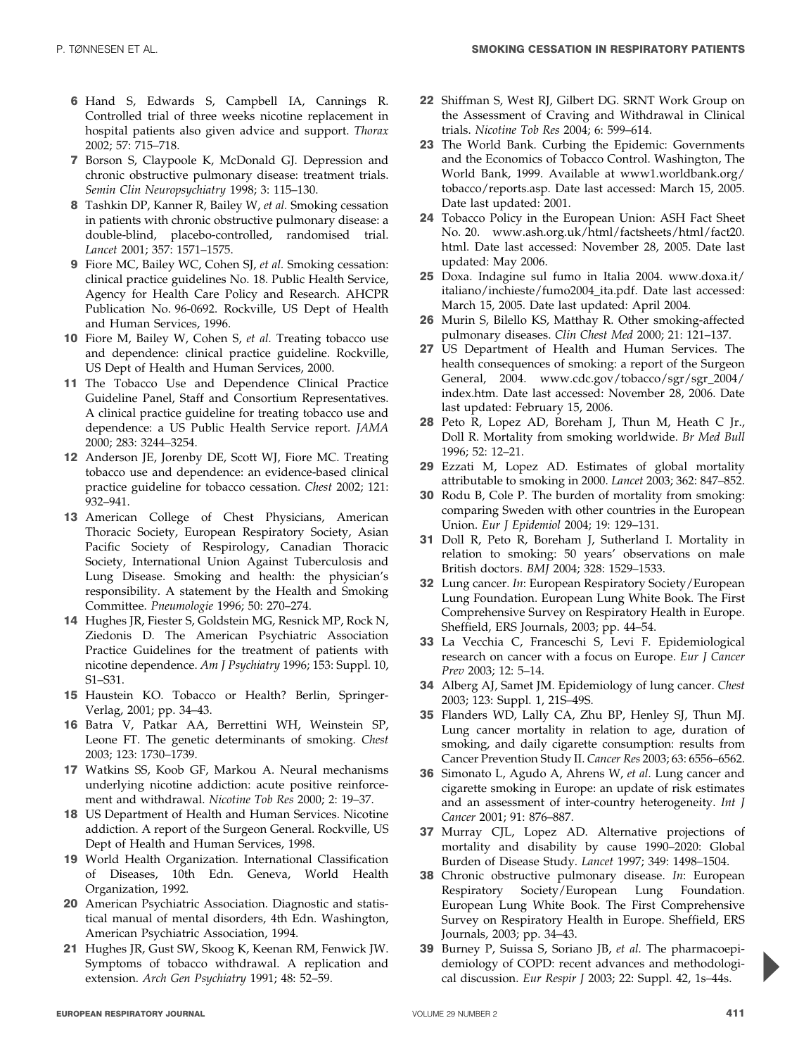6 Hand S, Edwards S, Campbell IA, Cannings R. Controlled trial of three weeks nicotine replacement in hospital patients also given advice and support. *Thorax* 2002; 57: 715–718.

7 Borson S, Claypoole K, McDonald GJ. Depression and chronic obstructive pulmonary disease: treatment trials. *Semin Clin Neuropsychiatry* 1998; 3: 115–130.

8 Tashkin DP, Kanner R, Bailey W, *et al.* Smoking cessation in patients with chronic obstructive pulmonary disease: a double-blind, placebo-controlled, randomised trial. *Lancet* 2001; 357: 1571–1575.

9 Fiore MC, Bailey WC, Cohen SJ, *et al.* Smoking cessation: clinical practice guidelines No. 18. Public Health Service, Agency for Health Care Policy and Research. AHCPR Publication No. 96-0692. Rockville, US Dept of Health and Human Services, 1996.

10 Fiore M, Bailey W, Cohen S, *et al.* Treating tobacco use and dependence: clinical practice guideline. Rockville, US Dept of Health and Human Services, 2000.

11 The Tobacco Use and Dependence Clinical Practice Guideline Panel, Staff and Consortium Representatives. A clinical practice guideline for treating tobacco use and dependence: a US Public Health Service report. *JAMA* 2000; 283: 3244–3254.

12 Anderson JE, Jorenby DE, Scott WJ, Fiore MC. Treating tobacco use and dependence: an evidence-based clinical practice guideline for tobacco cessation. *Chest* 2002; 121: 932–941.

13 American College of Chest Physicians, American Thoracic Society, European Respiratory Society, Asian Pacific Society of Respirology, Canadian Thoracic Society, International Union Against Tuberculosis and Lung Disease. Smoking and health: the physician's responsibility. A statement by the Health and Smoking Committee. *Pneumologie* 1996; 50: 270–274.

14 Hughes JR, Fiester S, Goldstein MG, Resnick MP, Rock N, Ziedonis D. The American Psychiatric Association Practice Guidelines for the treatment of patients with nicotine dependence. *Am J Psychiatry* 1996; 153: Suppl. 10, S1–S31.

15 Haustein KO. Tobacco or Health? Berlin, Springer-Verlag, 2001; pp. 34–43.

16 Batra V, Patkar AA, Berrettini WH, Weinstein SP, Leone FT. The genetic determinants of smoking. *Chest* 2003; 123: 1730–1739.

17 Watkins SS, Koob GF, Markou A. Neural mechanisms underlying nicotine addiction: acute positive reinforcement and withdrawal. *Nicotine Tob Res* 2000; 2: 19–37.

18 US Department of Health and Human Services. Nicotine addiction. A report of the Surgeon General. Rockville, US Dept of Health and Human Services, 1998.

19 World Health Organization. International Classification of Diseases, 10th Edn. Geneva, World Health Organization, 1992.

20 American Psychiatric Association. Diagnostic and statistical manual of mental disorders, 4th Edn. Washington, American Psychiatric Association, 1994.

21 Hughes JR, Gust SW, Skoog K, Keenan RM, Fenwick JW. Symptoms of tobacco withdrawal. A replication and extension. *Arch Gen Psychiatry* 1991; 48: 52–59.

22 Shiffman S, West RJ, Gilbert DG. SRNT Work Group on the Assessment of Craving and Withdrawal in Clinical trials. *Nicotine Tob Res* 2004; 6: 599–614.

23 The World Bank. Curbing the Epidemic: Governments and the Economics of Tobacco Control. Washington, The World Bank, 1999. Available at www1.worldbank.org/tobacco/reports.asp. Date last accessed: March 15, 2005. Date last updated: 2001.

24 Tobacco Policy in the European Union: ASH Fact Sheet No. 20. www.ash.org.uk/html/factsheets/html/fact20.html. Date last accessed: November 28, 2005. Date last updated: May 2006.

25 Doxa. Indagine sul fumo in Italia 2004. www.doxa.it/italiano/inchieste/fumo2004_ita.pdf. Date last accessed: March 15, 2005. Date last updated: April 2004.

26 Murin S, Bilello KS, Matthay R. Other smoking-affected pulmonary diseases. *Clin Chest Med* 2000; 21: 121–137.

27 US Department of Health and Human Services. The health consequences of smoking: a report of the Surgeon General, 2004. www.cdc.gov/tobacco/sgr/sgr_2004/index.htm. Date last accessed: November 28, 2006. Date last updated: February 15, 2006.

28 Peto R, Lopez AD, Boreham J, Thun M, Heath C Jr., Doll R. Mortality from smoking worldwide. *Br Med Bull* 1996; 52: 12–21.

29 Ezzati M, Lopez AD. Estimates of global mortality attributable to smoking in 2000. *Lancet* 2003; 362: 847–852.

30 Rodu B, Cole P. The burden of mortality from smoking: comparing Sweden with other countries in the European Union. *Eur J Epidemiol* 2004; 19: 129–131.

31 Doll R, Peto R, Boreham J, Sutherland I. Mortality in relation to smoking: 50 years' observations on male British doctors. *BMJ* 2004; 328: 1529–1533.

32 Lung cancer. *In*: European Respiratory Society/European Lung Foundation. European Lung White Book. The First Comprehensive Survey on Respiratory Health in Europe. Sheffield, ERS Journals, 2003; pp. 44–54.

33 La Vecchia C, Franceschi S, Levi F. Epidemiological research on cancer with a focus on Europe. *Eur J Cancer Prev* 2003; 12: 5–14.

34 Alberg AJ, Samet JM. Epidemiology of lung cancer. *Chest* 2003; 123: Suppl. 1, 21S–49S.

35 Flanders WD, Lally CA, Zhu BP, Henley SJ, Thun MJ. Lung cancer mortality in relation to age, duration of smoking, and daily cigarette consumption: results from Cancer Prevention Study II. *Cancer Res* 2003; 63: 6556–6562.

36 Simonato L, Agudo A, Ahrens W, *et al.* Lung cancer and cigarette smoking in Europe: an update of risk estimates and an assessment of inter-country heterogeneity. *Int J Cancer* 2001; 91: 876–887.

37 Murray CJL, Lopez AD. Alternative projections of mortality and disability by cause 1990–2020: Global Burden of Disease Study. *Lancet* 1997; 349: 1498–1504.

38 Chronic obstructive pulmonary disease. *In*: European Respiratory Society/European Lung Foundation. European Lung White Book. The First Comprehensive Survey on Respiratory Health in Europe. Sheffield, ERS Journals, 2003; pp. 34–43.

39 Burney P, Suissa S, Soriano JB, *et al.* The pharmacoepidemiology of COPD: recent advances and methodological discussion. *Eur Respir J* 2003; 22: Suppl. 42, 1s–44s.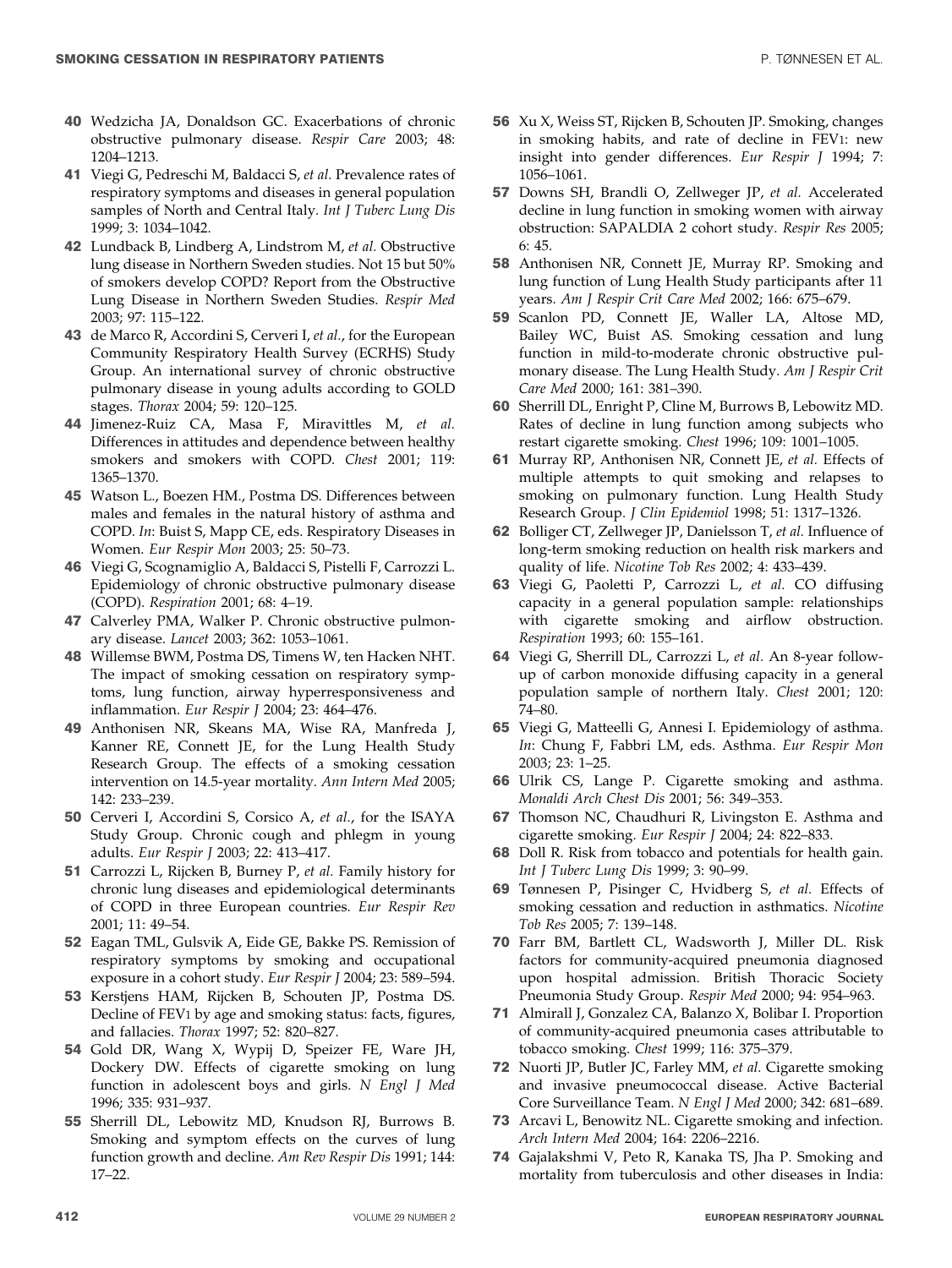40 Wedzicha JA, Donaldson GC. Exacerbations of chronic obstructive pulmonary disease. *Respir Care* 2003; 48: 1204–1213.

41 Viegi G, Pedreschi M, Baldacci S, *et al.* Prevalence rates of respiratory symptoms and diseases in general population samples of North and Central Italy. *Int J Tuberc Lung Dis* 1999; 3: 1034–1042.

42 Lundback B, Lindberg A, Lindstrom M, *et al.* Obstructive lung disease in Northern Sweden studies. Not 15 but 50% of smokers develop COPD? Report from the Obstructive Lung Disease in Northern Sweden Studies. *Respir Med* 2003; 97: 115–122.

43 de Marco R, Accordini S, Cerveri I, *et al.*, for the European Community Respiratory Health Survey (ECRHS) Study Group. An international survey of chronic obstructive pulmonary disease in young adults according to GOLD stages. *Thorax* 2004; 59: 120–125.

44 Jimenez-Ruiz CA, Masa F, Miravittles M, *et al.* Differences in attitudes and dependence between healthy smokers and smokers with COPD. *Chest* 2001; 119: 1365–1370.

45 Watson L., Boezen HM., Postma DS. Differences between males and females in the natural history of asthma and COPD. *In*: Buist S, Mapp CE, eds. Respiratory Diseases in Women. *Eur Respir Mon* 2003; 25: 50–73.

46 Viegi G, Scognamiglio A, Baldacci S, Pistelli F, Carrozzi L. Epidemiology of chronic obstructive pulmonary disease (COPD). *Respiration* 2001; 68: 4–19.

47 Calverley PMA, Walker P. Chronic obstructive pulmonary disease. *Lancet* 2003; 362: 1053–1061.

48 Willemse BWM, Postma DS, Timens W, ten Hacken NHT. The impact of smoking cessation on respiratory symptoms, lung function, airway hyperresponsiveness and inflammation. *Eur Respir J* 2004; 23: 464–476.

49 Anthonisen NR, Skeans MA, Wise RA, Manfreda J, Kanner RE, Connett JE, for the Lung Health Study Research Group. The effects of a smoking cessation intervention on 14.5-year mortality. *Ann Intern Med* 2005; 142: 233–239.

50 Cerveri I, Accordini S, Corsico A, *et al.*, for the ISAYA Study Group. Chronic cough and phlegm in young adults. *Eur Respir J* 2003; 22: 413–417.

51 Carrozzi L, Rijcken B, Burney P, *et al.* Family history for chronic lung diseases and epidemiological determinants of COPD in three European countries. *Eur Respir Rev* 2001; 11: 49–54.

52 Eagan TML, Gulsvik A, Eide GE, Bakke PS. Remission of respiratory symptoms by smoking and occupational exposure in a cohort study. *Eur Respir J* 2004; 23: 589–594.

53 Kerstjens HAM, Rijcken B, Schouten JP, Postma DS. Decline of FEV1 by age and smoking status: facts, figures, and fallacies. *Thorax* 1997; 52: 820–827.

54 Gold DR, Wang X, Wypij D, Speizer FE, Ware JH, Dockery DW. Effects of cigarette smoking on lung function in adolescent boys and girls. *N Engl J Med* 1996; 335: 931–937.

55 Sherrill DL, Lebowitz MD, Knudson RJ, Burrows B. Smoking and symptom effects on the curves of lung function growth and decline. *Am Rev Respir Dis* 1991; 144: 17–22.

56 Xu X, Weiss ST, Rijcken B, Schouten JP. Smoking, changes in smoking habits, and rate of decline in FEV1: new insight into gender differences. *Eur Respir J* 1994; 7: 1056–1061.

57 Downs SH, Brandli O, Zellweger JP, *et al.* Accelerated decline in lung function in smoking women with airway obstruction: SAPALDIA 2 cohort study. *Respir Res* 2005; 6: 45.

58 Anthonisen NR, Connett JE, Murray RP. Smoking and lung function of Lung Health Study participants after 11 years. *Am J Respir Crit Care Med* 2002; 166: 675–679.

59 Scanlon PD, Connett JE, Waller LA, Altose MD, Bailey WC, Buist AS. Smoking cessation and lung function in mild-to-moderate chronic obstructive pulmonary disease. The Lung Health Study. *Am J Respir Crit Care Med* 2000; 161: 381–390.

60 Sherrill DL, Enright P, Cline M, Burrows B, Lebowitz MD. Rates of decline in lung function among subjects who restart cigarette smoking. *Chest* 1996; 109: 1001–1005.

61 Murray RP, Anthonisen NR, Connett JE, *et al.* Effects of multiple attempts to quit smoking and relapses to smoking on pulmonary function. Lung Health Study Research Group. *J Clin Epidemiol* 1998; 51: 1317–1326.

62 Bolliger CT, Zellweger JP, Danielsson T, *et al.* Influence of long-term smoking reduction on health risk markers and quality of life. *Nicotine Tob Res* 2002; 4: 433–439.

63 Viegi G, Paoletti P, Carrozzi L, *et al.* CO diffusing capacity in a general population sample: relationships with cigarette smoking and airflow obstruction. *Respiration* 1993; 60: 155–161.

64 Viegi G, Sherrill DL, Carrozzi L, *et al.* An 8-year follow-up of carbon monoxide diffusing capacity in a general population sample of northern Italy. *Chest* 2001; 120: 74–80.

65 Viegi G, Matteelli G, Annesi I. Epidemiology of asthma. *In*: Chung F, Fabbri LM, eds. Asthma. *Eur Respir Mon* 2003; 23: 1–25.

66 Ulrik CS, Lange P. Cigarette smoking and asthma. *Monaldi Arch Chest Dis* 2001; 56: 349–353.

67 Thomson NC, Chaudhuri R, Livingston E. Asthma and cigarette smoking. *Eur Respir J* 2004; 24: 822–833.

68 Doll R. Risk from tobacco and potentials for health gain. *Int J Tuberc Lung Dis* 1999; 3: 90–99.

69 Tønnesen P, Pisinger C, Hvidberg S, *et al.* Effects of smoking cessation and reduction in asthmatics. *Nicotine Tob Res* 2005; 7: 139–148.

70 Farr BM, Bartlett CL, Wadsworth J, Miller DL. Risk factors for community-acquired pneumonia diagnosed upon hospital admission. British Thoracic Society Pneumonia Study Group. *Respir Med* 2000; 94: 954–963.

71 Almirall J, Gonzalez CA, Balanzo X, Bolibar I. Proportion of community-acquired pneumonia cases attributable to tobacco smoking. *Chest* 1999; 116: 375–379.

72 Nuorti JP, Butler JC, Farley MM, *et al.* Cigarette smoking and invasive pneumococcal disease. Active Bacterial Core Surveillance Team. *N Engl J Med* 2000; 342: 681–689.

73 Arcavi L, Benowitz NL. Cigarette smoking and infection. *Arch Intern Med* 2004; 164: 2206–2216.

74 Gajalakshmi V, Peto R, Kanaka TS, Jha P. Smoking and mortality from tuberculosis and other diseases in India: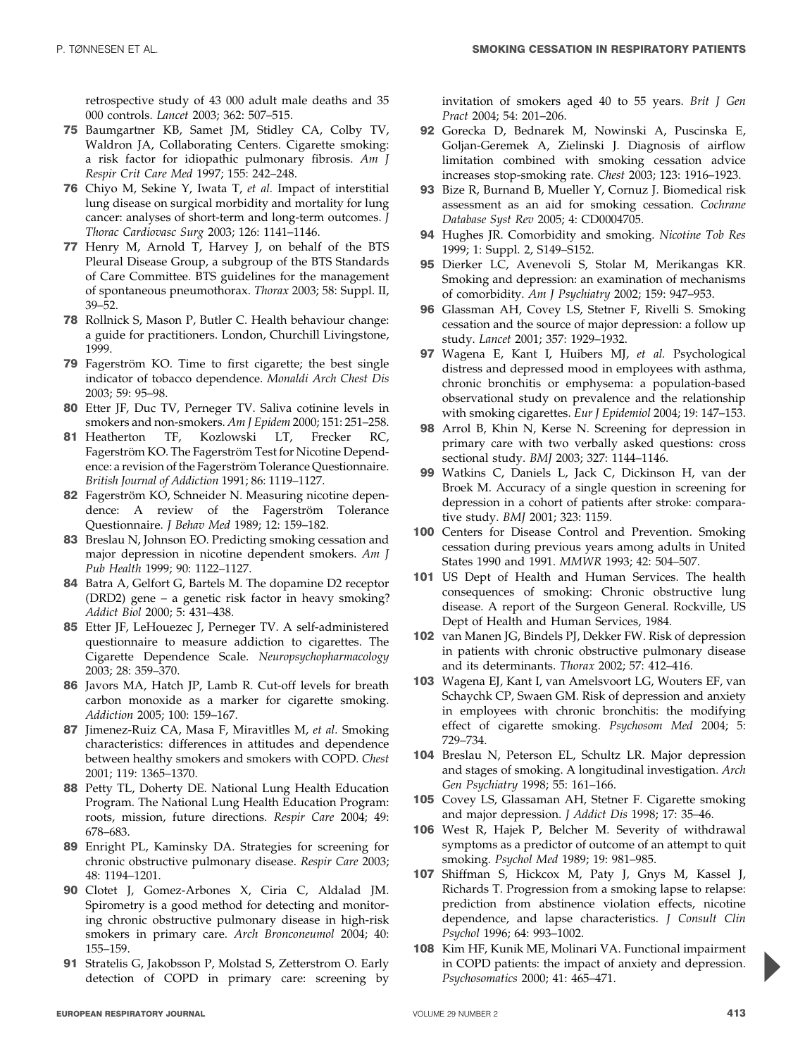retrospective study of 43 000 adult male deaths and 35 000 controls. *Lancet* 2003; 362: 507–515.

**75** Baumgartner KB, Samet JM, Stidley CA, Colby TV, Waldron JA, Collaborating Centers. Cigarette smoking: a risk factor for idiopathic pulmonary fibrosis. *Am J Respir Crit Care Med* 1997; 155: 242–248.

**76** Chiyo M, Sekine Y, Iwata T, *et al.* Impact of interstitial lung disease on surgical morbidity and mortality for lung cancer: analyses of short-term and long-term outcomes. *J Thorac Cardiovasc Surg* 2003; 126: 1141–1146.

**77** Henry M, Arnold T, Harvey J, on behalf of the BTS Pleural Disease Group, a subgroup of the BTS Standards of Care Committee. BTS guidelines for the management of spontaneous pneumothorax. *Thorax* 2003; 58: Suppl. II, 39–52.

**78** Rollnick S, Mason P, Butler C. Health behaviour change: a guide for practitioners. London, Churchill Livingstone, 1999.

**79** Fagerström KO. Time to first cigarette; the best single indicator of tobacco dependence. *Monaldi Arch Chest Dis* 2003; 59: 95–98.

**80** Etter JF, Duc TV, Perneger TV. Saliva cotinine levels in smokers and non-smokers. *Am J Epidem* 2000; 151: 251–258.

**81** Heatherton TF, Kozlowski LT, Frecker RC, Fagerström KO. The Fagerström Test for Nicotine Dependence: a revision of the Fagerström Tolerance Questionnaire. *British Journal of Addiction* 1991; 86: 1119–1127.

**82** Fagerström KO, Schneider N. Measuring nicotine dependence: A review of the Fagerström Tolerance Questionnaire. *J Behav Med* 1989; 12: 159–182.

**83** Breslau N, Johnson EO. Predicting smoking cessation and major depression in nicotine dependent smokers. *Am J Pub Health* 1999; 90: 1122–1127.

**84** Batra A, Gelfort G, Bartels M. The dopamine D2 receptor (DRD2) gene – a genetic risk factor in heavy smoking? *Addict Biol* 2000; 5: 431–438.

**85** Etter JF, LeHouezec J, Perneger TV. A self-administered questionnaire to measure addiction to cigarettes. The Cigarette Dependence Scale. *Neuropsychopharmacology* 2003; 28: 359–370.

**86** Javors MA, Hatch JP, Lamb R. Cut-off levels for breath carbon monoxide as a marker for cigarette smoking. *Addiction* 2005; 100: 159–167.

**87** Jimenez-Ruiz CA, Masa F, Miravitlles M, *et al.* Smoking characteristics: differences in attitudes and dependence between healthy smokers and smokers with COPD. *Chest* 2001; 119: 1365–1370.

**88** Petty TL, Doherty DE. National Lung Health Education Program. The National Lung Health Education Program: roots, mission, future directions. *Respir Care* 2004; 49: 678–683.

**89** Enright PL, Kaminsky DA. Strategies for screening for chronic obstructive pulmonary disease. *Respir Care* 2003; 48: 1194–1201.

**90** Clotet J, Gomez-Arbones X, Ciria C, Aldalad JM. Spirometry is a good method for detecting and monitoring chronic obstructive pulmonary disease in high-risk smokers in primary care. *Arch Bronconeumol* 2004; 40: 155–159.

**91** Stratelis G, Jakobsson P, Molstad S, Zetterstrom O. Early detection of COPD in primary care: screening by invitation of smokers aged 40 to 55 years. *Brit J Gen Pract* 2004; 54: 201–206.

**92** Gorecka D, Bednarek M, Nowinski A, Puscinska E, Goljan-Geremek A, Zielinski J. Diagnosis of airflow limitation combined with smoking cessation advice increases stop-smoking rate. *Chest* 2003; 123: 1916–1923.

**93** Bize R, Burnand B, Mueller Y, Cornuz J. Biomedical risk assessment as an aid for smoking cessation. *Cochrane Database Syst Rev* 2005; 4: CD0004705.

**94** Hughes JR. Comorbidity and smoking. *Nicotine Tob Res* 1999; 1: Suppl. 2, S149–S152.

**95** Dierker LC, Avenevoli S, Stolar M, Merikangas KR. Smoking and depression: an examination of mechanisms of comorbidity. *Am J Psychiatry* 2002; 159: 947–953.

**96** Glassman AH, Covey LS, Stetner F, Rivelli S. Smoking cessation and the source of major depression: a follow up study. *Lancet* 2001; 357: 1929–1932.

**97** Wagena E, Kant I, Huibers MJ, *et al.* Psychological distress and depressed mood in employees with asthma, chronic bronchitis or emphysema: a population-based observational study on prevalence and the relationship with smoking cigarettes. *Eur J Epidemiol* 2004; 19: 147–153.

**98** Arrol B, Khin N, Kerse N. Screening for depression in primary care with two verbally asked questions: cross sectional study. *BMJ* 2003; 327: 1144–1146.

**99** Watkins C, Daniels L, Jack C, Dickinson H, van der Broek M. Accuracy of a single question in screening for depression in a cohort of patients after stroke: comparative study. *BMJ* 2001; 323: 1159.

**100** Centers for Disease Control and Prevention. Smoking cessation during previous years among adults in United States 1990 and 1991. *MMWR* 1993; 42: 504–507.

**101** US Dept of Health and Human Services. The health consequences of smoking: Chronic obstructive lung disease. A report of the Surgeon General. Rockville, US Dept of Health and Human Services, 1984.

**102** van Manen JG, Bindels PJ, Dekker FW. Risk of depression in patients with chronic obstructive pulmonary disease and its determinants. *Thorax* 2002; 57: 412–416.

**103** Wagena EJ, Kant I, van Amelsvoort LG, Wouters EF, van Schaychk CP, Swaen GM. Risk of depression and anxiety in employees with chronic bronchitis: the modifying effect of cigarette smoking. *Psychosom Med* 2004; 5: 729–734.

**104** Breslau N, Peterson EL, Schultz LR. Major depression and stages of smoking. A longitudinal investigation. *Arch Gen Psychiatry* 1998; 55: 161–166.

**105** Covey LS, Glassaman AH, Stetner F. Cigarette smoking and major depression. *J Addict Dis* 1998; 17: 35–46.

**106** West R, Hajek P, Belcher M. Severity of withdrawal symptoms as a predictor of outcome of an attempt to quit smoking. *Psychol Med* 1989; 19: 981–985.

**107** Shiffman S, Hickcox M, Paty J, Gnys M, Kassel J, Richards T. Progression from a smoking lapse to relapse: prediction from abstinence violation effects, nicotine dependence, and lapse characteristics. *J Consult Clin Psychol* 1996; 64: 993–1002.

**108** Kim HF, Kunik ME, Molinari VA. Functional impairment in COPD patients: the impact of anxiety and depression. *Psychosomatics* 2000; 41: 465–471.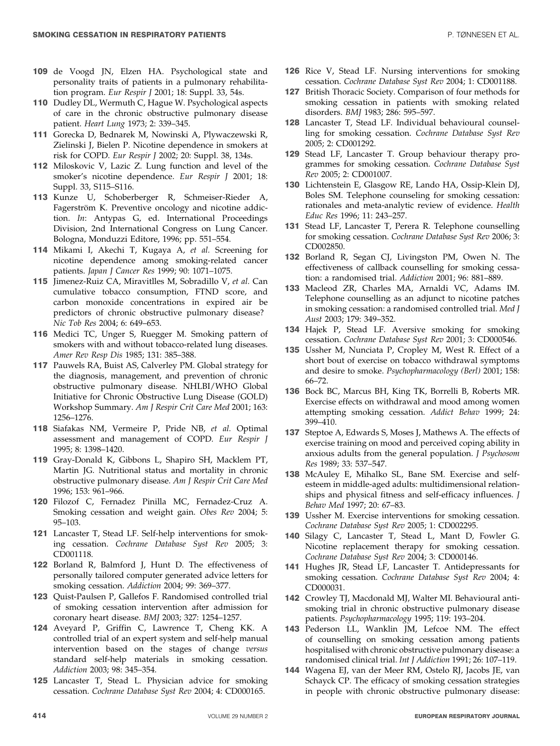109 de Voogd JN, Elzen HA. Psychological state and personality traits of patients in a pulmonary rehabilitation program. *Eur Respir J* 2001; 18: Suppl. 33, 54s.

110 Dudley DL, Wermuth C, Hague W. Psychological aspects of care in the chronic obstructive pulmonary disease patient. *Heart Lung* 1973; 2: 339–345.

111 Gorecka D, Bednarek M, Nowinski A, Plywaczewski R, Zielinski J, Bielen P. Nicotine dependence in smokers at risk for COPD. *Eur Respir J* 2002; 20: Suppl. 38, 134s.

112 Miloskovic V, Lazic Z. Lung function and level of the smoker's nicotine dependence. *Eur Respir J* 2001; 18: Suppl. 33, S115–S116.

113 Kunze U, Schoberberger R, Schmeiser-Rieder A, Fagerström K. Preventive oncology and nicotine addiction. *In*: Antypas G, ed. International Proceedings Division, 2nd International Congress on Lung Cancer. Bologna, Monduzzi Editore, 1996; pp. 551–554.

114 Mikami I, Akechi T, Kugaya A, *et al.* Screening for nicotine dependence among smoking-related cancer patients. *Japan J Cancer Res* 1999; 90: 1071–1075.

115 Jimenez-Ruiz CA, Miravitlles M, Sobradillo V, *et al.* Can cumulative tobacco consumption, FTND score, and carbon monoxide concentrations in expired air be predictors of chronic obstructive pulmonary disease? *Nic Tob Res* 2004; 6: 649–653.

116 Medici TC, Unger S, Ruegger M. Smoking pattern of smokers with and without tobacco-related lung diseases. *Amer Rev Resp Dis* 1985; 131: 385–388.

117 Pauwels RA, Buist AS, Calverley PM. Global strategy for the diagnosis, management, and prevention of chronic obstructive pulmonary disease. NHLBI/WHO Global Initiative for Chronic Obstructive Lung Disease (GOLD) Workshop Summary. *Am J Respir Crit Care Med* 2001; 163: 1256–1276.

118 Siafakas NM, Vermeire P, Pride NB, *et al.* Optimal assessment and management of COPD. *Eur Respir J* 1995; 8: 1398–1420.

119 Gray-Donald K, Gibbons L, Shapiro SH, Macklem PT, Martin JG. Nutritional status and mortality in chronic obstructive pulmonary disease. *Am J Respir Crit Care Med* 1996; 153: 961–966.

120 Filozof C, Fernadez Pinilla MC, Fernadez-Cruz A. Smoking cessation and weight gain. *Obes Rev* 2004; 5: 95–103.

121 Lancaster T, Stead LF. Self-help interventions for smoking cessation. *Cochrane Database Syst Rev* 2005; 3: CD001118.

122 Borland R, Balmford J, Hunt D. The effectiveness of personally tailored computer generated advice letters for smoking cessation. *Addiction* 2004; 99: 369–377.

123 Quist-Paulsen P, Gallefos F. Randomised controlled trial of smoking cessation intervention after admission for coronary heart disease. *BMJ* 2003; 327: 1254–1257.

124 Aveyard P, Griffin C, Lawrence T, Cheng KK. A controlled trial of an expert system and self-help manual intervention based on the stages of change *versus* standard self-help materials in smoking cessation. *Addiction* 2003; 98: 345–354.

125 Lancaster T, Stead L. Physician advice for smoking cessation. *Cochrane Database Syst Rev* 2004; 4: CD000165.

126 Rice V, Stead LF. Nursing interventions for smoking cessation. *Cochrane Database Syst Rev* 2004; 1: CD001188.

127 British Thoracic Society. Comparison of four methods for smoking cessation in patients with smoking related disorders. *BMJ* 1983; 286: 595–597.

128 Lancaster T, Stead LF. Individual behavioural counselling for smoking cessation. *Cochrane Database Syst Rev* 2005; 2: CD001292.

129 Stead LF, Lancaster T. Group behaviour therapy programmes for smoking cessation. *Cochrane Database Syst Rev* 2005; 2: CD001007.

130 Lichtenstein E, Glasgow RE, Lando HA, Ossip-Klein DJ, Boles SM. Telephone counseling for smoking cessation: rationales and meta-analytic review of evidence. *Health Educ Res* 1996; 11: 243–257.

131 Stead LF, Lancaster T, Perera R. Telephone counselling for smoking cessation. *Cochrane Database Syst Rev* 2006; 3: CD002850.

132 Borland R, Segan CJ, Livingston PM, Owen N. The effectiveness of callback counselling for smoking cessation: a randomised trial. *Addiction* 2001; 96: 881–889.

133 Macleod ZR, Charles MA, Arnaldi VC, Adams IM. Telephone counselling as an adjunct to nicotine patches in smoking cessation: a randomised controlled trial. *Med J Aust* 2003; 179: 349–352.

134 Hajek P, Stead LF. Aversive smoking for smoking cessation. *Cochrane Database Syst Rev* 2001; 3: CD000546.

135 Ussher M, Nunciata P, Cropley M, West R. Effect of a short bout of exercise on tobacco withdrawal symptoms and desire to smoke. *Psychopharmacology (Berl)* 2001; 158: 66–72.

136 Bock BC, Marcus BH, King TK, Borrelli B, Roberts MR. Exercise effects on withdrawal and mood among women attempting smoking cessation. *Addict Behav* 1999; 24: 399–410.

137 Steptoe A, Edwards S, Moses J, Mathews A. The effects of exercise training on mood and perceived coping ability in anxious adults from the general population. *J Psychosom Res* 1989; 33: 537–547.

138 McAuley E, Mihalko SL, Bane SM. Exercise and self-esteem in middle-aged adults: multidimensional relationships and physical fitness and self-efficacy influences. *J Behav Med* 1997; 20: 67–83.

139 Ussher M. Exercise interventions for smoking cessation. *Cochrane Database Syst Rev* 2005; 1: CD002295.

140 Silagy C, Lancaster T, Stead L, Mant D, Fowler G. Nicotine replacement therapy for smoking cessation. *Cochrane Database Syst Rev* 2004; 3: CD000146.

141 Hughes JR, Stead LF, Lancaster T. Antidepressants for smoking cessation. *Cochrane Database Syst Rev* 2004; 4: CD000031.

142 Crowley TJ, Macdonald MJ, Walter MI. Behavioural anti-smoking trial in chronic obstructive pulmonary disease patients. *Psychopharmacology* 1995; 119: 193–204.

143 Pederson LL, Wanklin JM, Lefcoe NM. The effect of counselling on smoking cessation among patients hospitalised with chronic obstructive pulmonary disease: a randomised clinical trial. *Int J Addiction* 1991; 26: 107–119.

144 Wagena EJ, van der Meer RM, Ostelo RJ, Jacobs JE, van Schayck CP. The efficacy of smoking cessation strategies in people with chronic obstructive pulmonary disease: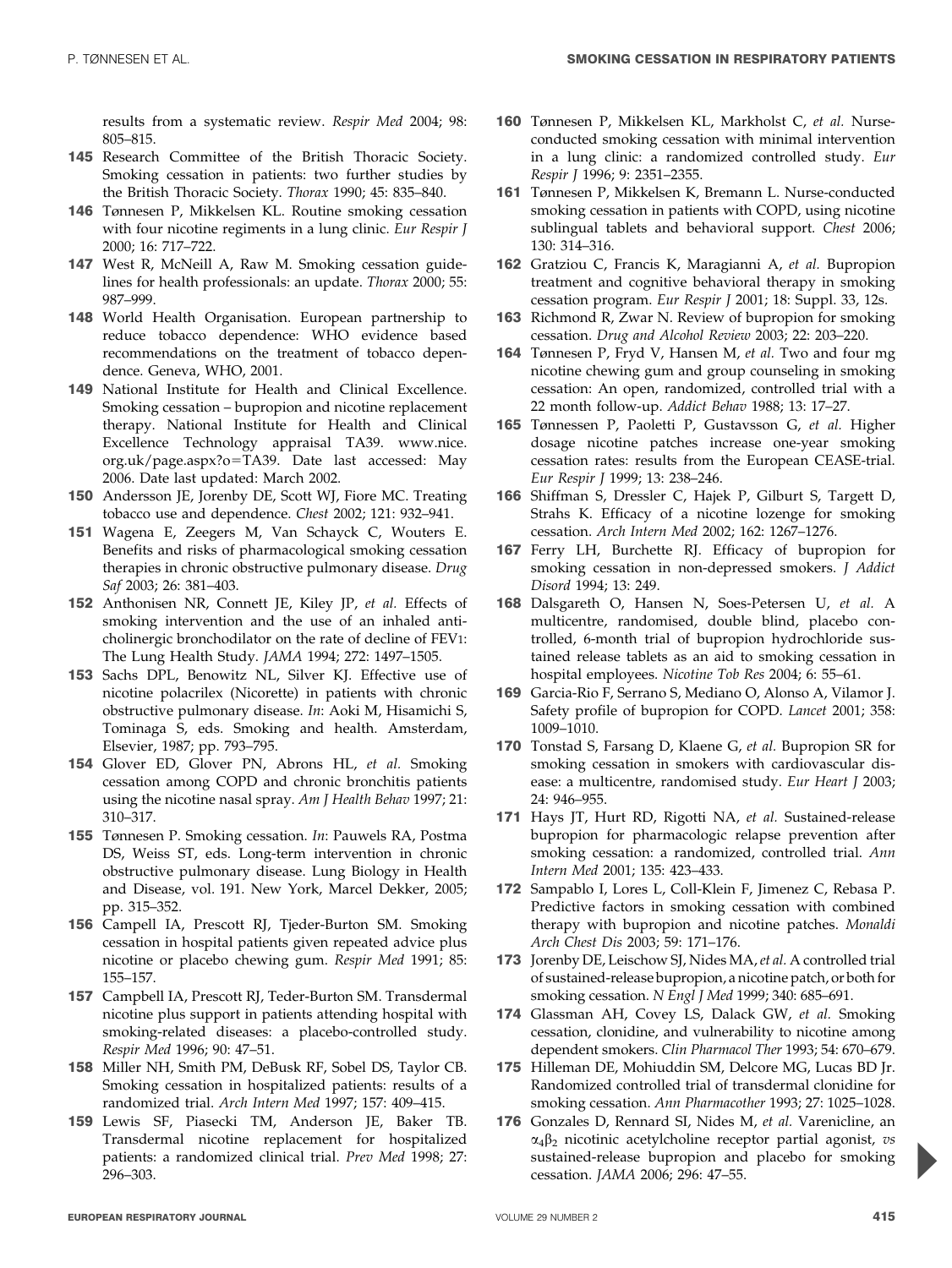results from a systematic review. *Respir Med* 2004; 98: 805–815.

**145** Research Committee of the British Thoracic Society. Smoking cessation in patients: two further studies by the British Thoracic Society. *Thorax* 1990; 45: 835–840.

**146** Tønnesen P, Mikkelsen KL. Routine smoking cessation with four nicotine regiments in a lung clinic. *Eur Respir J* 2000; 16: 717–722.

**147** West R, McNeill A, Raw M. Smoking cessation guidelines for health professionals: an update. *Thorax* 2000; 55: 987–999.

**148** World Health Organisation. European partnership to reduce tobacco dependence: WHO evidence based recommendations on the treatment of tobacco dependence. Geneva, WHO, 2001.

**149** National Institute for Health and Clinical Excellence. Smoking cessation – bupropion and nicotine replacement therapy. National Institute for Health and Clinical Excellence Technology appraisal TA39. www.nice.org.uk/page.aspx?o=TA39. Date last accessed: May 2006. Date last updated: March 2002.

**150** Andersson JE, Jorenby DE, Scott WJ, Fiore MC. Treating tobacco use and dependence. *Chest* 2002; 121: 932–941.

**151** Wagena E, Zeegers M, Van Schayck C, Wouters E. Benefits and risks of pharmacological smoking cessation therapies in chronic obstructive pulmonary disease. *Drug Saf* 2003; 26: 381–403.

**152** Anthonisen NR, Connett JE, Kiley JP, *et al.* Effects of smoking intervention and the use of an inhaled anticholinergic bronchodilator on the rate of decline of FEV1: The Lung Health Study. *JAMA* 1994; 272: 1497–1505.

**153** Sachs DPL, Benowitz NL, Silver KJ. Effective use of nicotine polacrilex (Nicorette) in patients with chronic obstructive pulmonary disease. *In*: Aoki M, Hisamichi S, Tominaga S, eds. Smoking and health. Amsterdam, Elsevier, 1987; pp. 793–795.

**154** Glover ED, Glover PN, Abrons HL, *et al.* Smoking cessation among COPD and chronic bronchitis patients using the nicotine nasal spray. *Am J Health Behav* 1997; 21: 310–317.

**155** Tønnesen P. Smoking cessation. *In*: Pauwels RA, Postma DS, Weiss ST, eds. Long-term intervention in chronic obstructive pulmonary disease. Lung Biology in Health and Disease, vol. 191. New York, Marcel Dekker, 2005; pp. 315–352.

**156** Campell IA, Prescott RJ, Tjeder-Burton SM. Smoking cessation in hospital patients given repeated advice plus nicotine or placebo chewing gum. *Respir Med* 1991; 85: 155–157.

**157** Campbell IA, Prescott RJ, Teder-Burton SM. Transdermal nicotine plus support in patients attending hospital with smoking-related diseases: a placebo-controlled study. *Respir Med* 1996; 90: 47–51.

**158** Miller NH, Smith PM, DeBusk RF, Sobel DS, Taylor CB. Smoking cessation in hospitalized patients: results of a randomized trial. *Arch Intern Med* 1997; 157: 409–415.

**159** Lewis SF, Piasecki TM, Anderson JE, Baker TB. Transdermal nicotine replacement for hospitalized patients: a randomized clinical trial. *Prev Med* 1998; 27: 296–303.

**160** Tønnesen P, Mikkelsen KL, Markholst C, *et al.* Nurse-conducted smoking cessation with minimal intervention in a lung clinic: a randomized controlled study. *Eur Respir J* 1996; 9: 2351–2355.

**161** Tønnesen P, Mikkelsen K, Bremann L. Nurse-conducted smoking cessation in patients with COPD, using nicotine sublingual tablets and behavioral support. *Chest* 2006; 130: 314–316.

**162** Gratziou C, Francis K, Maragianni A, *et al.* Bupropion treatment and cognitive behavioral therapy in smoking cessation program. *Eur Respir J* 2001; 18: Suppl. 33, 12s.

**163** Richmond R, Zwar N. Review of bupropion for smoking cessation. *Drug and Alcohol Review* 2003; 22: 203–220.

**164** Tønnesen P, Fryd V, Hansen M, *et al.* Two and four mg nicotine chewing gum and group counseling in smoking cessation: An open, randomized, controlled trial with a 22 month follow-up. *Addict Behav* 1988; 13: 17–27.

**165** Tønnessen P, Paoletti P, Gustavsson G, *et al.* Higher dosage nicotine patches increase one-year smoking cessation rates: results from the European CEASE-trial. *Eur Respir J* 1999; 13: 238–246.

**166** Shiffman S, Dressler C, Hajek P, Gilburt S, Targett D, Strahs K. Efficacy of a nicotine lozenge for smoking cessation. *Arch Intern Med* 2002; 162: 1267–1276.

**167** Ferry LH, Burchette RJ. Efficacy of bupropion for smoking cessation in non-depressed smokers. *J Addict Disord* 1994; 13: 249.

**168** Dalsgareth O, Hansen N, Soes-Petersen U, *et al.* A multicentre, randomised, double blind, placebo controlled, 6-month trial of bupropion hydrochloride sustained release tablets as an aid to smoking cessation in hospital employees. *Nicotine Tob Res* 2004; 6: 55–61.

**169** Garcia-Rio F, Serrano S, Mediano O, Alonso A, Vilamor J. Safety profile of bupropion for COPD. *Lancet* 2001; 358: 1009–1010.

**170** Tonstad S, Farsang D, Klaene G, *et al.* Bupropion SR for smoking cessation in smokers with cardiovascular disease: a multicentre, randomised study. *Eur Heart J* 2003; 24: 946–955.

**171** Hays JT, Hurt RD, Rigotti NA, *et al.* Sustained-release bupropion for pharmacologic relapse prevention after smoking cessation: a randomized, controlled trial. *Ann Intern Med* 2001; 135: 423–433.

**172** Sampablo I, Lores L, Coll-Klein F, Jimenez C, Rebasa P. Predictive factors in smoking cessation with combined therapy with bupropion and nicotine patches. *Monaldi Arch Chest Dis* 2003; 59: 171–176.

**173** Jorenby DE, Leischow SJ, Nides MA, *et al.* A controlled trial of sustained-release bupropion, a nicotine patch, or both for smoking cessation. *N Engl J Med* 1999; 340: 685–691.

**174** Glassman AH, Covey LS, Dalack GW, *et al.* Smoking cessation, clonidine, and vulnerability to nicotine among dependent smokers. *Clin Pharmacol Ther* 1993; 54: 670–679.

**175** Hilleman DE, Mohiuddin SM, Delcore MG, Lucas BD Jr. Randomized controlled trial of transdermal clonidine for smoking cessation. *Ann Pharmacother* 1993; 27: 1025–1028.

**176** Gonzales D, Rennard SI, Nides M, *et al.* Varenicline, an $\alpha_4\beta_2$ nicotinic acetylcholine receptor partial agonist, *vs* sustained-release bupropion and placebo for smoking cessation. *JAMA* 2006; 296: 47–55.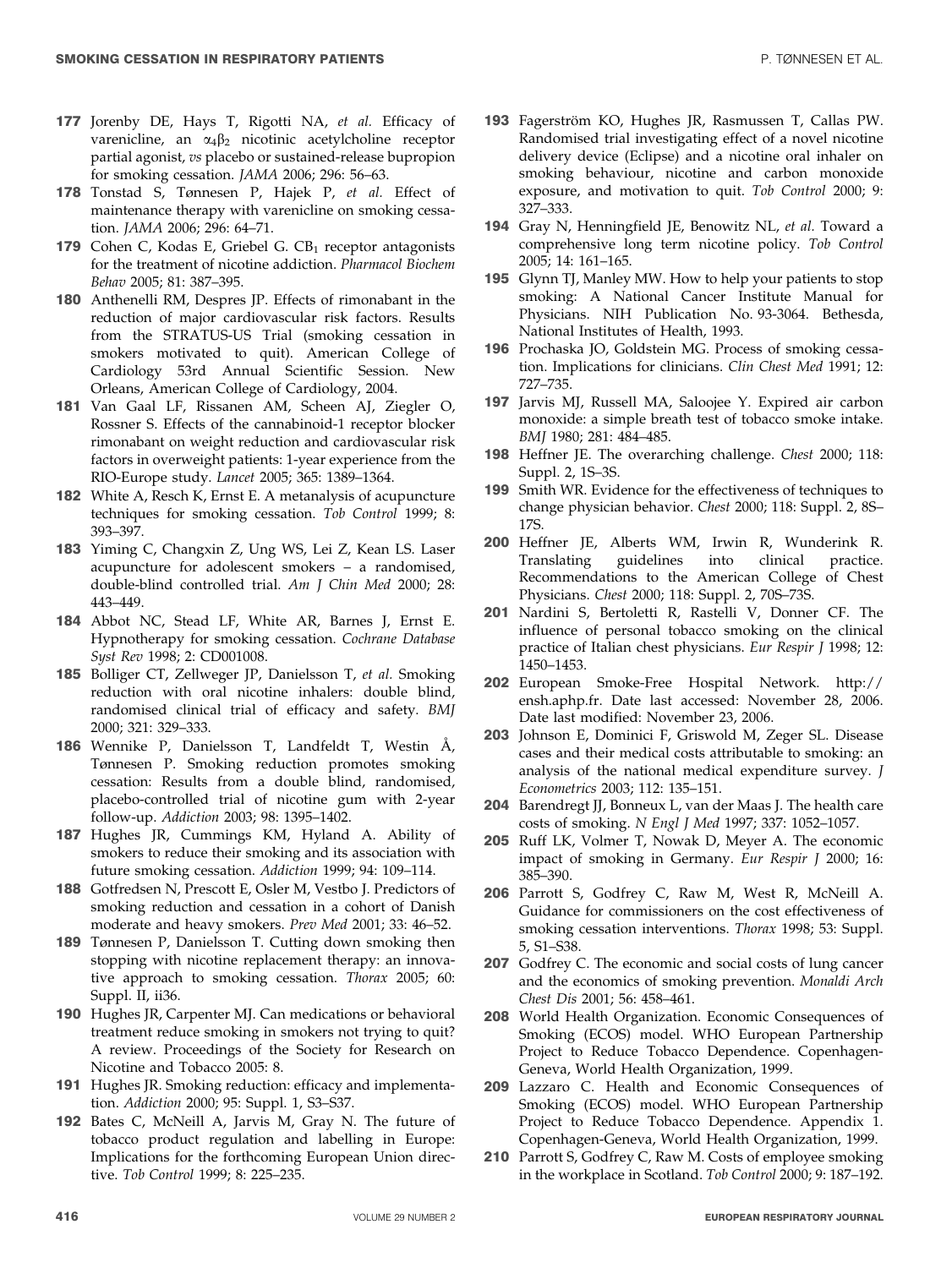177 Jorenby DE, Hays T, Rigotti NA, *et al.* Efficacy of varenicline, an $\alpha_4\beta_2$ nicotinic acetylcholine receptor partial agonist, *vs* placebo or sustained-release bupropion for smoking cessation. *JAMA* 2006; 296: 56–63.

178 Tonstad S, Tønnesen P, Hajek P, *et al.* Effect of maintenance therapy with varenicline on smoking cessation. *JAMA* 2006; 296: 64–71.

179 Cohen C, Kodas E, Griebel G. $CB_1$ receptor antagonists for the treatment of nicotine addiction. *Pharmacol Biochem Behav* 2005; 81: 387–395.

180 Anthenelli RM, Despres JP. Effects of rimonabant in the reduction of major cardiovascular risk factors. Results from the STRATUS-US Trial (smoking cessation in smokers motivated to quit). American College of Cardiology 53rd Annual Scientific Session. New Orleans, American College of Cardiology, 2004.

181 Van Gaal LF, Rissanen AM, Scheen AJ, Ziegler O, Rossner S. Effects of the cannabinoid-1 receptor blocker rimonabant on weight reduction and cardiovascular risk factors in overweight patients: 1-year experience from the RIO-Europe study. *Lancet* 2005; 365: 1389–1364.

182 White A, Resch K, Ernst E. A metanalysis of acupuncture techniques for smoking cessation. *Tob Control* 1999; 8: 393–397.

183 Yiming C, Changxin Z, Ung WS, Lei Z, Kean LS. Laser acupuncture for adolescent smokers – a randomised, double-blind controlled trial. *Am J Chin Med* 2000; 28: 443–449.

184 Abbot NC, Stead LF, White AR, Barnes J, Ernst E. Hypnotherapy for smoking cessation. *Cochrane Database Syst Rev* 1998; 2: CD001008.

185 Bolliger CT, Zellweger JP, Danielsson T, *et al.* Smoking reduction with oral nicotine inhalers: double blind, randomised clinical trial of efficacy and safety. *BMJ* 2000; 321: 329–333.

186 Wennike P, Danielsson T, Landfeldt T, Westin Å, Tønnesen P. Smoking reduction promotes smoking cessation: Results from a double blind, randomised, placebo-controlled trial of nicotine gum with 2-year follow-up. *Addiction* 2003; 98: 1395–1402.

187 Hughes JR, Cummings KM, Hyland A. Ability of smokers to reduce their smoking and its association with future smoking cessation. *Addiction* 1999; 94: 109–114.

188 Gotfredsen N, Prescott E, Osler M, Vestbo J. Predictors of smoking reduction and cessation in a cohort of Danish moderate and heavy smokers. *Prev Med* 2001; 33: 46–52.

189 Tønnesen P, Danielsson T. Cutting down smoking then stopping with nicotine replacement therapy: an innovative approach to smoking cessation. *Thorax* 2005; 60: Suppl. II, ii36.

190 Hughes JR, Carpenter MJ. Can medications or behavioral treatment reduce smoking in smokers not trying to quit? A review. Proceedings of the Society for Research on Nicotine and Tobacco 2005: 8.

191 Hughes JR. Smoking reduction: efficacy and implementation. *Addiction* 2000; 95: Suppl. 1, S3–S37.

192 Bates C, McNeill A, Jarvis M, Gray N. The future of tobacco product regulation and labelling in Europe: Implications for the forthcoming European Union directive. *Tob Control* 1999; 8: 225–235.

193 Fagerström KO, Hughes JR, Rasmussen T, Callas PW. Randomised trial investigating effect of a novel nicotine delivery device (Eclipse) and a nicotine oral inhaler on smoking behaviour, nicotine and carbon monoxide exposure, and motivation to quit. *Tob Control* 2000; 9: 327–333.

194 Gray N, Henningfield JE, Benowitz NL, *et al.* Toward a comprehensive long term nicotine policy. *Tob Control* 2005; 14: 161–165.

195 Glynn TJ, Manley MW. How to help your patients to stop smoking: A National Cancer Institute Manual for Physicians. NIH Publication No. 93-3064. Bethesda, National Institutes of Health, 1993.

196 Prochaska JO, Goldstein MG. Process of smoking cessation. Implications for clinicians. *Clin Chest Med* 1991; 12: 727–735.

197 Jarvis MJ, Russell MA, Saloojee Y. Expired air carbon monoxide: a simple breath test of tobacco smoke intake. *BMJ* 1980; 281: 484–485.

198 Heffner JE. The overarching challenge. *Chest* 2000; 118: Suppl. 2, 1S–3S.

199 Smith WR. Evidence for the effectiveness of techniques to change physician behavior. *Chest* 2000; 118: Suppl. 2, 8S–17S.

200 Heffner JE, Alberts WM, Irwin R, Wunderink R. Translating guidelines into clinical practice. Recommendations to the American College of Chest Physicians. *Chest* 2000; 118: Suppl. 2, 70S–73S.

201 Nardini S, Bertoletti R, Rastelli V, Donner CF. The influence of personal tobacco smoking on the clinical practice of Italian chest physicians. *Eur Respir J* 1998; 12: 1450–1453.

202 European Smoke-Free Hospital Network. http://ensh.aphp.fr. Date last accessed: November 28, 2006. Date last modified: November 23, 2006.

203 Johnson E, Dominici F, Griswold M, Zeger SL. Disease cases and their medical costs attributable to smoking: an analysis of the national medical expenditure survey. *J Econometrics* 2003; 112: 135–151.

204 Barendregt JJ, Bonneux L, van der Maas J. The health care costs of smoking. *N Engl J Med* 1997; 337: 1052–1057.

205 Ruff LK, Volmer T, Nowak D, Meyer A. The economic impact of smoking in Germany. *Eur Respir J* 2000; 16: 385–390.

206 Parrott S, Godfrey C, Raw M, West R, McNeill A. Guidance for commissioners on the cost effectiveness of smoking cessation interventions. *Thorax* 1998; 53: Suppl. 5, S1–S38.

207 Godfrey C. The economic and social costs of lung cancer and the economics of smoking prevention. *Monaldi Arch Chest Dis* 2001; 56: 458–461.

208 World Health Organization. Economic Consequences of Smoking (ECOS) model. WHO European Partnership Project to Reduce Tobacco Dependence. Copenhagen-Geneva, World Health Organization, 1999.

209 Lazzaro C. Health and Economic Consequences of Smoking (ECOS) model. WHO European Partnership Project to Reduce Tobacco Dependence. Appendix 1. Copenhagen-Geneva, World Health Organization, 1999.

210 Parrott S, Godfrey C, Raw M. Costs of employee smoking in the workplace in Scotland. *Tob Control* 2000; 9: 187–192.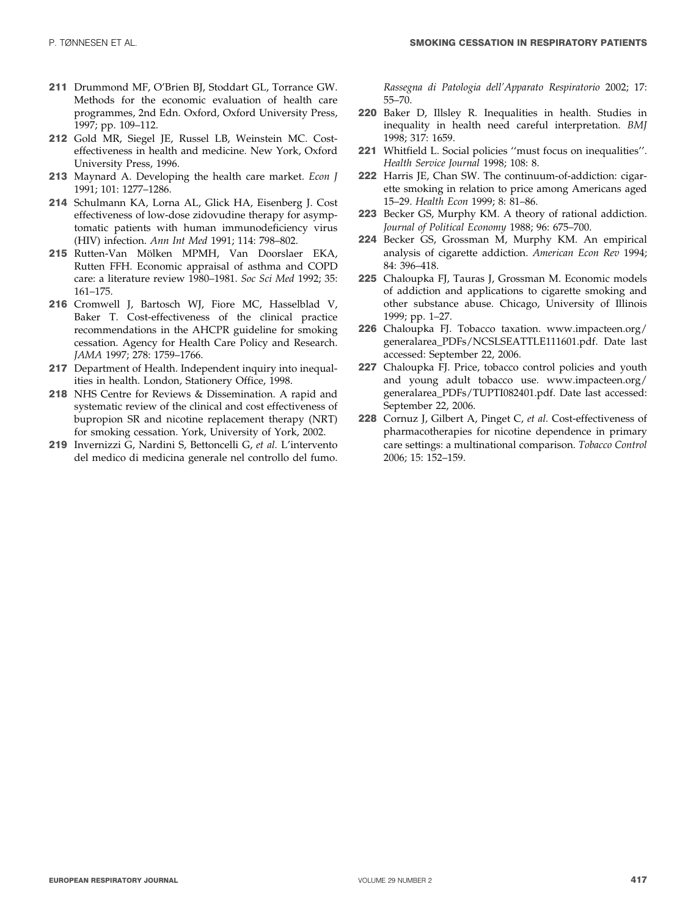211 Drummond MF, O'Brien BJ, Stoddart GL, Torrance GW. Methods for the economic evaluation of health care programmes, 2nd Edn. Oxford, Oxford University Press, 1997; pp. 109–112.

212 Gold MR, Siegel JE, Russel LB, Weinstein MC. Cost-effectiveness in health and medicine. New York, Oxford University Press, 1996.

213 Maynard A. Developing the health care market. *Econ J* 1991; 101: 1277–1286.

214 Schulmann KA, Lorna AL, Glick HA, Eisenberg J. Cost effectiveness of low-dose zidovudine therapy for asymptomatic patients with human immunodeficiency virus (HIV) infection. *Ann Int Med* 1991; 114: 798–802.

215 Rutten-Van Mölken MPMH, Van Doorslaer EKA, Rutten FFH. Economic appraisal of asthma and COPD care: a literature review 1980–1981. *Soc Sci Med* 1992; 35: 161–175.

216 Cromwell J, Bartosch WJ, Fiore MC, Hasselblad V, Baker T. Cost-effectiveness of the clinical practice recommendations in the AHCPR guideline for smoking cessation. Agency for Health Care Policy and Research. *JAMA* 1997; 278: 1759–1766.

217 Department of Health. Independent inquiry into inequalities in health. London, Stationery Office, 1998.

218 NHS Centre for Reviews & Dissemination. A rapid and systematic review of the clinical and cost effectiveness of bupropion SR and nicotine replacement therapy (NRT) for smoking cessation. York, University of York, 2002.

219 Invernizzi G, Nardini S, Bettoncelli G, *et al.* L'intervento del medico di medicina generale nel controllo del fumo. *Rassegna di Patologia dell'Apparato Respiratorio* 2002; 17: 55–70.

220 Baker D, Illsley R. Inequalities in health. Studies in inequality in health need careful interpretation. *BMJ* 1998; 317: 1659.

221 Whitfield L. Social policies ''must focus on inequalities''. *Health Service Journal* 1998; 108: 8.

222 Harris JE, Chan SW. The continuum-of-addiction: cigarette smoking in relation to price among Americans aged 15–29. *Health Econ* 1999; 8: 81–86.

223 Becker GS, Murphy KM. A theory of rational addiction. *Journal of Political Economy* 1988; 96: 675–700.

224 Becker GS, Grossman M, Murphy KM. An empirical analysis of cigarette addiction. *American Econ Rev* 1994; 84: 396–418.

225 Chaloupka FJ, Tauras J, Grossman M. Economic models of addiction and applications to cigarette smoking and other substance abuse. Chicago, University of Illinois 1999; pp. 1–27.

226 Chaloupka FJ. Tobacco taxation. www.impacteen.org/generalarea_PDFs/NCSLSEATTLE111601.pdf. Date last accessed: September 22, 2006.

227 Chaloupka FJ. Price, tobacco control policies and youth and young adult tobacco use. www.impacteen.org/generalarea_PDFs/TUPTI082401.pdf. Date last accessed: September 22, 2006.

228 Cornuz J, Gilbert A, Pinget C, *et al.* Cost-effectiveness of pharmacotherapies for nicotine dependence in primary care settings: a multinational comparison. *Tobacco Control* 2006; 15: 152–159.